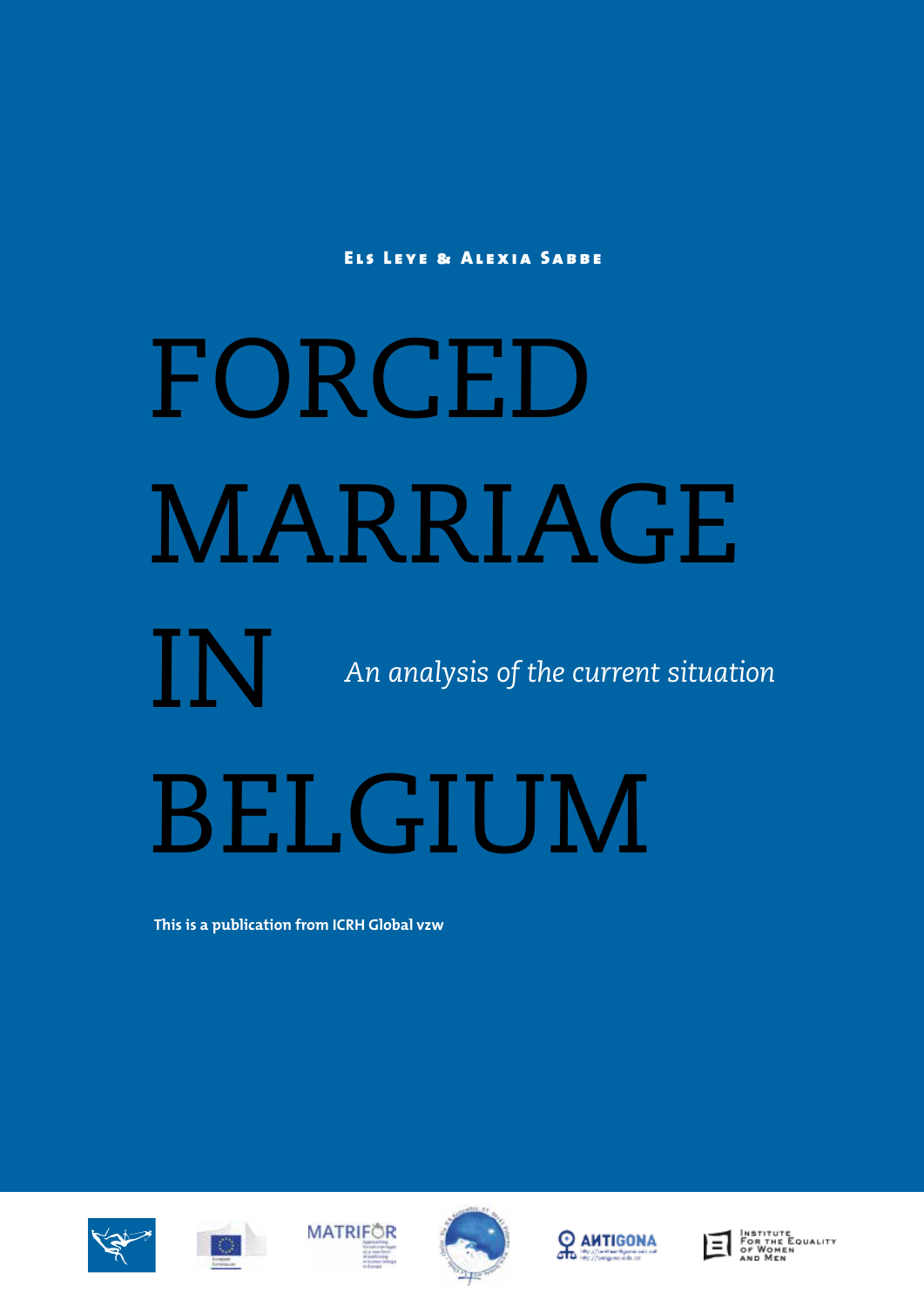Els Leye & Alexia Sabbe

# FORCED MARRIAGE IN BELGIUM

*An analysis of the current situation*

**This is a publication from ICRH Global vzw**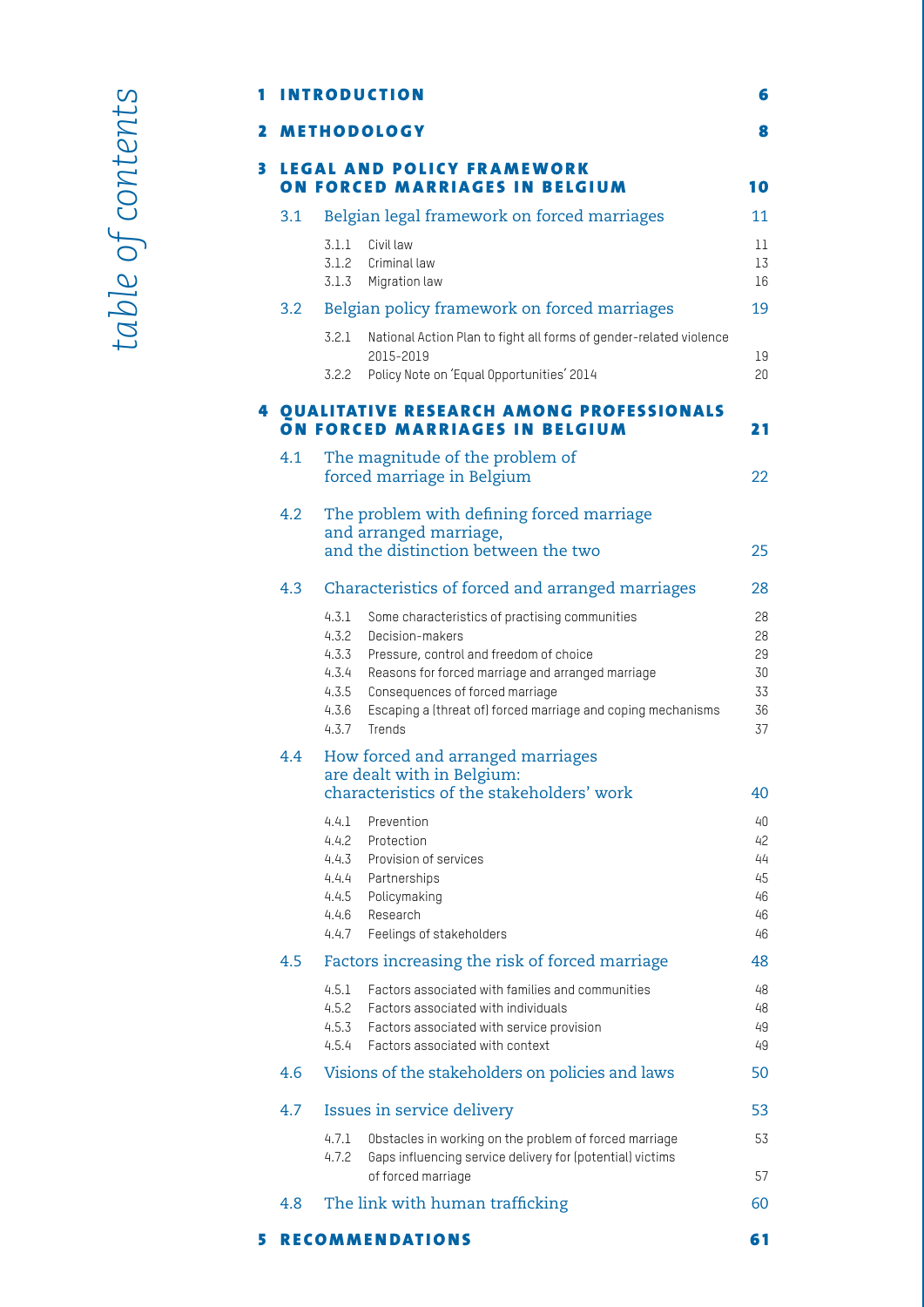# *table of contents*

| | | |
|---|---|---|
| **1** | **INTRODUCTION** | **6** |
| **2** | **METHODOLOGY** | **8** |
| **3** | **LEGAL AND POLICY FRAMEWORK ON FORCED MARRIAGES IN BELGIUM** | **10** |
| 3.1 | Belgian legal framework on forced marriages | 11 |
| 3.1.1 | Civil law | 11 |
| 3.1.2 | Criminal law | 13 |
| 3.1.3 | Migration law | 16 |
| 3.2 | Belgian policy framework on forced marriages | 19 |
| 3.2.1 | National Action Plan to fight all forms of gender-related violence 2015-2019 | 19 |
| 3.2.2 | Policy Note on 'Equal Opportunities' 2014 | 20 |
| **4** | **QUALITATIVE RESEARCH AMONG PROFESSIONALS ON FORCED MARRIAGES IN BELGIUM** | **21** |
| 4.1 | The magnitude of the problem of forced marriage in Belgium | 22 |
| 4.2 | The problem with defining forced marriage and arranged marriage, and the distinction between the two | 25 |
| 4.3 | Characteristics of forced and arranged marriages | 28 |
| 4.3.1 | Some characteristics of practising communities | 28 |
| 4.3.2 | Decision-makers | 28 |
| 4.3.3 | Pressure, control and freedom of choice | 29 |
| 4.3.4 | Reasons for forced marriage and arranged marriage | 30 |
| 4.3.5 | Consequences of forced marriage | 33 |
| 4.3.6 | Escaping a (threat of) forced marriage and coping mechanisms | 36 |
| 4.3.7 | Trends | 37 |
| 4.4 | How forced and arranged marriages are dealt with in Belgium: characteristics of the stakeholders' work | 40 |
| 4.4.1 | Prevention | 40 |
| 4.4.2 | Protection | 42 |
| 4.4.3 | Provision of services | 44 |
| 4.4.4 | Partnerships | 45 |
| 4.4.5 | Policymaking | 46 |
| 4.4.6 | Research | 46 |
| 4.4.7 | Feelings of stakeholders | 46 |
| 4.5 | Factors increasing the risk of forced marriage | 48 |
| 4.5.1 | Factors associated with families and communities | 48 |
| 4.5.2 | Factors associated with individuals | 48 |
| 4.5.3 | Factors associated with service provision | 49 |
| 4.5.4 | Factors associated with context | 49 |
| 4.6 | Visions of the stakeholders on policies and laws | 50 |
| 4.7 | Issues in service delivery | 53 |
| 4.7.1 | Obstacles in working on the problem of forced marriage | 53 |
| 4.7.2 | Gaps influencing service delivery for (potential) victims of forced marriage | 57 |
| 4.8 | The link with human trafficking | 60 |
| **5** | **RECOMMENDATIONS** | **61** |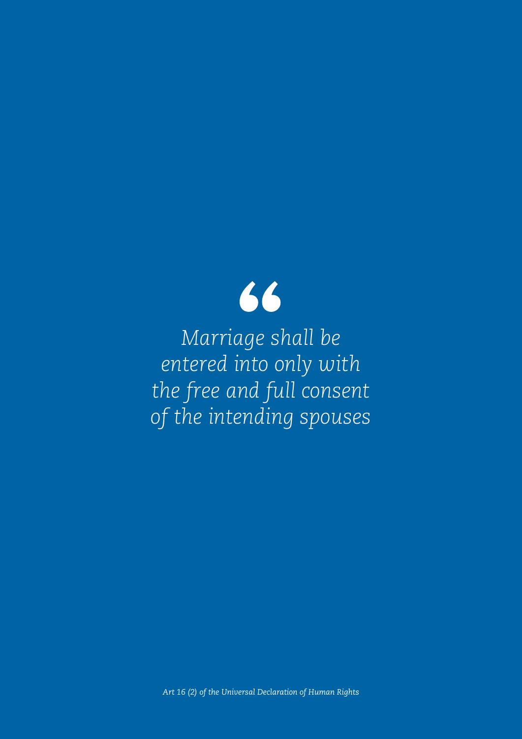> *Marriage shall be entered into only with the free and full consent of the intending spouses*

*Art 16 (2) of the Universal Declaration of Human Rights*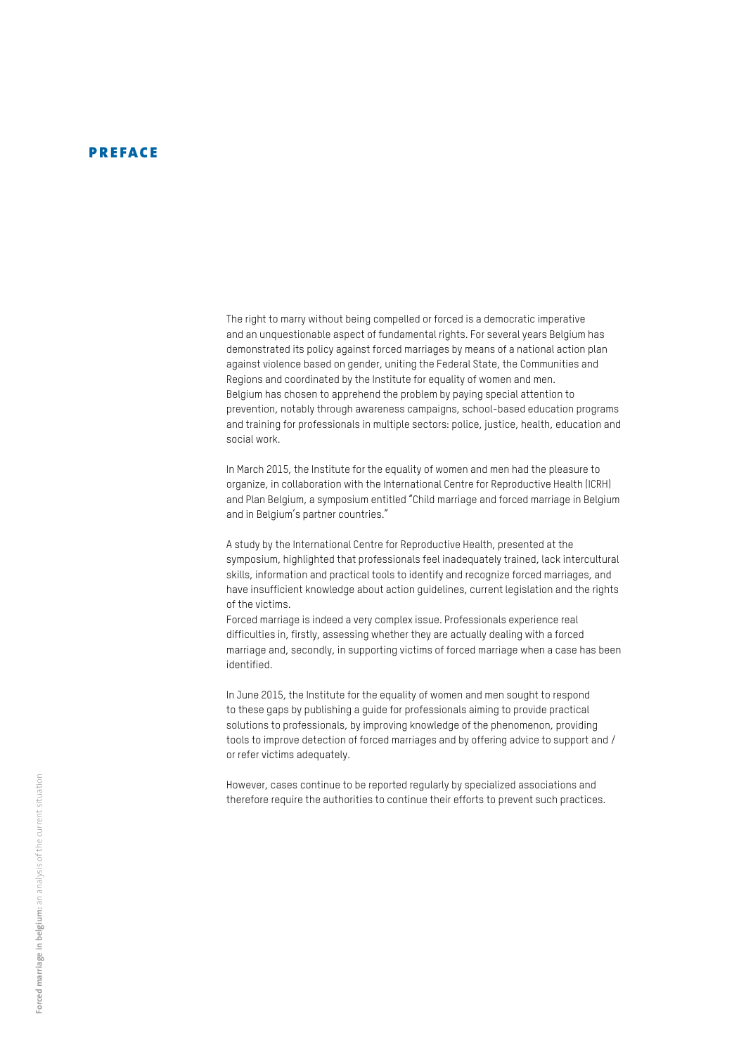# PREFACE

The right to marry without being compelled or forced is a democratic imperative and an unquestionable aspect of fundamental rights. For several years Belgium has demonstrated its policy against forced marriages by means of a national action plan against violence based on gender, uniting the Federal State, the Communities and Regions and coordinated by the Institute for equality of women and men.
Belgium has chosen to apprehend the problem by paying special attention to prevention, notably through awareness campaigns, school-based education programs and training for professionals in multiple sectors: police, justice, health, education and social work.

In March 2015, the Institute for the equality of women and men had the pleasure to organize, in collaboration with the International Centre for Reproductive Health (ICRH) and Plan Belgium, a symposium entitled "Child marriage and forced marriage in Belgium and in Belgium's partner countries."

A study by the International Centre for Reproductive Health, presented at the symposium, highlighted that professionals feel inadequately trained, lack intercultural skills, information and practical tools to identify and recognize forced marriages, and have insufficient knowledge about action guidelines, current legislation and the rights of the victims.
Forced marriage is indeed a very complex issue. Professionals experience real difficulties in, firstly, assessing whether they are actually dealing with a forced marriage and, secondly, in supporting victims of forced marriage when a case has been identified.

In June 2015, the Institute for the equality of women and men sought to respond to these gaps by publishing a guide for professionals aiming to provide practical solutions to professionals, by improving knowledge of the phenomenon, providing tools to improve detection of forced marriages and by offering advice to support and / or refer victims adequately.

However, cases continue to be reported regularly by specialized associations and therefore require the authorities to continue their efforts to prevent such practices.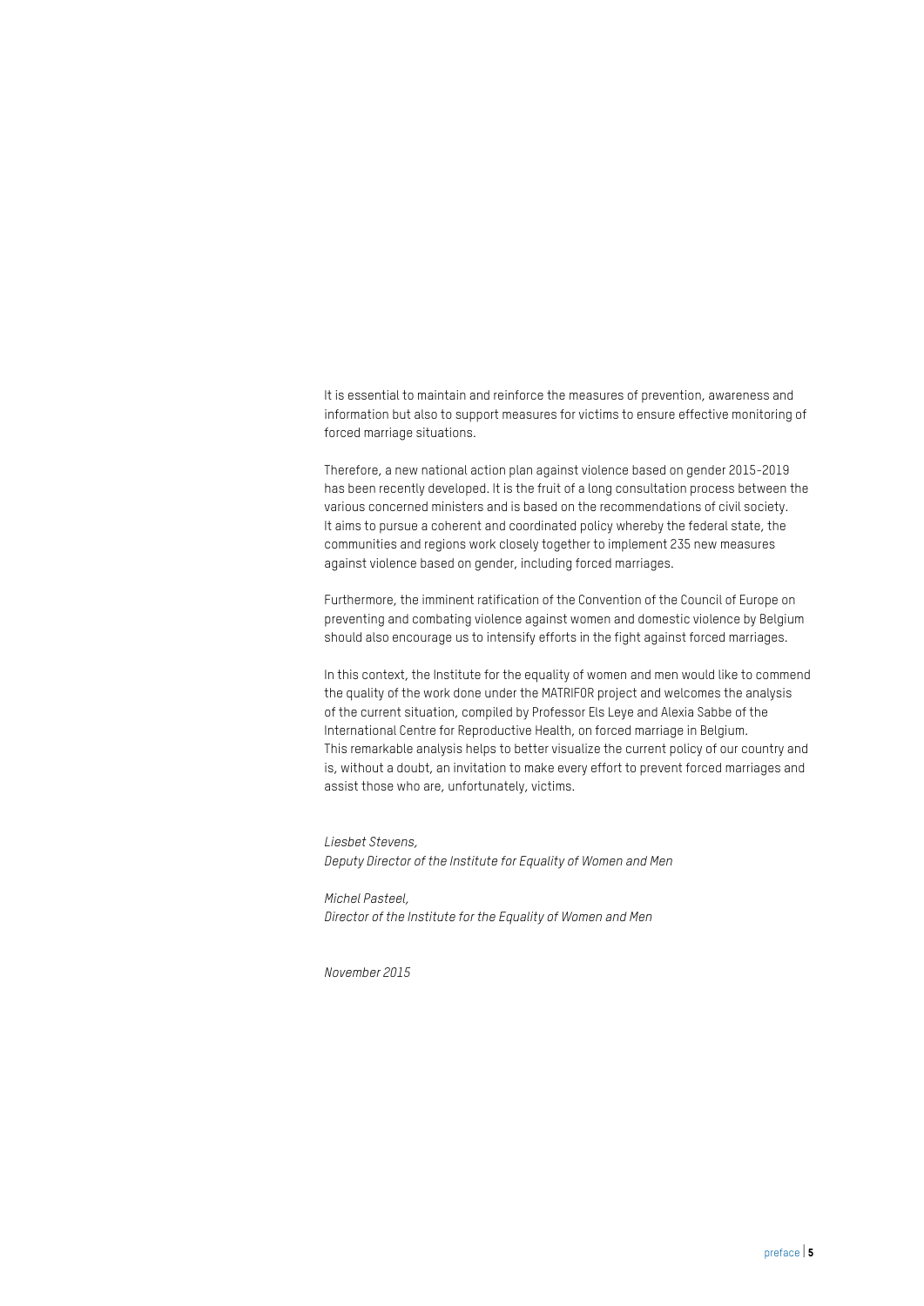It is essential to maintain and reinforce the measures of prevention, awareness and information but also to support measures for victims to ensure effective monitoring of forced marriage situations.

Therefore, a new national action plan against violence based on gender 2015-2019 has been recently developed. It is the fruit of a long consultation process between the various concerned ministers and is based on the recommendations of civil society. It aims to pursue a coherent and coordinated policy whereby the federal state, the communities and regions work closely together to implement 235 new measures against violence based on gender, including forced marriages.

Furthermore, the imminent ratification of the Convention of the Council of Europe on preventing and combating violence against women and domestic violence by Belgium should also encourage us to intensify efforts in the fight against forced marriages.

In this context, the Institute for the equality of women and men would like to commend the quality of the work done under the MATRIFOR project and welcomes the analysis of the current situation, compiled by Professor Els Leye and Alexia Sabbe of the International Centre for Reproductive Health, on forced marriage in Belgium. This remarkable analysis helps to better visualize the current policy of our country and is, without a doubt, an invitation to make every effort to prevent forced marriages and assist those who are, unfortunately, victims.

*Liesbet Stevens,*
*Deputy Director of the Institute for Equality of Women and Men*

*Michel Pasteel,*
*Director of the Institute for the Equality of Women and Men*

*November 2015*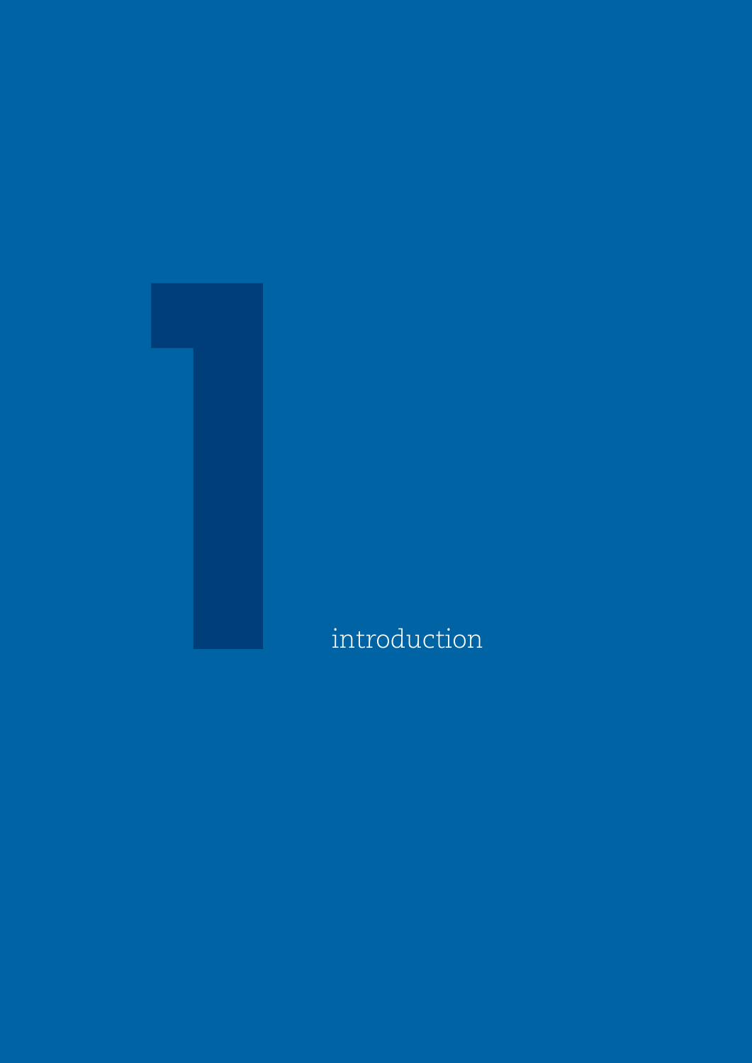# 1 introduction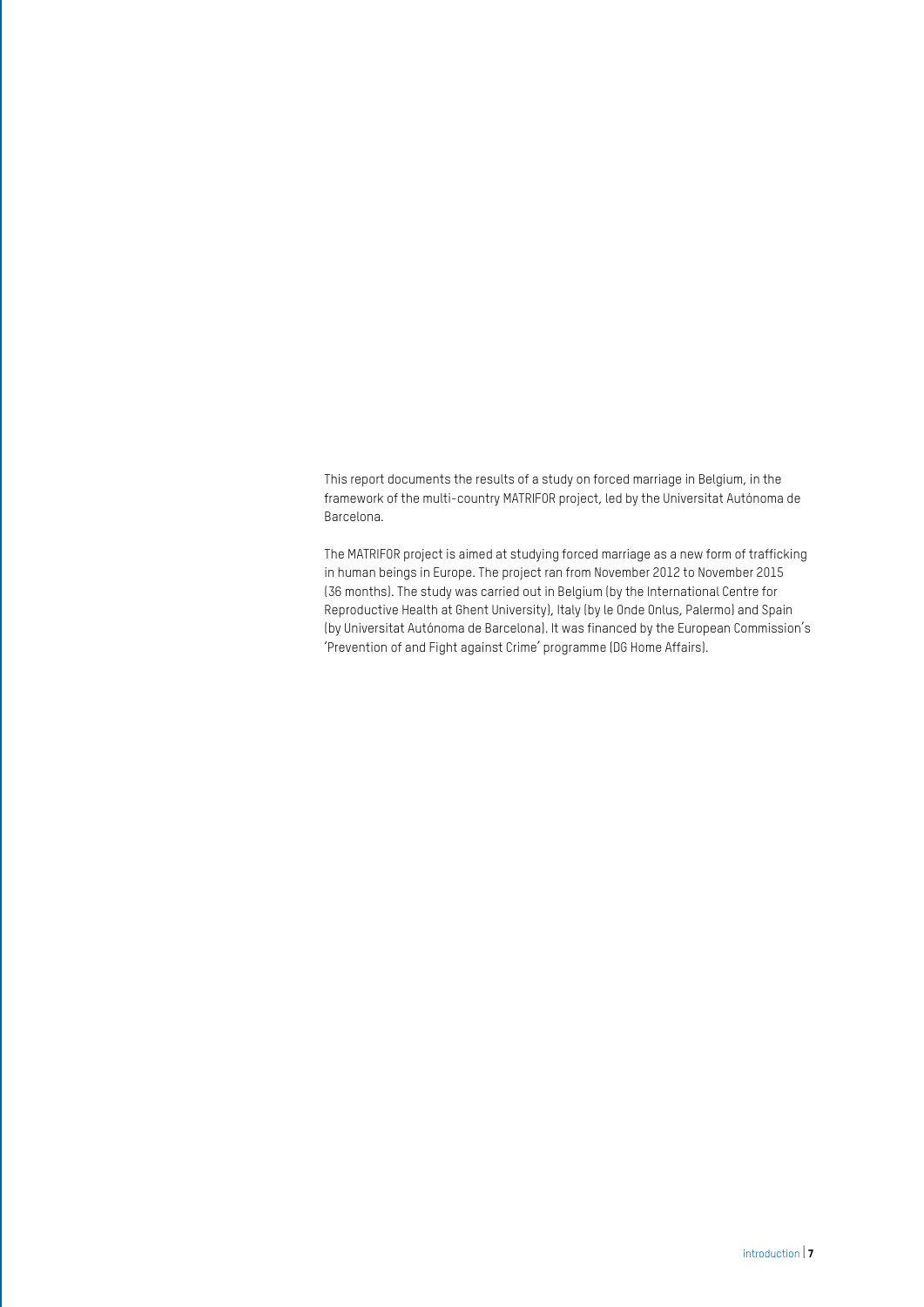This report documents the results of a study on forced marriage in Belgium, in the framework of the multi-country MATRIFOR project, led by the Universitat Autónoma de Barcelona.

The MATRIFOR project is aimed at studying forced marriage as a new form of trafficking in human beings in Europe. The project ran from November 2012 to November 2015 (36 months). The study was carried out in Belgium (by the International Centre for Reproductive Health at Ghent University), Italy (by le Onde Onlus, Palermo) and Spain (by Universitat Autónoma de Barcelona). It was financed by the European Commission's 'Prevention of and Fight against Crime' programme (DG Home Affairs).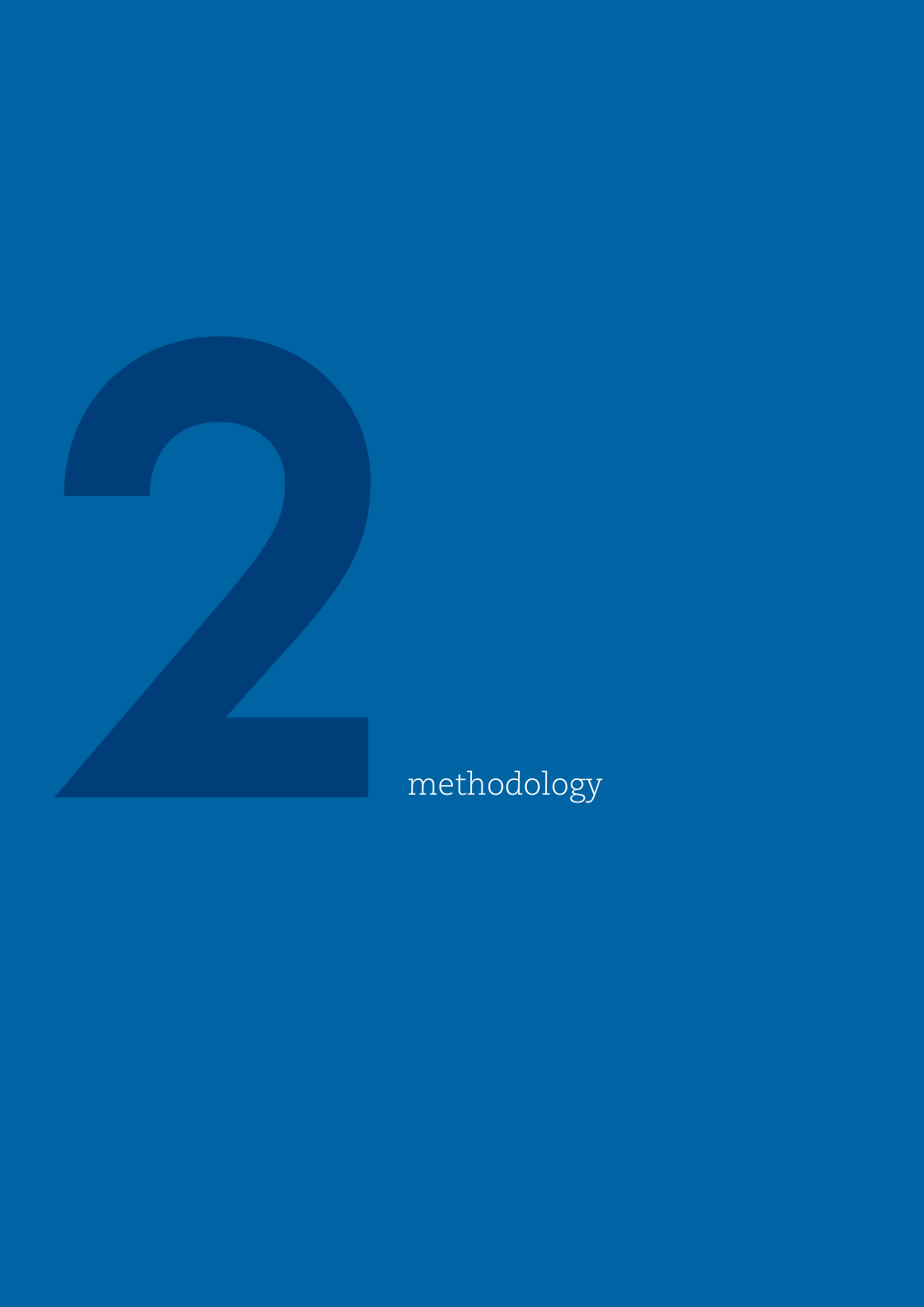# 2 methodology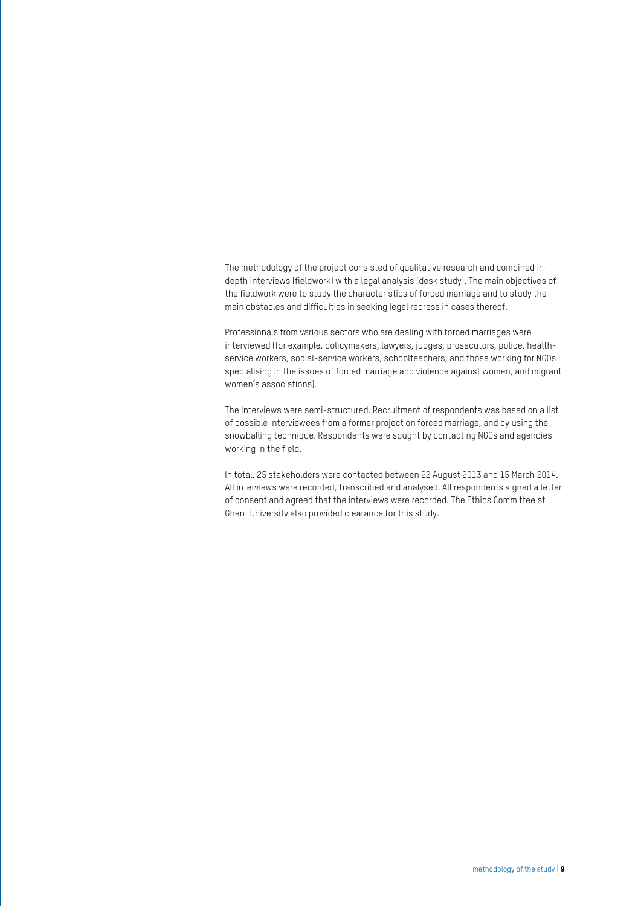The methodology of the project consisted of qualitative research and combined in-depth interviews (fieldwork) with a legal analysis (desk study). The main objectives of the fieldwork were to study the characteristics of forced marriage and to study the main obstacles and difficulties in seeking legal redress in cases thereof.

Professionals from various sectors who are dealing with forced marriages were interviewed (for example, policymakers, lawyers, judges, prosecutors, police, health-service workers, social-service workers, schoolteachers, and those working for NGOs specialising in the issues of forced marriage and violence against women, and migrant women's associations).

The interviews were semi-structured. Recruitment of respondents was based on a list of possible interviewees from a former project on forced marriage, and by using the snowballing technique. Respondents were sought by contacting NGOs and agencies working in the field.

In total, 25 stakeholders were contacted between 22 August 2013 and 15 March 2014. All interviews were recorded, transcribed and analysed. All respondents signed a letter of consent and agreed that the interviews were recorded. The Ethics Committee at Ghent University also provided clearance for this study.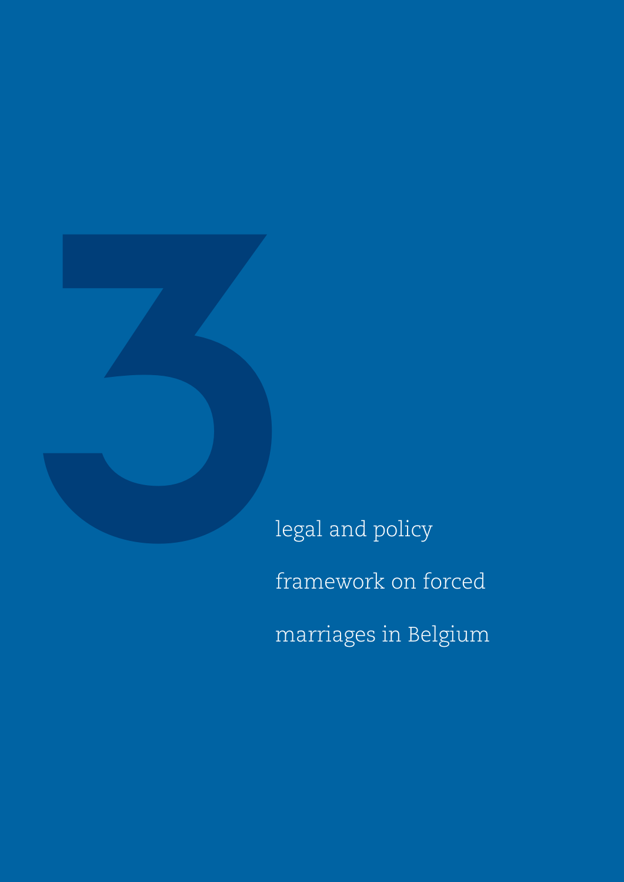# 3 legal and policy framework on forced marriages in Belgium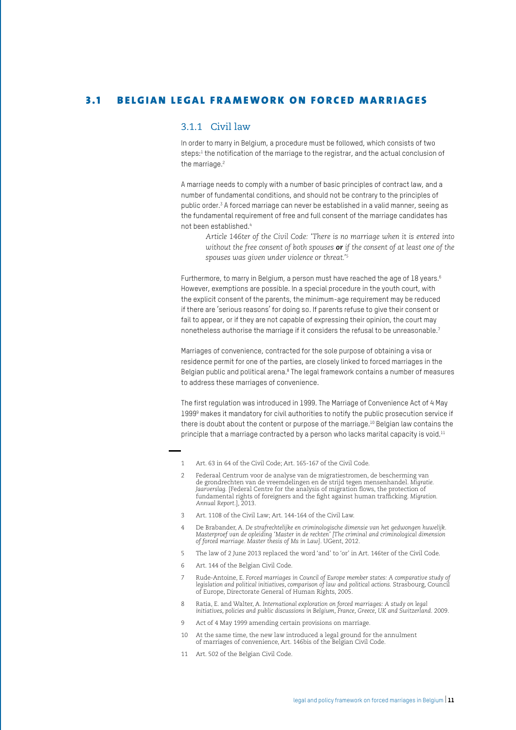## 3.1 BELGIAN LEGAL FRAMEWORK ON FORCED MARRIAGES

### 3.1.1 Civil law

In order to marry in Belgium, a procedure must be followed, which consists of two steps:[1] the notification of the marriage to the registrar, and the actual conclusion of the marriage.[2]

A marriage needs to comply with a number of basic principles of contract law, and a number of fundamental conditions, and should not be contrary to the principles of public order.[3] A forced marriage can never be established in a valid manner, seeing as the fundamental requirement of free and full consent of the marriage candidates has not been established.[4]

> *Article 146ter of the Civil Code: 'There is no marriage when it is entered into without the free consent of both spouses* ***or*** *if the consent of at least one of the spouses was given under violence or threat.'*[5]

Furthermore, to marry in Belgium, a person must have reached the age of 18 years.[6] However, exemptions are possible. In a special procedure in the youth court, with the explicit consent of the parents, the minimum-age requirement may be reduced if there are 'serious reasons' for doing so. If parents refuse to give their consent or fail to appear, or if they are not capable of expressing their opinion, the court may nonetheless authorise the marriage if it considers the refusal to be unreasonable.[7]

Marriages of convenience, contracted for the sole purpose of obtaining a visa or residence permit for one of the parties, are closely linked to forced marriages in the Belgian public and political arena.[8] The legal framework contains a number of measures to address these marriages of convenience.

The first regulation was introduced in 1999. The Marriage of Convenience Act of 4 May 1999[9] makes it mandatory for civil authorities to notify the public prosecution service if there is doubt about the content or purpose of the marriage.[10] Belgian law contains the principle that a marriage contracted by a person who lacks marital capacity is void.[11]

---

1 Art. 63 in 64 of the Civil Code; Art. 165-167 of the Civil Code.

2 Federaal Centrum voor de analyse van de migratiestromen, de bescherming van de grondrechten van de vreemdelingen en de strijd tegen mensenhandel. *Migratie. Jaarverslag.* [Federal Centre for the analysis of migration flows, the protection of fundamental rights of foreigners and the fight against human trafficking. *Migration. Annual Report.*], 2013.

3 Art. 1108 of the Civil Law; Art. 144-164 of the Civil Law.

4 De Brabander, A. *De strafrechtelijke en criminologische dimensie van het gedwongen huwelijk. Masterproef van de opleiding 'Master in de rechten' [The criminal and criminological dimension of forced marriage. Master thesis of Ms in Law].* UGent, 2012.

5 The law of 2 June 2013 replaced the word 'and' to 'or' in Art. 146ter of the Civil Code.

6 Art. 144 of the Belgian Civil Code.

7 Rude-Antoine, E. *Forced marriages in Council of Europe member states: A comparative study of legislation and political initiatives, comparison of law and political actions.* Strasbourg, Council of Europe, Directorate General of Human Rights, 2005.

8 Ratia, E. and Walter, A. *International exploration on forced marriages: A study on legal initiatives, policies and public discussions in Belgium, France, Greece, UK and Switzerland.* 2009.

9 Act of 4 May 1999 amending certain provisions on marriage.

10 At the same time, the new law introduced a legal ground for the annulment of marriages of convenience, Art. 146bis of the Belgian Civil Code.

11 Art. 502 of the Belgian Civil Code.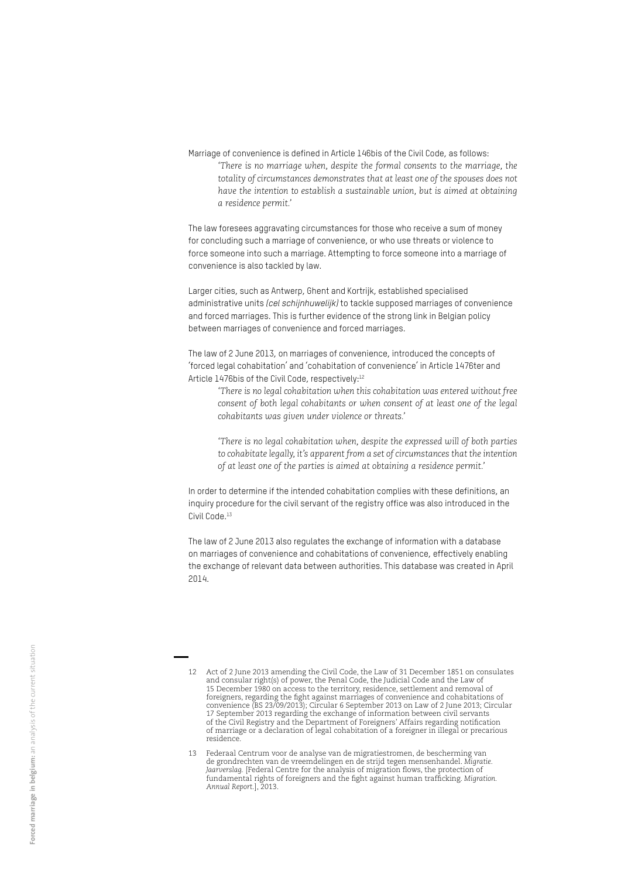Marriage of convenience is defined in Article 146bis of the Civil Code, as follows:

> *'There is no marriage when, despite the formal consents to the marriage, the totality of circumstances demonstrates that at least one of the spouses does not have the intention to establish a sustainable union, but is aimed at obtaining a residence permit.'*

The law foresees aggravating circumstances for those who receive a sum of money for concluding such a marriage of convenience, or who use threats or violence to force someone into such a marriage. Attempting to force someone into a marriage of convenience is also tackled by law.

Larger cities, such as Antwerp, Ghent and Kortrijk, established specialised administrative units *(cel schijnhuwelijk)* to tackle supposed marriages of convenience and forced marriages. This is further evidence of the strong link in Belgian policy between marriages of convenience and forced marriages.

The law of 2 June 2013, on marriages of convenience, introduced the concepts of 'forced legal cohabitation' and 'cohabitation of convenience' in Article 1476ter and Article 1476bis of the Civil Code, respectively:[12]

> *'There is no legal cohabitation when this cohabitation was entered without free consent of both legal cohabitants or when consent of at least one of the legal cohabitants was given under violence or threats.'*
>
> *'There is no legal cohabitation when, despite the expressed will of both parties to cohabitate legally, it's apparent from a set of circumstances that the intention of at least one of the parties is aimed at obtaining a residence permit.'*

In order to determine if the intended cohabitation complies with these definitions, an inquiry procedure for the civil servant of the registry office was also introduced in the Civil Code.[13]

The law of 2 June 2013 also regulates the exchange of information with a database on marriages of convenience and cohabitations of convenience, effectively enabling the exchange of relevant data between authorities. This database was created in April 2014.

---

12 Act of 2 June 2013 amending the Civil Code, the Law of 31 December 1851 on consulates and consular right(s) of power, the Penal Code, the Judicial Code and the Law of 15 December 1980 on access to the territory, residence, settlement and removal of foreigners, regarding the fight against marriages of convenience and cohabitations of convenience (BS 23/09/2013); Circular 6 September 2013 on Law of 2 June 2013; Circular 17 September 2013 regarding the exchange of information between civil servants of the Civil Registry and the Department of Foreigners' Affairs regarding notification of marriage or a declaration of legal cohabitation of a foreigner in illegal or precarious residence.

13 Federaal Centrum voor de analyse van de migratiestromen, de bescherming van de grondrechten van de vreemdelingen en de strijd tegen mensenhandel. *Migratie. Jaarverslag.* [Federal Centre for the analysis of migration flows, the protection of fundamental rights of foreigners and the fight against human trafficking. *Migration. Annual Report.*], 2013.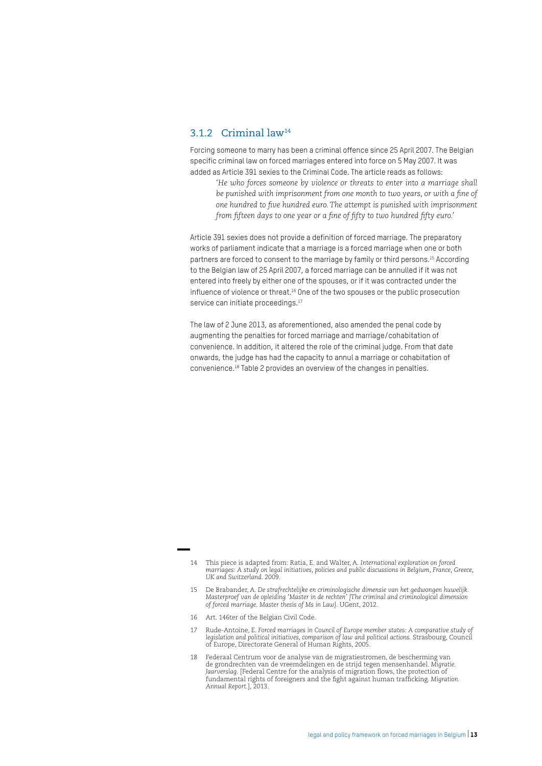### 3.1.2 Criminal law[14]

Forcing someone to marry has been a criminal offence since 25 April 2007. The Belgian specific criminal law on forced marriages entered into force on 5 May 2007. It was added as Article 391 sexies to the Criminal Code. The article reads as follows:

> *'He who forces someone by violence or threats to enter into a marriage shall be punished with imprisonment from one month to two years, or with a fine of one hundred to five hundred euro. The attempt is punished with imprisonment from fifteen days to one year or a fine of fifty to two hundred fifty euro.'*

Article 391 sexies does not provide a definition of forced marriage. The preparatory works of parliament indicate that a marriage is a forced marriage when one or both partners are forced to consent to the marriage by family or third persons.[15] According to the Belgian law of 25 April 2007, a forced marriage can be annulled if it was not entered into freely by either one of the spouses, or if it was contracted under the influence of violence or threat.[16] One of the two spouses or the public prosecution service can initiate proceedings.[17]

The law of 2 June 2013, as aforementioned, also amended the penal code by augmenting the penalties for forced marriage and marriage/cohabitation of convenience. In addition, it altered the role of the criminal judge. From that date onwards, the judge has had the capacity to annul a marriage or cohabitation of convenience.[18] Table 2 provides an overview of the changes in penalties.

---

14 This piece is adapted from: Ratia, E. and Walter, A. *International exploration on forced marriages: A study on legal initiatives, policies and public discussions in Belgium, France, Greece, UK and Switzerland*. 2009.

15 De Brabander, A. *De strafrechtelijke en criminologische dimensie van het gedwongen huwelijk. Masterproef van de opleiding 'Master in de rechten' [The criminal and criminological dimension of forced marriage. Master thesis of Ms in Law]*. UGent, 2012.

16 Art. 146ter of the Belgian Civil Code.

17 Rude-Antoine, E. *Forced marriages in Council of Europe member states: A comparative study of legislation and political initiatives, comparison of law and political actions.* Strasbourg, Council of Europe, Directorate General of Human Rights, 2005.

18 Federaal Centrum voor de analyse van de migratiestromen, de bescherming van de grondrechten van de vreemdelingen en de strijd tegen mensenhandel. *Migratie. Jaarverslag.* [Federal Centre for the analysis of migration flows, the protection of fundamental rights of foreigners and the fight against human trafficking. *Migration. Annual Report.*], 2013.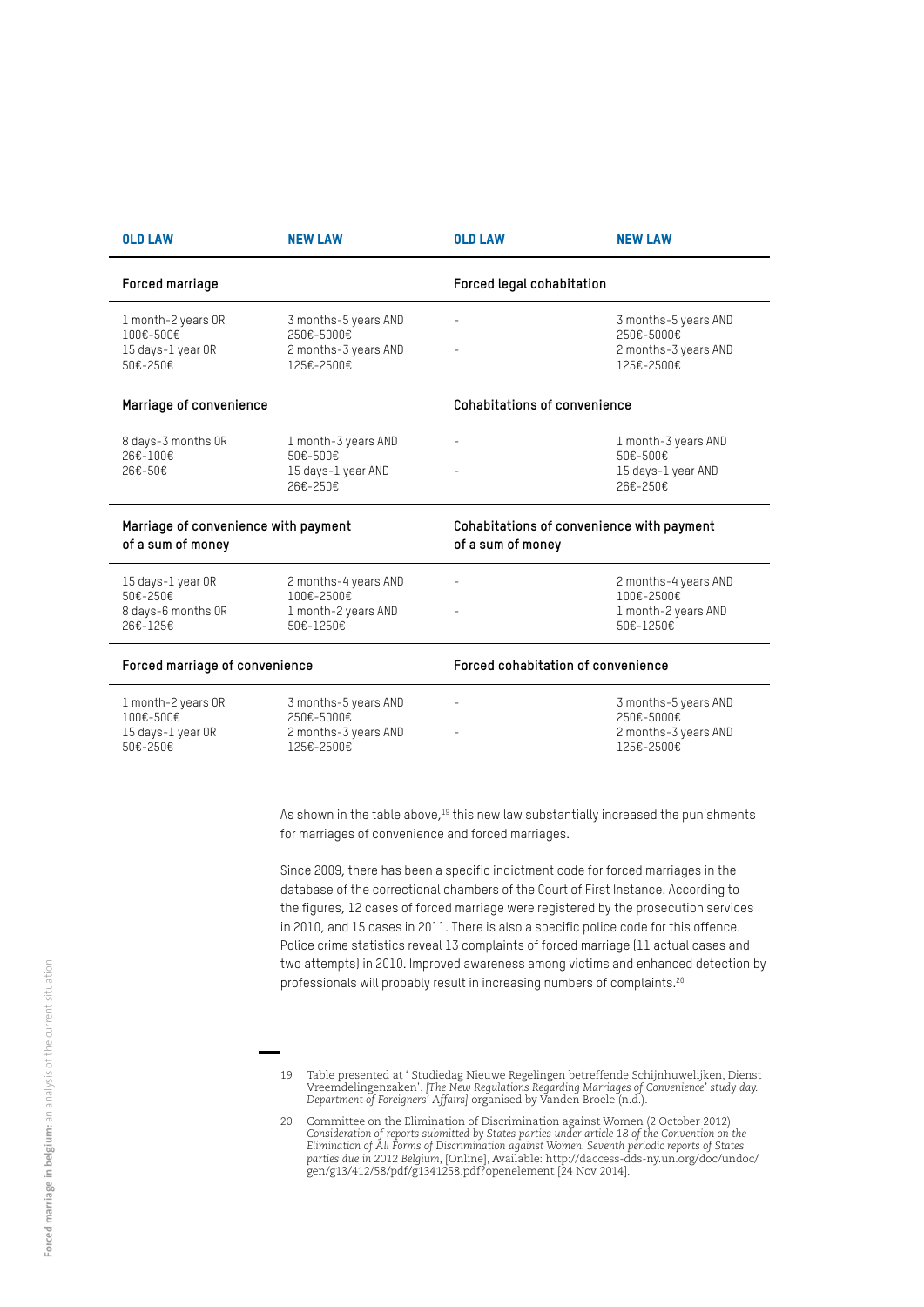| OLD LAW | NEW LAW | OLD LAW | NEW LAW |
|---|---|---|---|
| **Forced marriage** | | **Forced legal cohabitation** | |
| 1 month-2 years OR 100€-500€<br>15 days-1 year OR 50€-250€ | 3 months-5 years AND 250€-5000€<br>2 months-3 years AND 125€-2500€ | -<br>- | 3 months-5 years AND 250€-5000€<br>2 months-3 years AND 125€-2500€ |
| **Marriage of convenience** | | **Cohabitations of convenience** | |
| 8 days-3 months OR 26€-100€<br>26€-50€ | 1 month-3 years AND 50€-500€<br>15 days-1 year AND 26€-250€ | -<br>- | 1 month-3 years AND 50€-500€<br>15 days-1 year AND 26€-250€ |
| **Marriage of convenience with payment of a sum of money** | | **Cohabitations of convenience with payment of a sum of money** | |
| 15 days-1 year OR 50€-250€<br>8 days-6 months OR 26€-125€ | 2 months-4 years AND 100€-2500€<br>1 month-2 years AND 50€-1250€ | -<br>- | 2 months-4 years AND 100€-2500€<br>1 month-2 years AND 50€-1250€ |
| **Forced marriage of convenience** | | **Forced cohabitation of convenience** | |
| 1 month-2 years OR 100€-500€<br>15 days-1 year OR 50€-250€ | 3 months-5 years AND 250€-5000€<br>2 months-3 years AND 125€-2500€ | -<br>- | 3 months-5 years AND 250€-5000€<br>2 months-3 years AND 125€-2500€ |

As shown in the table above,[19] this new law substantially increased the punishments for marriages of convenience and forced marriages.

Since 2009, there has been a specific indictment code for forced marriages in the database of the correctional chambers of the Court of First Instance. According to the figures, 12 cases of forced marriage were registered by the prosecution services in 2010, and 15 cases in 2011. There is also a specific police code for this offence. Police crime statistics reveal 13 complaints of forced marriage (11 actual cases and two attempts) in 2010. Improved awareness among victims and enhanced detection by professionals will probably result in increasing numbers of complaints.[20]

---

19 Table presented at ' Studiedag Nieuwe Regelingen betreffende Schijnhuwelijken, Dienst Vreemdelingenzaken'. *[The New Regulations Regarding Marriages of Convenience' study day. Department of Foreigners' Affairs]* organised by Vanden Broele (n.d.).

20 Committee on the Elimination of Discrimination against Women (2 October 2012) *Consideration of reports submitted by States parties under article 18 of the Convention on the Elimination of All Forms of Discrimination against Women. Seventh periodic reports of States parties due in 2012 Belgium*, [Online], Available: http://daccess-dds-ny.un.org/doc/undoc/gen/g13/412/58/pdf/g1341258.pdf?openelement [24 Nov 2014].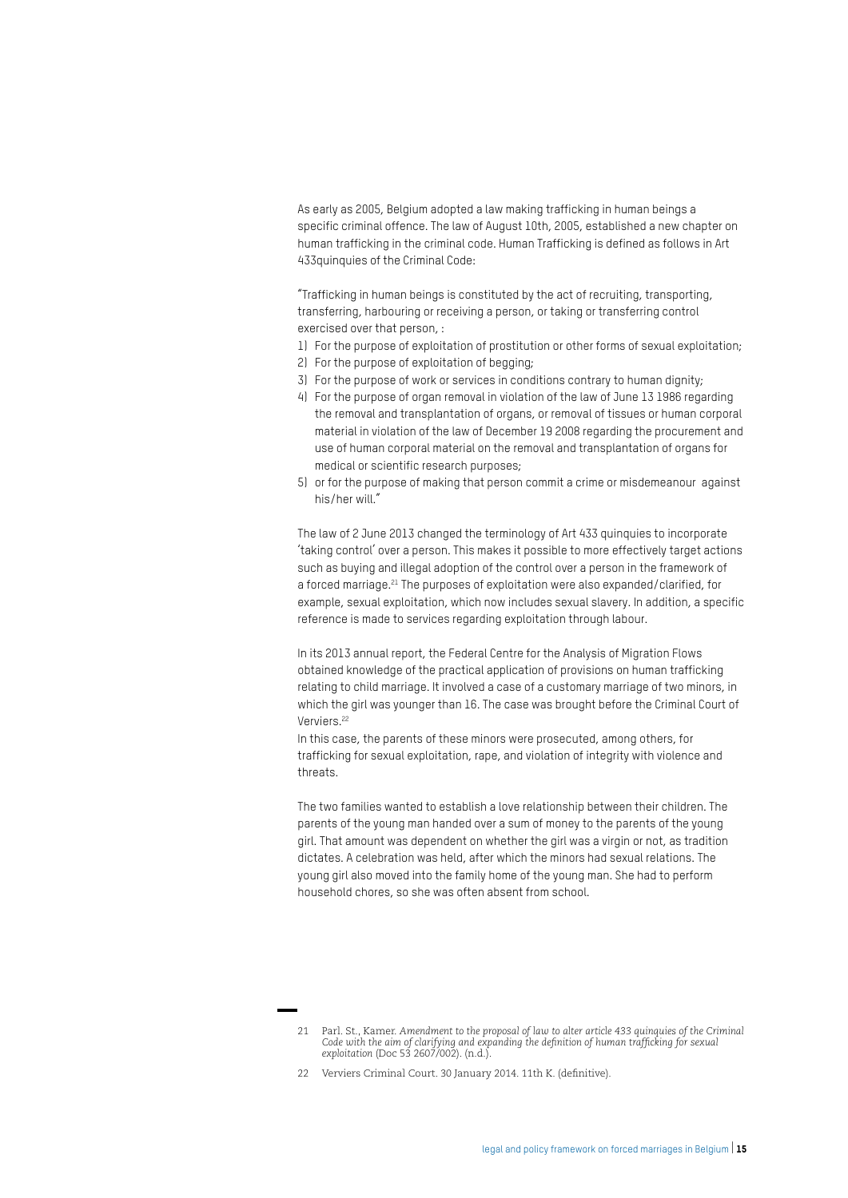As early as 2005, Belgium adopted a law making trafficking in human beings a specific criminal offence. The law of August 10th, 2005, established a new chapter on human trafficking in the criminal code. Human Trafficking is defined as follows in Art 433quinquies of the Criminal Code:

"Trafficking in human beings is constituted by the act of recruiting, transporting, transferring, harbouring or receiving a person, or taking or transferring control exercised over that person, :

1) For the purpose of exploitation of prostitution or other forms of sexual exploitation;
2) For the purpose of exploitation of begging;
3) For the purpose of work or services in conditions contrary to human dignity;
4) For the purpose of organ removal in violation of the law of June 13 1986 regarding the removal and transplantation of organs, or removal of tissues or human corporal material in violation of the law of December 19 2008 regarding the procurement and use of human corporal material on the removal and transplantation of organs for medical or scientific research purposes;
5) or for the purpose of making that person commit a crime or misdemeanour against his/her will."

The law of 2 June 2013 changed the terminology of Art 433 quinquies to incorporate 'taking control' over a person. This makes it possible to more effectively target actions such as buying and illegal adoption of the control over a person in the framework of a forced marriage.[21] The purposes of exploitation were also expanded/clarified, for example, sexual exploitation, which now includes sexual slavery. In addition, a specific reference is made to services regarding exploitation through labour.

In its 2013 annual report, the Federal Centre for the Analysis of Migration Flows obtained knowledge of the practical application of provisions on human trafficking relating to child marriage. It involved a case of a customary marriage of two minors, in which the girl was younger than 16. The case was brought before the Criminal Court of Verviers.[22]

In this case, the parents of these minors were prosecuted, among others, for trafficking for sexual exploitation, rape, and violation of integrity with violence and threats.

The two families wanted to establish a love relationship between their children. The parents of the young man handed over a sum of money to the parents of the young girl. That amount was dependent on whether the girl was a virgin or not, as tradition dictates. A celebration was held, after which the minors had sexual relations. The young girl also moved into the family home of the young man. She had to perform household chores, so she was often absent from school.

---

21 Parl. St., Kamer. *Amendment to the proposal of law to alter article 433 quinquies of the Criminal Code with the aim of clarifying and expanding the definition of human trafficking for sexual exploitation* (Doc 53 2607/002). (n.d.).

22 Verviers Criminal Court. 30 January 2014. 11th K. (definitive).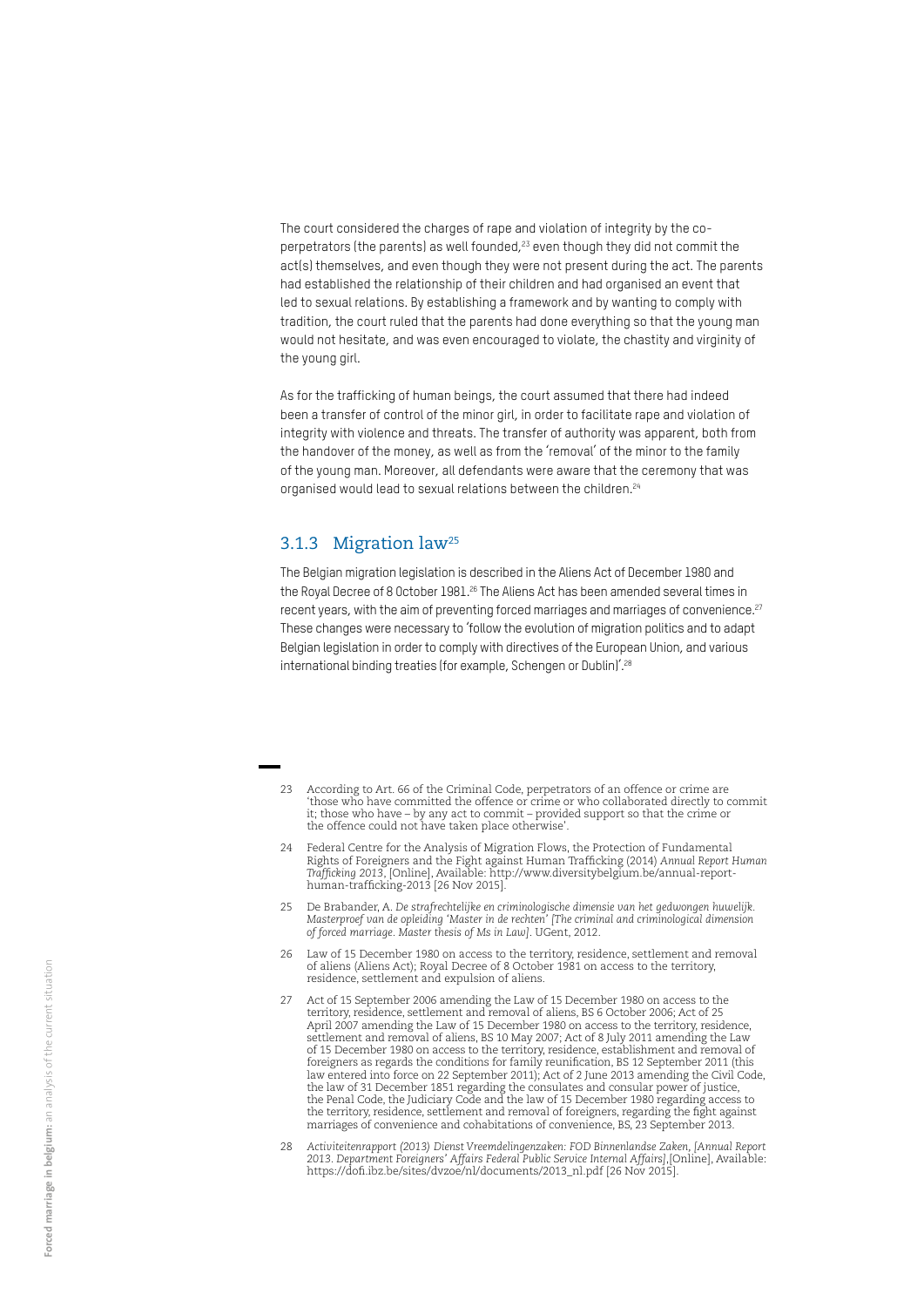The court considered the charges of rape and violation of integrity by the co-perpetrators (the parents) as well founded,[23] even though they did not commit the act(s) themselves, and even though they were not present during the act. The parents had established the relationship of their children and had organised an event that led to sexual relations. By establishing a framework and by wanting to comply with tradition, the court ruled that the parents had done everything so that the young man would not hesitate, and was even encouraged to violate, the chastity and virginity of the young girl.

As for the trafficking of human beings, the court assumed that there had indeed been a transfer of control of the minor girl, in order to facilitate rape and violation of integrity with violence and threats. The transfer of authority was apparent, both from the handover of the money, as well as from the 'removal' of the minor to the family of the young man. Moreover, all defendants were aware that the ceremony that was organised would lead to sexual relations between the children.[24]

### 3.1.3 Migration law[25]

The Belgian migration legislation is described in the Aliens Act of December 1980 and the Royal Decree of 8 October 1981.[26] The Aliens Act has been amended several times in recent years, with the aim of preventing forced marriages and marriages of convenience.[27] These changes were necessary to 'follow the evolution of migration politics and to adapt Belgian legislation in order to comply with directives of the European Union, and various international binding treaties (for example, Schengen or Dublin)'.[28]

---

23 According to Art. 66 of the Criminal Code, perpetrators of an offence or crime are 'those who have committed the offence or crime or who collaborated directly to commit it; those who have – by any act to commit – provided support so that the crime or the offence could not have taken place otherwise'.

24 Federal Centre for the Analysis of Migration Flows, the Protection of Fundamental Rights of Foreigners and the Fight against Human Trafficking (2014) *Annual Report Human Trafficking 2013*, [Online], Available: http://www.diversitybelgium.be/annual-report-human-trafficking-2013 [26 Nov 2015].

25 De Brabander, A. *De strafrechtelijke en criminologische dimensie van het gedwongen huwelijk. Masterproef van de opleiding 'Master in de rechten' [The criminal and criminological dimension of forced marriage. Master thesis of Ms in Law]*. UGent, 2012.

26 Law of 15 December 1980 on access to the territory, residence, settlement and removal of aliens (Aliens Act); Royal Decree of 8 October 1981 on access to the territory, residence, settlement and expulsion of aliens.

27 Act of 15 September 2006 amending the Law of 15 December 1980 on access to the territory, residence, settlement and removal of aliens, BS 6 October 2006; Act of 25 April 2007 amending the Law of 15 December 1980 on access to the territory, residence, settlement and removal of aliens, BS 10 May 2007; Act of 8 July 2011 amending the Law of 15 December 1980 on access to the territory, residence, establishment and removal of foreigners as regards the conditions for family reunification, BS 12 September 2011 (this law entered into force on 22 September 2011); Act of 2 June 2013 amending the Civil Code, the law of 31 December 1851 regarding the consulates and consular power of justice, the Penal Code, the Judiciary Code and the law of 15 December 1980 regarding access to the territory, residence, settlement and removal of foreigners, regarding the fight against marriages of convenience and cohabitations of convenience, BS, 23 September 2013.

28 *Activiteitenrapport (2013) Dienst Vreemdelingenzaken: FOD Binnenlandse Zaken, [Annual Report 2013. Department Foreigners' Affairs Federal Public Service Internal Affairs]*,[Online], Available: https://dofi.ibz.be/sites/dvzoe/nl/documents/2013_nl.pdf [26 Nov 2015].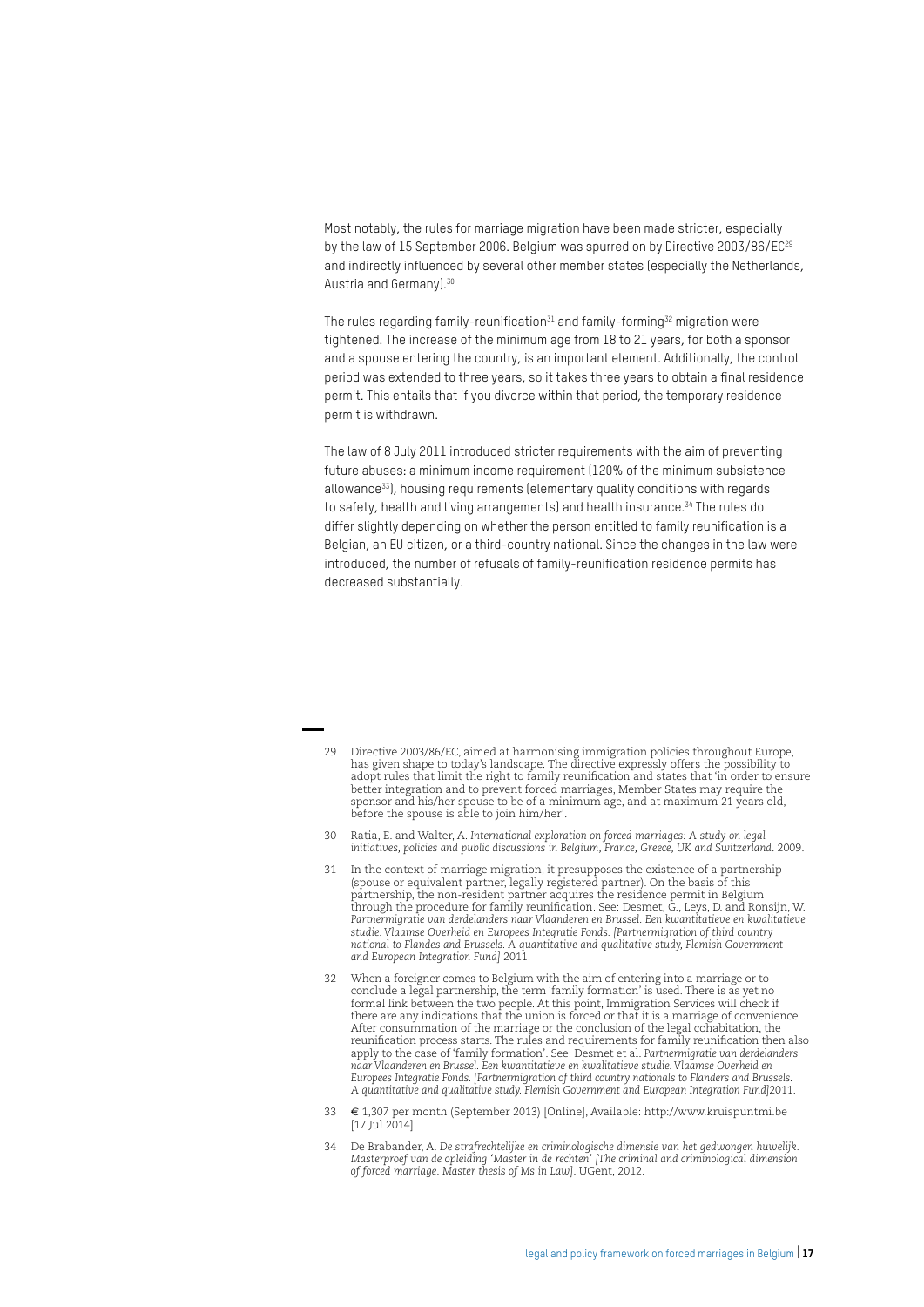Most notably, the rules for marriage migration have been made stricter, especially by the law of 15 September 2006. Belgium was spurred on by Directive 2003/86/EC[29] and indirectly influenced by several other member states (especially the Netherlands, Austria and Germany).[30]

The rules regarding family-reunification[31] and family-forming[32] migration were tightened. The increase of the minimum age from 18 to 21 years, for both a sponsor and a spouse entering the country, is an important element. Additionally, the control period was extended to three years, so it takes three years to obtain a final residence permit. This entails that if you divorce within that period, the temporary residence permit is withdrawn.

The law of 8 July 2011 introduced stricter requirements with the aim of preventing future abuses: a minimum income requirement (120% of the minimum subsistence allowance[33]), housing requirements (elementary quality conditions with regards to safety, health and living arrangements) and health insurance.[34] The rules do differ slightly depending on whether the person entitled to family reunification is a Belgian, an EU citizen, or a third-country national. Since the changes in the law were introduced, the number of refusals of family-reunification residence permits has decreased substantially.

---

29 Directive 2003/86/EC, aimed at harmonising immigration policies throughout Europe, has given shape to today's landscape. The directive expressly offers the possibility to adopt rules that limit the right to family reunification and states that 'in order to ensure better integration and to prevent forced marriages, Member States may require the sponsor and his/her spouse to be of a minimum age, and at maximum 21 years old, before the spouse is able to join him/her'.

30 Ratia, E. and Walter, A. *International exploration on forced marriages: A study on legal initiatives, policies and public discussions in Belgium, France, Greece, UK and Switzerland*. 2009.

31 In the context of marriage migration, it presupposes the existence of a partnership (spouse or equivalent partner, legally registered partner). On the basis of this partnership, the non-resident partner acquires the residence permit in Belgium through the procedure for family reunification. See: Desmet, G., Leys, D. and Ronsijn, W. *Partnermigratie van derdelanders naar Vlaanderen en Brussel. Een kwantitatieve en kwalitatieve studie. Vlaamse Overheid en Europees Integratie Fonds. [Partnermigration of third country national to Flandes and Brussels. A quantitative and qualitative study, Flemish Government and European Integration Fund]* 2011.

32 When a foreigner comes to Belgium with the aim of entering into a marriage or to conclude a legal partnership, the term 'family formation' is used. There is as yet no formal link between the two people. At this point, Immigration Services will check if there are any indications that the union is forced or that it is a marriage of convenience. After consummation of the marriage or the conclusion of the legal cohabitation, the reunification process starts. The rules and requirements for family reunification then also apply to the case of 'family formation'. See: Desmet et al. *Partnermigratie van derdelanders naar Vlaanderen en Brussel. Een kwantitatieve en kwalitatieve studie. Vlaamse Overheid en Europees Integratie Fonds. [Partnermigration of third country nationals to Flanders and Brussels. A quantitative and qualitative study. Flemish Government and European Integration Fund]*2011.

33 € 1,307 per month (September 2013) [Online], Available: http://www.kruispuntmi.be [17 Jul 2014].

34 De Brabander, A. *De strafrechtelijke en criminologische dimensie van het gedwongen huwelijk. Masterproef van de opleiding 'Master in de rechten' [The criminal and criminological dimension of forced marriage. Master thesis of Ms in Law]*. UGent, 2012.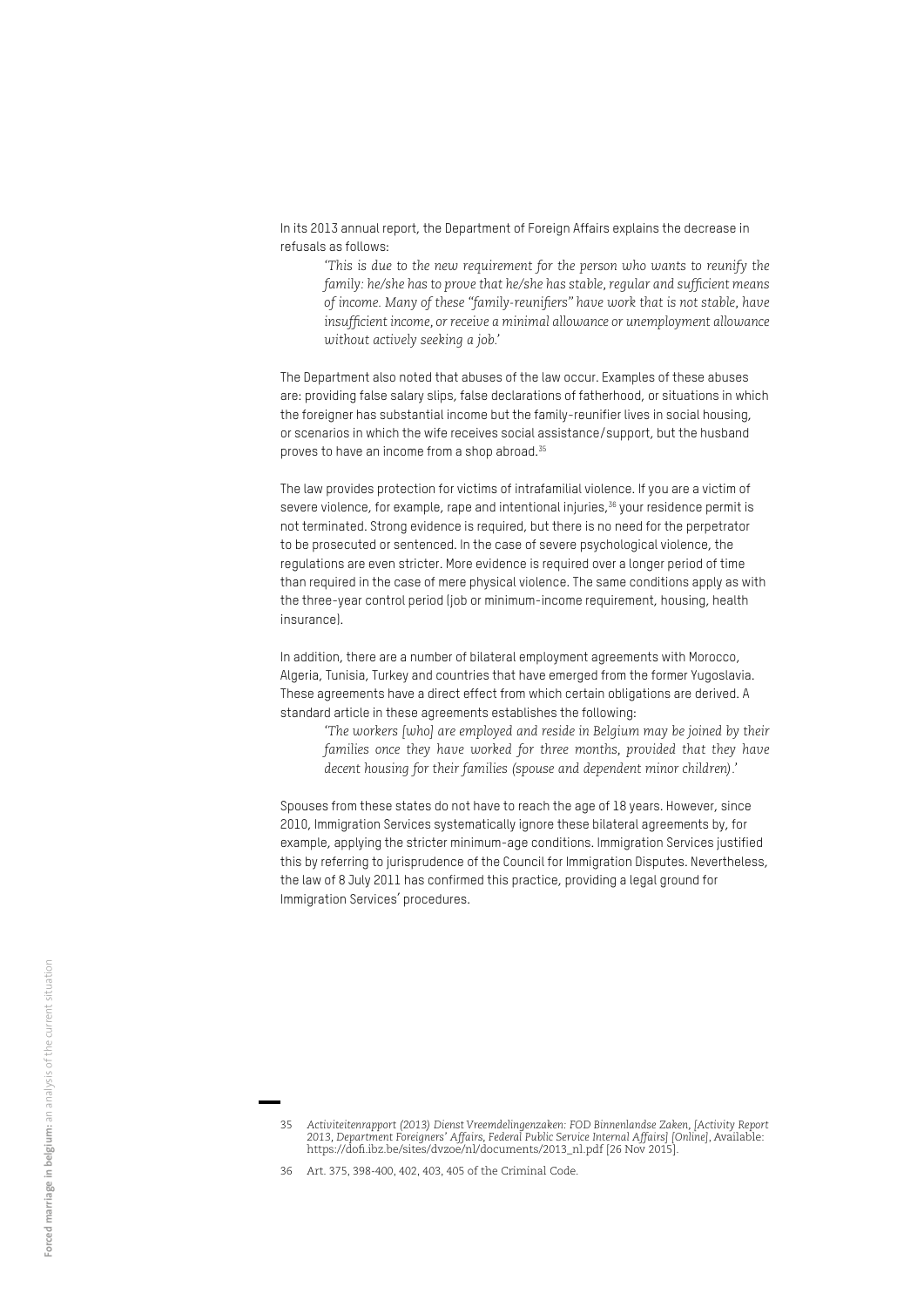In its 2013 annual report, the Department of Foreign Affairs explains the decrease in refusals as follows:

> *'This is due to the new requirement for the person who wants to reunify the family: he/she has to prove that he/she has stable, regular and sufficient means of income. Many of these "family-reunifiers" have work that is not stable, have insufficient income, or receive a minimal allowance or unemployment allowance without actively seeking a job.'*

The Department also noted that abuses of the law occur. Examples of these abuses are: providing false salary slips, false declarations of fatherhood, or situations in which the foreigner has substantial income but the family-reunifier lives in social housing, or scenarios in which the wife receives social assistance/support, but the husband proves to have an income from a shop abroad.[35]

The law provides protection for victims of intrafamilial violence. If you are a victim of severe violence, for example, rape and intentional injuries,[36] your residence permit is not terminated. Strong evidence is required, but there is no need for the perpetrator to be prosecuted or sentenced. In the case of severe psychological violence, the regulations are even stricter. More evidence is required over a longer period of time than required in the case of mere physical violence. The same conditions apply as with the three-year control period (job or minimum-income requirement, housing, health insurance).

In addition, there are a number of bilateral employment agreements with Morocco, Algeria, Tunisia, Turkey and countries that have emerged from the former Yugoslavia. These agreements have a direct effect from which certain obligations are derived. A standard article in these agreements establishes the following:

> *'The workers [who] are employed and reside in Belgium may be joined by their families once they have worked for three months, provided that they have decent housing for their families (spouse and dependent minor children).'*

Spouses from these states do not have to reach the age of 18 years. However, since 2010, Immigration Services systematically ignore these bilateral agreements by, for example, applying the stricter minimum-age conditions. Immigration Services justified this by referring to jurisprudence of the Council for Immigration Disputes. Nevertheless, the law of 8 July 2011 has confirmed this practice, providing a legal ground for Immigration Services' procedures.

---

35 *Activiteitenrapport (2013) Dienst Vreemdelingenzaken: FOD Binnenlandse Zaken, [Activity Report 2013, Department Foreigners' Affairs, Federal Public Service Internal Affairs] [Online]*, Available: https://dofi.ibz.be/sites/dvzoe/nl/documents/2013_nl.pdf [26 Nov 2015].

36 Art. 375, 398-400, 402, 403, 405 of the Criminal Code.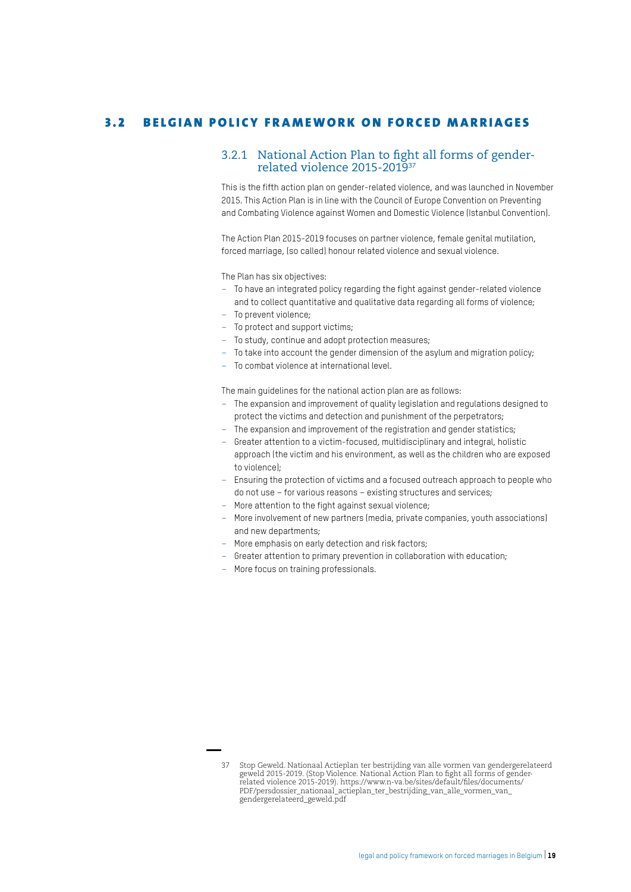## 3.2 BELGIAN POLICY FRAMEWORK ON FORCED MARRIAGES

### 3.2.1 National Action Plan to fight all forms of gender-related violence 2015-2019[37]

This is the fifth action plan on gender-related violence, and was launched in November 2015. This Action Plan is in line with the Council of Europe Convention on Preventing and Combating Violence against Women and Domestic Violence (Istanbul Convention).

The Action Plan 2015-2019 focuses on partner violence, female genital mutilation, forced marriage, (so called) honour related violence and sexual violence.

The Plan has six objectives:

- To have an integrated policy regarding the fight against gender-related violence and to collect quantitative and qualitative data regarding all forms of violence;
- To prevent violence;
- To protect and support victims;
- To study, continue and adopt protection measures;
- To take into account the gender dimension of the asylum and migration policy;
- To combat violence at international level.

The main guidelines for the national action plan are as follows:

- The expansion and improvement of quality legislation and regulations designed to protect the victims and detection and punishment of the perpetrators;
- The expansion and improvement of the registration and gender statistics;
- Greater attention to a victim-focused, multidisciplinary and integral, holistic approach (the victim and his environment, as well as the children who are exposed to violence);
- Ensuring the protection of victims and a focused outreach approach to people who do not use – for various reasons – existing structures and services;
- More attention to the fight against sexual violence;
- More involvement of new partners (media, private companies, youth associations) and new departments;
- More emphasis on early detection and risk factors;
- Greater attention to primary prevention in collaboration with education;
- More focus on training professionals.

---

37 Stop Geweld. Nationaal Actieplan ter bestrijding van alle vormen van gendergerelateerd geweld 2015-2019. (Stop Violence. National Action Plan to fight all forms of gender-related violence 2015-2019). https://www.n-va.be/sites/default/files/documents/PDF/persdossier_nationaal_actieplan_ter_bestrijding_van_alle_vormen_van_gendergerelateerd_geweld.pdf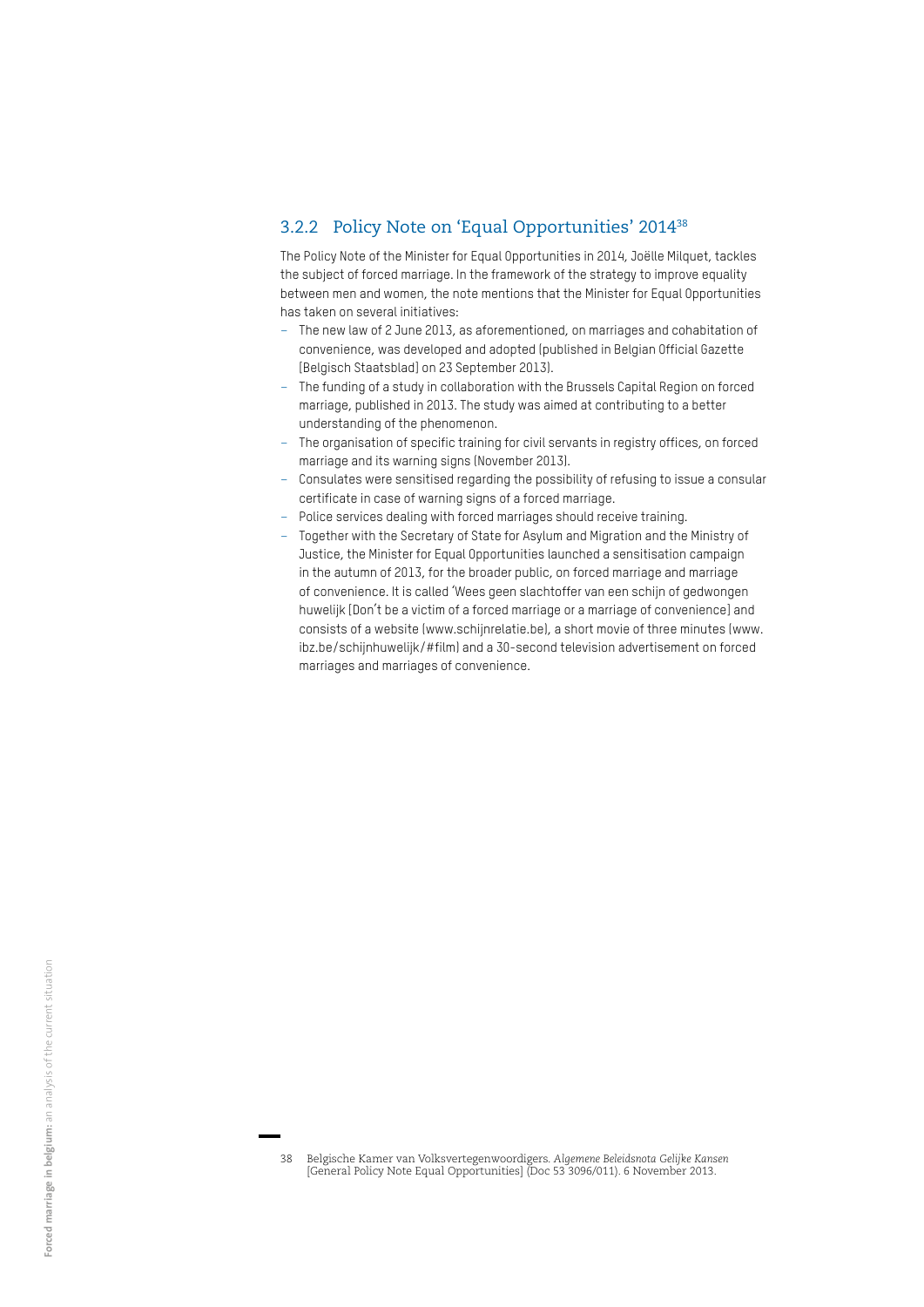### 3.2.2 Policy Note on 'Equal Opportunities' 2014[38]

The Policy Note of the Minister for Equal Opportunities in 2014, Joëlle Milquet, tackles the subject of forced marriage. In the framework of the strategy to improve equality between men and women, the note mentions that the Minister for Equal Opportunities has taken on several initiatives:

- The new law of 2 June 2013, as aforementioned, on marriages and cohabitation of convenience, was developed and adopted (published in Belgian Official Gazette (Belgisch Staatsblad) on 23 September 2013).
- The funding of a study in collaboration with the Brussels Capital Region on forced marriage, published in 2013. The study was aimed at contributing to a better understanding of the phenomenon.
- The organisation of specific training for civil servants in registry offices, on forced marriage and its warning signs (November 2013).
- Consulates were sensitised regarding the possibility of refusing to issue a consular certificate in case of warning signs of a forced marriage.
- Police services dealing with forced marriages should receive training.
- Together with the Secretary of State for Asylum and Migration and the Ministry of Justice, the Minister for Equal Opportunities launched a sensitisation campaign in the autumn of 2013, for the broader public, on forced marriage and marriage of convenience. It is called 'Wees geen slachtoffer van een schijn of gedwongen huwelijk (Don't be a victim of a forced marriage or a marriage of convenience) and consists of a website (www.schijnrelatie.be), a short movie of three minutes (www.ibz.be/schijnhuwelijk/#film) and a 30-second television advertisement on forced marriages and marriages of convenience.

---

38 Belgische Kamer van Volksvertegenwoordigers. *Algemene Beleidsnota Gelijke Kansen* [General Policy Note Equal Opportunities] (Doc 53 3096/011). 6 November 2013.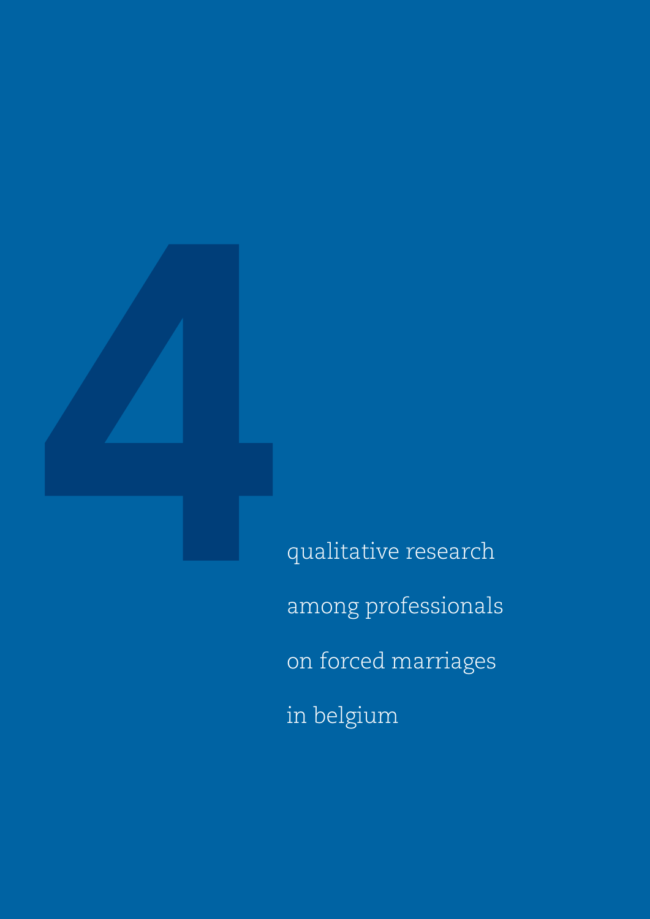# 4

qualitative research among professionals on forced marriages in belgium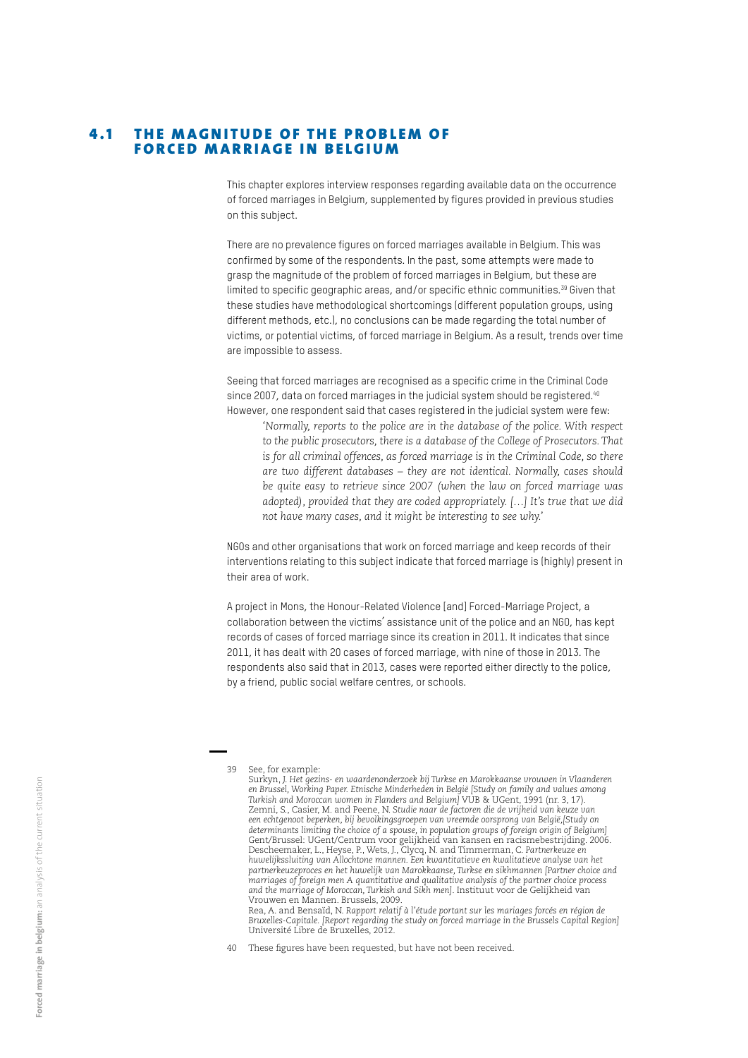## 4.1 THE MAGNITUDE OF THE PROBLEM OF FORCED MARRIAGE IN BELGIUM

This chapter explores interview responses regarding available data on the occurrence of forced marriages in Belgium, supplemented by figures provided in previous studies on this subject.

There are no prevalence figures on forced marriages available in Belgium. This was confirmed by some of the respondents. In the past, some attempts were made to grasp the magnitude of the problem of forced marriages in Belgium, but these are limited to specific geographic areas, and/or specific ethnic communities.[39] Given that these studies have methodological shortcomings (different population groups, using different methods, etc.), no conclusions can be made regarding the total number of victims, or potential victims, of forced marriage in Belgium. As a result, trends over time are impossible to assess.

Seeing that forced marriages are recognised as a specific crime in the Criminal Code since 2007, data on forced marriages in the judicial system should be registered.[40] However, one respondent said that cases registered in the judicial system were few:

> '*Normally, reports to the police are in the database of the police. With respect to the public prosecutors, there is a database of the College of Prosecutors. That is for all criminal offences, as forced marriage is in the Criminal Code, so there are two different databases – they are not identical. Normally, cases should be quite easy to retrieve since 2007 (when the law on forced marriage was adopted), provided that they are coded appropriately. […] It's true that we did not have many cases, and it might be interesting to see why.*'

NGOs and other organisations that work on forced marriage and keep records of their interventions relating to this subject indicate that forced marriage is (highly) present in their area of work.

A project in Mons, the Honour-Related Violence [and] Forced-Marriage Project, a collaboration between the victims' assistance unit of the police and an NGO, has kept records of cases of forced marriage since its creation in 2011. It indicates that since 2011, it has dealt with 20 cases of forced marriage, with nine of those in 2013. The respondents also said that in 2013, cases were reported either directly to the police, by a friend, public social welfare centres, or schools.

---

39 See, for example:
Surkyn, J. *Het gezins- en waardenonderzoek bij Turkse en Marokkaanse vrouwen in Vlaanderen en Brussel, Working Paper. Etnische Minderheden in België [Study on family and values among Turkish and Moroccan women in Flanders and Belgium]* VUB & UGent, 1991 (nr. 3, 17).
Zemni, S., Casier, M. and Peene, N. *Studie naar de factoren die de vrijheid van keuze van een echtgenoot beperken, bij bevolkingsgroepen van vreemde oorsprong van België,[Study on determinants limiting the choice of a spouse, in population groups of foreign origin of Belgium]* Gent/Brussel: UGent/Centrum voor gelijkheid van kansen en racismebestrijding. 2006.
Descheemaker, L., Heyse, P., Wets, J., Clycq, N. and Timmerman, C. *Partnerkeuze en huwelijkssluiting van Allochtone mannen. Een kwantitatieve en kwalitatieve analyse van het partnerkeuzeproces en het huwelijk van Marokkaanse, Turkse en sikhmannen [Partner choice and marriages of foreign men A quantitative and qualitative analysis of the partner choice process and the marriage of Moroccan, Turkish and Sikh men]*. Instituut voor de Gelijkheid van Vrouwen en Mannen. Brussels, 2009.
Rea, A. and Bensaïd, N. *Rapport relatif à l'étude portant sur les mariages forcés en région de Bruxelles-Capitale. [Report regarding the study on forced marriage in the Brussels Capital Region]* Université Libre de Bruxelles, 2012.

40 These figures have been requested, but have not been received.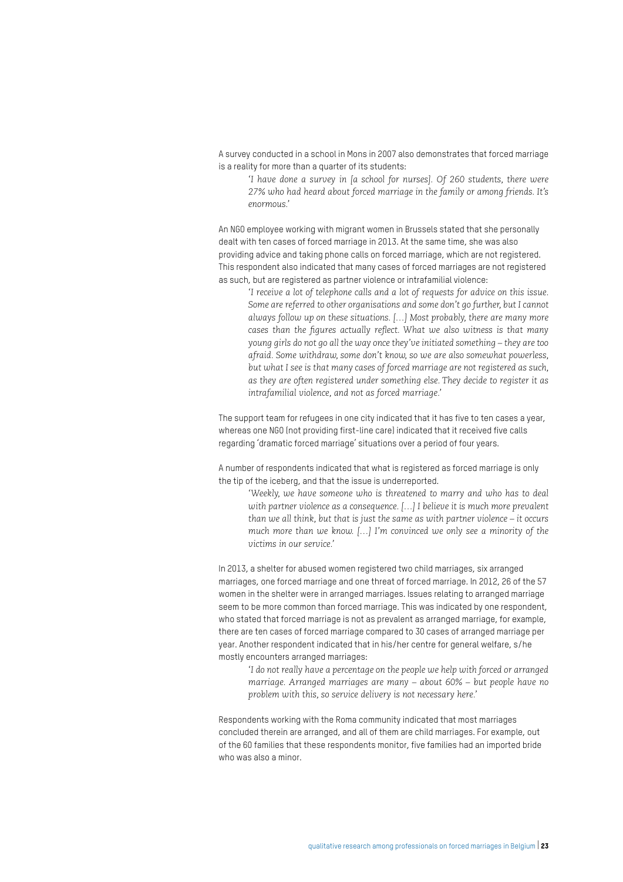A survey conducted in a school in Mons in 2007 also demonstrates that forced marriage is a reality for more than a quarter of its students:

> *'I have done a survey in [a school for nurses]. Of 260 students, there were 27% who had heard about forced marriage in the family or among friends. It's enormous.'*

An NGO employee working with migrant women in Brussels stated that she personally dealt with ten cases of forced marriage in 2013. At the same time, she was also providing advice and taking phone calls on forced marriage, which are not registered. This respondent also indicated that many cases of forced marriages are not registered as such, but are registered as partner violence or intrafamilial violence:

> *'I receive a lot of telephone calls and a lot of requests for advice on this issue. Some are referred to other organisations and some don't go further, but I cannot always follow up on these situations. […] Most probably, there are many more cases than the figures actually reflect. What we also witness is that many young girls do not go all the way once they've initiated something – they are too afraid. Some withdraw, some don't know, so we are also somewhat powerless, but what I see is that many cases of forced marriage are not registered as such, as they are often registered under something else. They decide to register it as intrafamilial violence, and not as forced marriage.'*

The support team for refugees in one city indicated that it has five to ten cases a year, whereas one NGO (not providing first-line care) indicated that it received five calls regarding 'dramatic forced marriage' situations over a period of four years.

A number of respondents indicated that what is registered as forced marriage is only the tip of the iceberg, and that the issue is underreported.

> *'Weekly, we have someone who is threatened to marry and who has to deal with partner violence as a consequence. […] I believe it is much more prevalent than we all think, but that is just the same as with partner violence – it occurs much more than we know. […] I'm convinced we only see a minority of the victims in our service.'*

In 2013, a shelter for abused women registered two child marriages, six arranged marriages, one forced marriage and one threat of forced marriage. In 2012, 26 of the 57 women in the shelter were in arranged marriages. Issues relating to arranged marriage seem to be more common than forced marriage. This was indicated by one respondent, who stated that forced marriage is not as prevalent as arranged marriage, for example, there are ten cases of forced marriage compared to 30 cases of arranged marriage per year. Another respondent indicated that in his/her centre for general welfare, s/he mostly encounters arranged marriages:

> *'I do not really have a percentage on the people we help with forced or arranged marriage. Arranged marriages are many – about 60% – but people have no problem with this, so service delivery is not necessary here.'*

Respondents working with the Roma community indicated that most marriages concluded therein are arranged, and all of them are child marriages. For example, out of the 60 families that these respondents monitor, five families had an imported bride who was also a minor.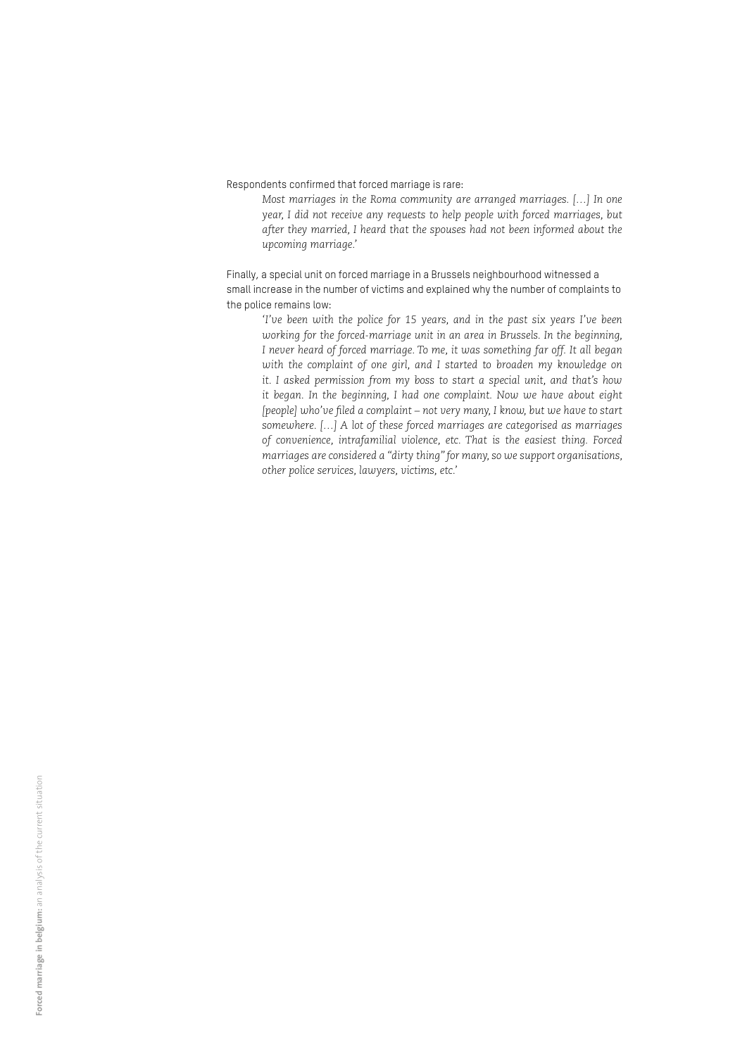Respondents confirmed that forced marriage is rare:

> *Most marriages in the Roma community are arranged marriages. […] In one year, I did not receive any requests to help people with forced marriages, but after they married, I heard that the spouses had not been informed about the upcoming marriage.'*

Finally, a special unit on forced marriage in a Brussels neighbourhood witnessed a small increase in the number of victims and explained why the number of complaints to the police remains low:

> *'I've been with the police for 15 years, and in the past six years I've been working for the forced-marriage unit in an area in Brussels. In the beginning, I never heard of forced marriage. To me, it was something far off. It all began with the complaint of one girl, and I started to broaden my knowledge on it. I asked permission from my boss to start a special unit, and that's how it began. In the beginning, I had one complaint. Now we have about eight [people] who've filed a complaint – not very many, I know, but we have to start somewhere. […] A lot of these forced marriages are categorised as marriages of convenience, intrafamilial violence, etc. That is the easiest thing. Forced marriages are considered a "dirty thing" for many, so we support organisations, other police services, lawyers, victims, etc.'*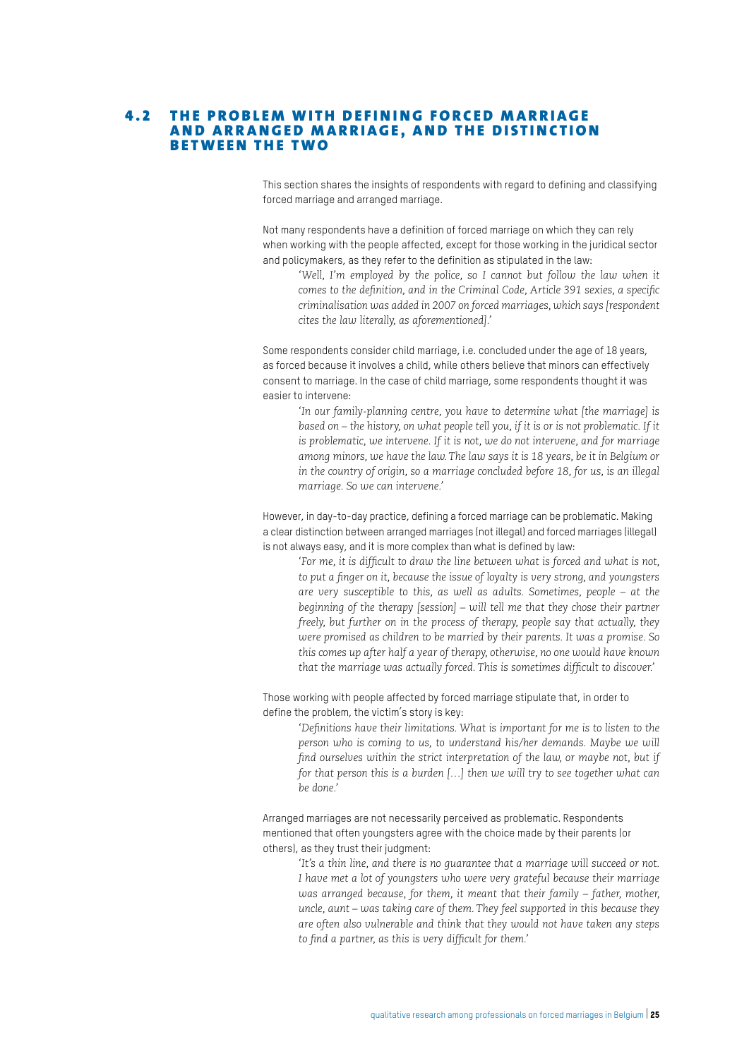## 4.2 THE PROBLEM WITH DEFINING FORCED MARRIAGE AND ARRANGED MARRIAGE, AND THE DISTINCTION BETWEEN THE TWO

This section shares the insights of respondents with regard to defining and classifying forced marriage and arranged marriage.

Not many respondents have a definition of forced marriage on which they can rely when working with the people affected, except for those working in the juridical sector and policymakers, as they refer to the definition as stipulated in the law:

> *'Well, I'm employed by the police, so I cannot but follow the law when it comes to the definition, and in the Criminal Code, Article 391 sexies, a specific criminalisation was added in 2007 on forced marriages, which says [respondent cites the law literally, as aforementioned].'*

Some respondents consider child marriage, i.e. concluded under the age of 18 years, as forced because it involves a child, while others believe that minors can effectively consent to marriage. In the case of child marriage, some respondents thought it was easier to intervene:

> *'In our family-planning centre, you have to determine what [the marriage] is based on – the history, on what people tell you, if it is or is not problematic. If it is problematic, we intervene. If it is not, we do not intervene, and for marriage among minors, we have the law. The law says it is 18 years, be it in Belgium or in the country of origin, so a marriage concluded before 18, for us, is an illegal marriage. So we can intervene.'*

However, in day-to-day practice, defining a forced marriage can be problematic. Making a clear distinction between arranged marriages (not illegal) and forced marriages (illegal) is not always easy, and it is more complex than what is defined by law:

> *'For me, it is difficult to draw the line between what is forced and what is not, to put a finger on it, because the issue of loyalty is very strong, and youngsters are very susceptible to this, as well as adults. Sometimes, people – at the beginning of the therapy [session] – will tell me that they chose their partner freely, but further on in the process of therapy, people say that actually, they were promised as children to be married by their parents. It was a promise. So this comes up after half a year of therapy, otherwise, no one would have known that the marriage was actually forced. This is sometimes difficult to discover.'*

Those working with people affected by forced marriage stipulate that, in order to define the problem, the victim's story is key:

> *'Definitions have their limitations. What is important for me is to listen to the person who is coming to us, to understand his/her demands. Maybe we will find ourselves within the strict interpretation of the law, or maybe not, but if for that person this is a burden […] then we will try to see together what can be done.'*

Arranged marriages are not necessarily perceived as problematic. Respondents mentioned that often youngsters agree with the choice made by their parents (or others), as they trust their judgment:

> *'It's a thin line, and there is no guarantee that a marriage will succeed or not. I have met a lot of youngsters who were very grateful because their marriage was arranged because, for them, it meant that their family – father, mother, uncle, aunt – was taking care of them. They feel supported in this because they are often also vulnerable and think that they would not have taken any steps to find a partner, as this is very difficult for them.'*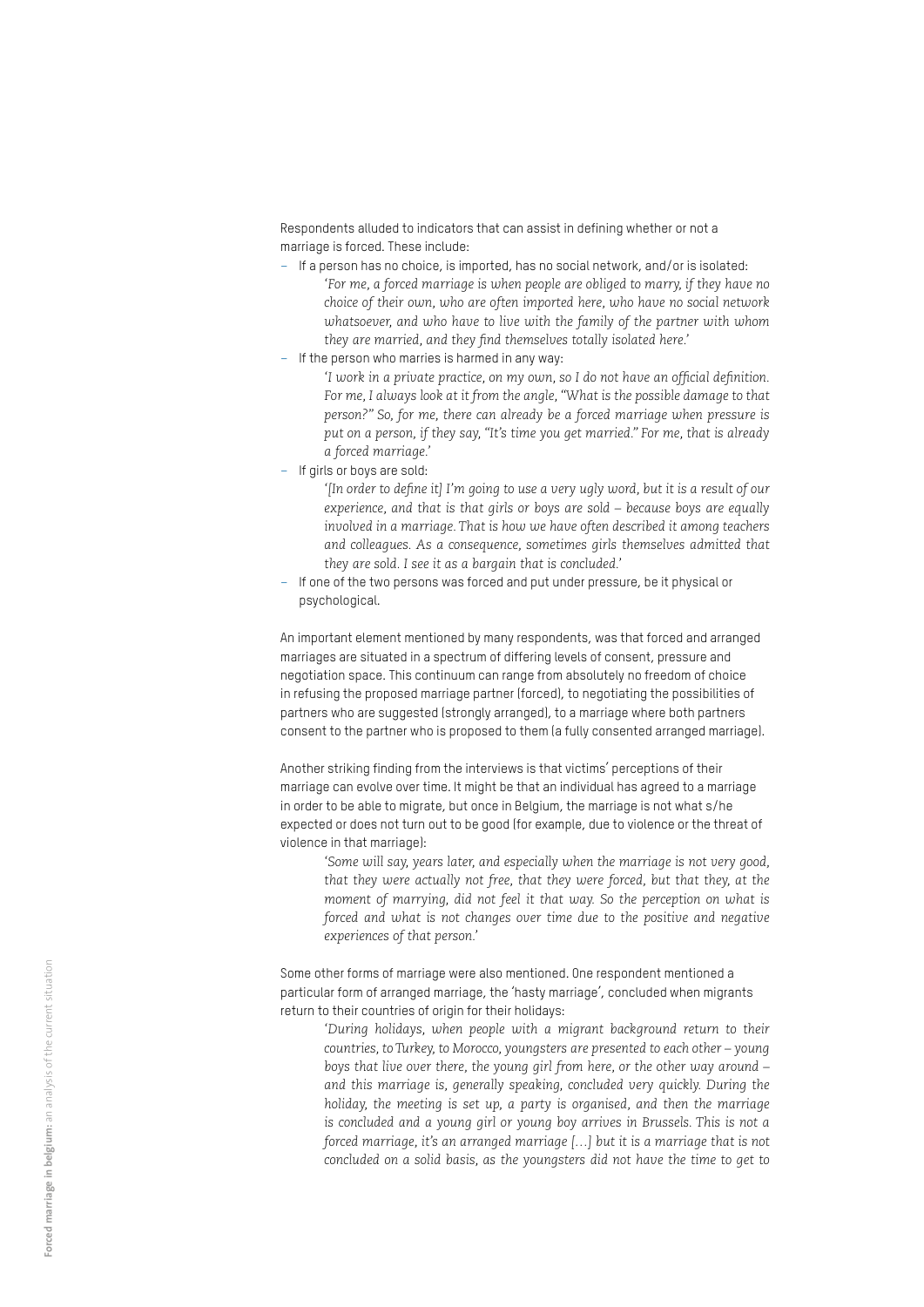Respondents alluded to indicators that can assist in defining whether or not a marriage is forced. These include:

- If a person has no choice, is imported, has no social network, and/or is isolated:

  > *'For me, a forced marriage is when people are obliged to marry, if they have no choice of their own, who are often imported here, who have no social network whatsoever, and who have to live with the family of the partner with whom they are married, and they find themselves totally isolated here.'*

- If the person who marries is harmed in any way:

  > *'I work in a private practice, on my own, so I do not have an official definition. For me, I always look at it from the angle, "What is the possible damage to that person?" So, for me, there can already be a forced marriage when pressure is put on a person, if they say, "It's time you get married." For me, that is already a forced marriage.'*

- If girls or boys are sold:

  > *'[In order to define it] I'm going to use a very ugly word, but it is a result of our experience, and that is that girls or boys are sold – because boys are equally involved in a marriage. That is how we have often described it among teachers and colleagues. As a consequence, sometimes girls themselves admitted that they are sold. I see it as a bargain that is concluded.'*

- If one of the two persons was forced and put under pressure, be it physical or psychological.

An important element mentioned by many respondents, was that forced and arranged marriages are situated in a spectrum of differing levels of consent, pressure and negotiation space. This continuum can range from absolutely no freedom of choice in refusing the proposed marriage partner (forced), to negotiating the possibilities of partners who are suggested (strongly arranged), to a marriage where both partners consent to the partner who is proposed to them (a fully consented arranged marriage).

Another striking finding from the interviews is that victims' perceptions of their marriage can evolve over time. It might be that an individual has agreed to a marriage in order to be able to migrate, but once in Belgium, the marriage is not what s/he expected or does not turn out to be good (for example, due to violence or the threat of violence in that marriage):

> *'Some will say, years later, and especially when the marriage is not very good, that they were actually not free, that they were forced, but that they, at the moment of marrying, did not feel it that way. So the perception on what is forced and what is not changes over time due to the positive and negative experiences of that person.'*

Some other forms of marriage were also mentioned. One respondent mentioned a particular form of arranged marriage, the 'hasty marriage', concluded when migrants return to their countries of origin for their holidays:

> *'During holidays, when people with a migrant background return to their countries, to Turkey, to Morocco, youngsters are presented to each other – young boys that live over there, the young girl from here, or the other way around – and this marriage is, generally speaking, concluded very quickly. During the holiday, the meeting is set up, a party is organised, and then the marriage is concluded and a young girl or young boy arrives in Brussels. This is not a forced marriage, it's an arranged marriage […] but it is a marriage that is not concluded on a solid basis, as the youngsters did not have the time to get to*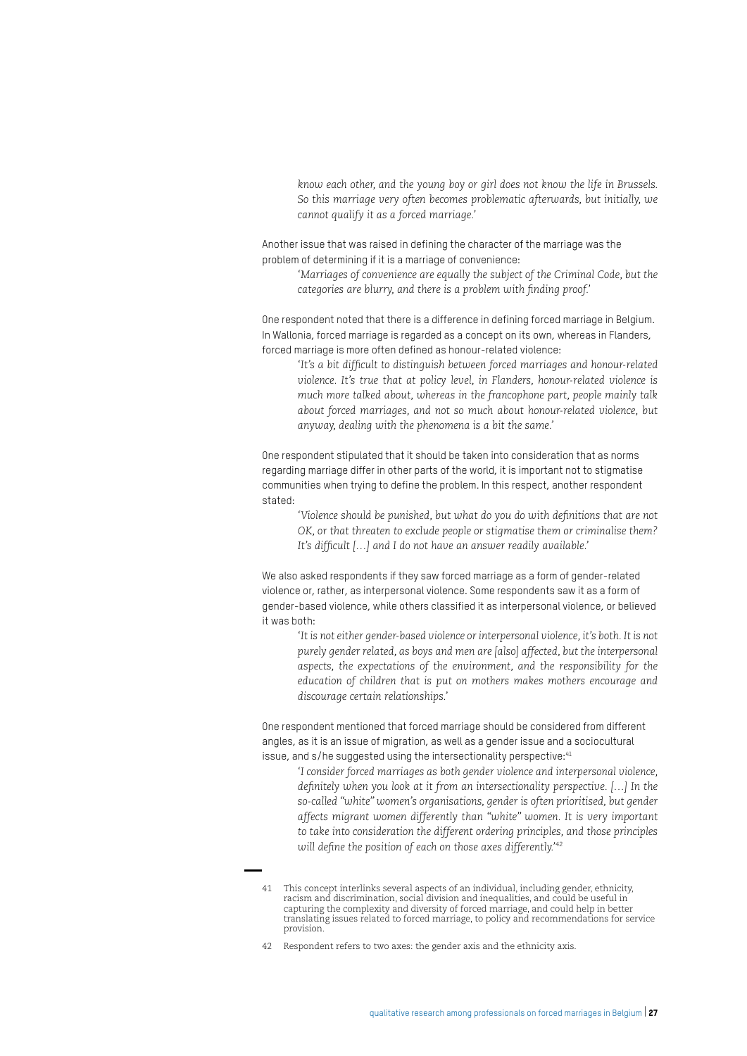> *know each other, and the young boy or girl does not know the life in Brussels. So this marriage very often becomes problematic afterwards, but initially, we cannot qualify it as a forced marriage.'*

Another issue that was raised in defining the character of the marriage was the problem of determining if it is a marriage of convenience:

> *'Marriages of convenience are equally the subject of the Criminal Code, but the categories are blurry, and there is a problem with finding proof.'*

One respondent noted that there is a difference in defining forced marriage in Belgium. In Wallonia, forced marriage is regarded as a concept on its own, whereas in Flanders, forced marriage is more often defined as honour-related violence:

> *'It's a bit difficult to distinguish between forced marriages and honour-related violence. It's true that at policy level, in Flanders, honour-related violence is much more talked about, whereas in the francophone part, people mainly talk about forced marriages, and not so much about honour-related violence, but anyway, dealing with the phenomena is a bit the same.'*

One respondent stipulated that it should be taken into consideration that as norms regarding marriage differ in other parts of the world, it is important not to stigmatise communities when trying to define the problem. In this respect, another respondent stated:

> *'Violence should be punished, but what do you do with definitions that are not OK, or that threaten to exclude people or stigmatise them or criminalise them? It's difficult […] and I do not have an answer readily available.'*

We also asked respondents if they saw forced marriage as a form of gender-related violence or, rather, as interpersonal violence. Some respondents saw it as a form of gender-based violence, while others classified it as interpersonal violence, or believed it was both:

> *'It is not either gender-based violence or interpersonal violence, it's both. It is not purely gender related, as boys and men are [also] affected, but the interpersonal aspects, the expectations of the environment, and the responsibility for the education of children that is put on mothers makes mothers encourage and discourage certain relationships.'*

One respondent mentioned that forced marriage should be considered from different angles, as it is an issue of migration, as well as a gender issue and a sociocultural issue, and s/he suggested using the intersectionality perspective:[41]

> *'I consider forced marriages as both gender violence and interpersonal violence, definitely when you look at it from an intersectionality perspective. […] In the so-called "white" women's organisations, gender is often prioritised, but gender affects migrant women differently than "white" women. It is very important to take into consideration the different ordering principles, and those principles will define the position of each on those axes differently.'*[42]

---

41 This concept interlinks several aspects of an individual, including gender, ethnicity, racism and discrimination, social division and inequalities, and could be useful in capturing the complexity and diversity of forced marriage, and could help in better translating issues related to forced marriage, to policy and recommendations for service provision.

42 Respondent refers to two axes: the gender axis and the ethnicity axis.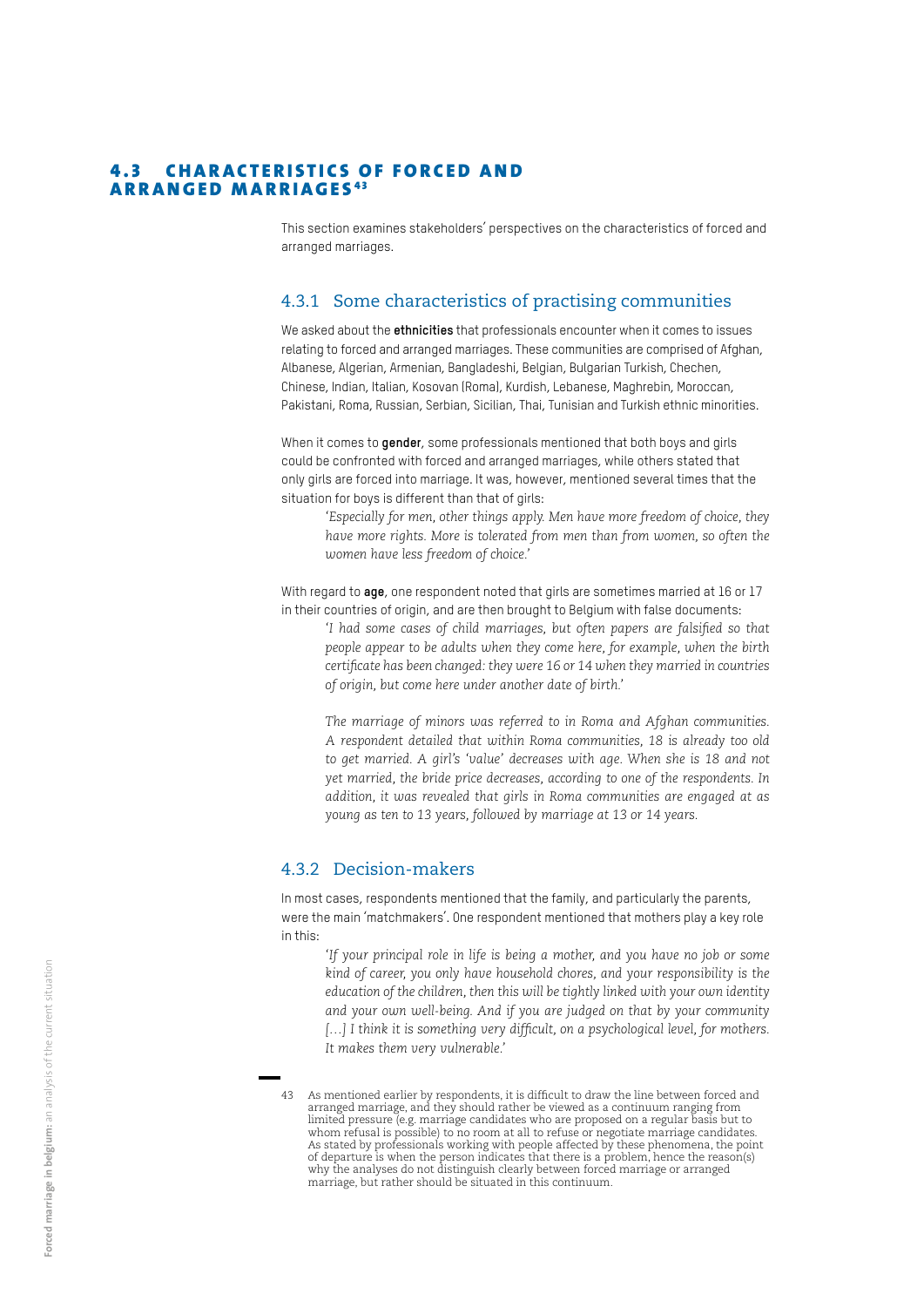## 4.3 CHARACTERISTICS OF FORCED AND ARRANGED MARRIAGES[43]

This section examines stakeholders' perspectives on the characteristics of forced and arranged marriages.

### 4.3.1 Some characteristics of practising communities

We asked about the **ethnicities** that professionals encounter when it comes to issues relating to forced and arranged marriages. These communities are comprised of Afghan, Albanese, Algerian, Armenian, Bangladeshi, Belgian, Bulgarian Turkish, Chechen, Chinese, Indian, Italian, Kosovan (Roma), Kurdish, Lebanese, Maghrebin, Moroccan, Pakistani, Roma, Russian, Serbian, Sicilian, Thai, Tunisian and Turkish ethnic minorities.

When it comes to **gender**, some professionals mentioned that both boys and girls could be confronted with forced and arranged marriages, while others stated that only girls are forced into marriage. It was, however, mentioned several times that the situation for boys is different than that of girls:

> *'Especially for men, other things apply. Men have more freedom of choice, they have more rights. More is tolerated from men than from women, so often the women have less freedom of choice.'*

With regard to **age**, one respondent noted that girls are sometimes married at 16 or 17 in their countries of origin, and are then brought to Belgium with false documents:

> *'I had some cases of child marriages, but often papers are falsified so that people appear to be adults when they come here, for example, when the birth certificate has been changed: they were 16 or 14 when they married in countries of origin, but come here under another date of birth.'*
>
> *The marriage of minors was referred to in Roma and Afghan communities. A respondent detailed that within Roma communities, 18 is already too old to get married. A girl's 'value' decreases with age. When she is 18 and not yet married, the bride price decreases, according to one of the respondents. In addition, it was revealed that girls in Roma communities are engaged at as young as ten to 13 years, followed by marriage at 13 or 14 years.*

### 4.3.2 Decision-makers

In most cases, respondents mentioned that the family, and particularly the parents, were the main 'matchmakers'. One respondent mentioned that mothers play a key role in this:

> *'If your principal role in life is being a mother, and you have no job or some kind of career, you only have household chores, and your responsibility is the education of the children, then this will be tightly linked with your own identity and your own well-being. And if you are judged on that by your community […] I think it is something very difficult, on a psychological level, for mothers. It makes them very vulnerable.'*

---

43 As mentioned earlier by respondents, it is difficult to draw the line between forced and arranged marriage, and they should rather be viewed as a continuum ranging from limited pressure (e.g. marriage candidates who are proposed on a regular basis but to whom refusal is possible) to no room at all to refuse or negotiate marriage candidates. As stated by professionals working with people affected by these phenomena, the point of departure is when the person indicates that there is a problem, hence the reason(s) why the analyses do not distinguish clearly between forced marriage or arranged marriage, but rather should be situated in this continuum.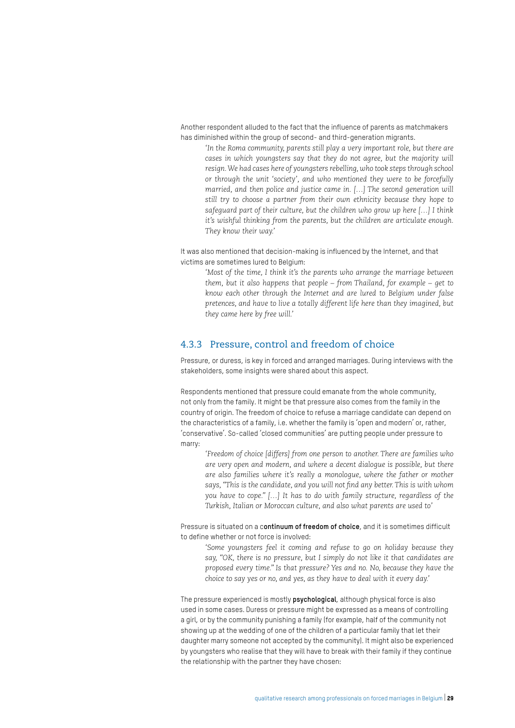Another respondent alluded to the fact that the influence of parents as matchmakers has diminished within the group of second- and third-generation migrants.

> *'In the Roma community, parents still play a very important role, but there are cases in which youngsters say that they do not agree, but the majority will resign. We had cases here of youngsters rebelling, who took steps through school or through the unit 'society', and who mentioned they were to be forcefully married, and then police and justice came in. […] The second generation will still try to choose a partner from their own ethnicity because they hope to safeguard part of their culture, but the children who grow up here […] I think it's wishful thinking from the parents, but the children are articulate enough. They know their way.'*

It was also mentioned that decision-making is influenced by the Internet, and that victims are sometimes lured to Belgium:

> *'Most of the time, I think it's the parents who arrange the marriage between them, but it also happens that people – from Thailand, for example – get to know each other through the Internet and are lured to Belgium under false pretences, and have to live a totally different life here than they imagined, but they came here by free will.'*

### 4.3.3 Pressure, control and freedom of choice

Pressure, or duress, is key in forced and arranged marriages. During interviews with the stakeholders, some insights were shared about this aspect.

Respondents mentioned that pressure could emanate from the whole community, not only from the family. It might be that pressure also comes from the family in the country of origin. The freedom of choice to refuse a marriage candidate can depend on the characteristics of a family, i.e. whether the family is 'open and modern' or, rather, 'conservative'. So-called 'closed communities' are putting people under pressure to marry:

> *'Freedom of choice [differs] from one person to another. There are families who are very open and modern, and where a decent dialogue is possible, but there are also families where it's really a monologue, where the father or mother says, "This is the candidate, and you will not find any better. This is with whom you have to cope." […] It has to do with family structure, regardless of the Turkish, Italian or Moroccan culture, and also what parents are used to'*

Pressure is situated on a c**ontinuum of freedom of choice**, and it is sometimes difficult to define whether or not force is involved:

> *'Some youngsters feel it coming and refuse to go on holiday because they say, "OK, there is no pressure, but I simply do not like it that candidates are proposed every time." Is that pressure? Yes and no. No, because they have the choice to say yes or no, and yes, as they have to deal with it every day.'*

The pressure experienced is mostly **psychological**, although physical force is also used in some cases. Duress or pressure might be expressed as a means of controlling a girl, or by the community punishing a family (for example, half of the community not showing up at the wedding of one of the children of a particular family that let their daughter marry someone not accepted by the community). It might also be experienced by youngsters who realise that they will have to break with their family if they continue the relationship with the partner they have chosen: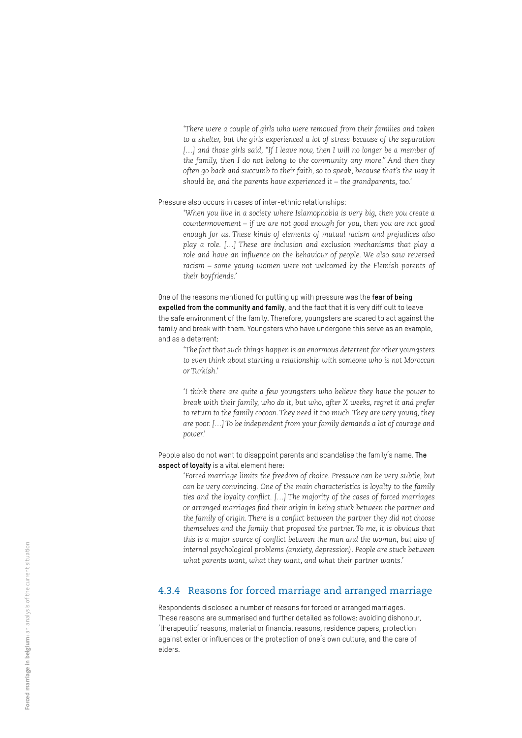*'There were a couple of girls who were removed from their families and taken to a shelter, but the girls experienced a lot of stress because of the separation […] and those girls said, "If I leave now, then I will no longer be a member of the family, then I do not belong to the community any more." And then they often go back and succumb to their faith, so to speak, because that's the way it should be, and the parents have experienced it – the grandparents, too.'*

Pressure also occurs in cases of inter-ethnic relationships:

*'When you live in a society where Islamophobia is very big, then you create a countermovement – if we are not good enough for you, then you are not good enough for us. These kinds of elements of mutual racism and prejudices also play a role. […] These are inclusion and exclusion mechanisms that play a role and have an influence on the behaviour of people. We also saw reversed racism – some young women were not welcomed by the Flemish parents of their boyfriends.'*

One of the reasons mentioned for putting up with pressure was the **fear of being expelled from the community and family**, and the fact that it is very difficult to leave the safe environment of the family. Therefore, youngsters are scared to act against the family and break with them. Youngsters who have undergone this serve as an example, and as a deterrent:

*'The fact that such things happen is an enormous deterrent for other youngsters to even think about starting a relationship with someone who is not Moroccan or Turkish.'*

*'I think there are quite a few youngsters who believe they have the power to break with their family, who do it, but who, after X weeks, regret it and prefer to return to the family cocoon. They need it too much. They are very young, they are poor. […] To be independent from your family demands a lot of courage and power.'*

People also do not want to disappoint parents and scandalise the family's name. **The aspect of loyalty** is a vital element here:

*'Forced marriage limits the freedom of choice. Pressure can be very subtle, but can be very convincing. One of the main characteristics is loyalty to the family ties and the loyalty conflict. […] The majority of the cases of forced marriages or arranged marriages find their origin in being stuck between the partner and the family of origin. There is a conflict between the partner they did not choose themselves and the family that proposed the partner. To me, it is obvious that this is a major source of conflict between the man and the woman, but also of internal psychological problems (anxiety, depression). People are stuck between what parents want, what they want, and what their partner wants.'*

### 4.3.4 Reasons for forced marriage and arranged marriage

Respondents disclosed a number of reasons for forced or arranged marriages. These reasons are summarised and further detailed as follows: avoiding dishonour, 'therapeutic' reasons, material or financial reasons, residence papers, protection against exterior influences or the protection of one's own culture, and the care of elders.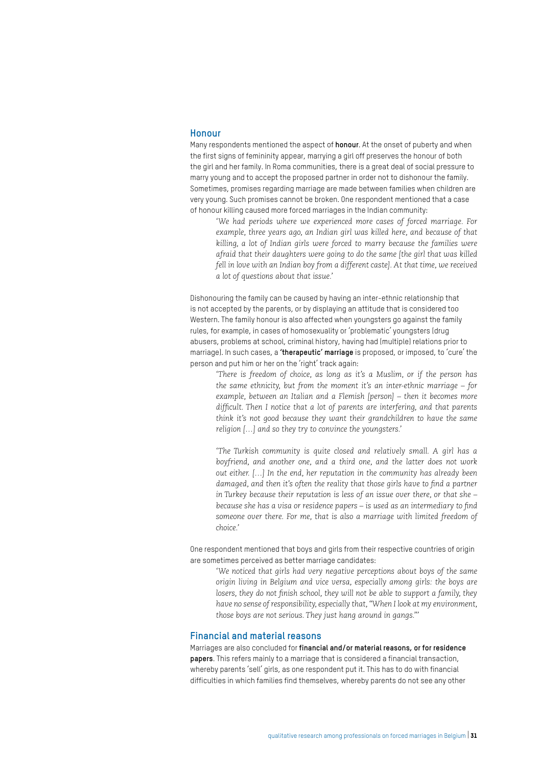## Honour

Many respondents mentioned the aspect of **honour**. At the onset of puberty and when the first signs of femininity appear, marrying a girl off preserves the honour of both the girl and her family. In Roma communities, there is a great deal of social pressure to marry young and to accept the proposed partner in order not to dishonour the family. Sometimes, promises regarding marriage are made between families when children are very young. Such promises cannot be broken. One respondent mentioned that a case of honour killing caused more forced marriages in the Indian community:

> *'We had periods where we experienced more cases of forced marriage. For example, three years ago, an Indian girl was killed here, and because of that killing, a lot of Indian girls were forced to marry because the families were afraid that their daughters were going to do the same [the girl that was killed fell in love with an Indian boy from a different caste]. At that time, we received a lot of questions about that issue.'*

Dishonouring the family can be caused by having an inter-ethnic relationship that is not accepted by the parents, or by displaying an attitude that is considered too Western. The family honour is also affected when youngsters go against the family rules, for example, in cases of homosexuality or 'problematic' youngsters (drug abusers, problems at school, criminal history, having had (multiple) relations prior to marriage). In such cases, a **'therapeutic' marriage** is proposed, or imposed, to 'cure' the person and put him or her on the 'right' track again:

> *'There is freedom of choice, as long as it's a Muslim, or if the person has the same ethnicity, but from the moment it's an inter-ethnic marriage – for example, between an Italian and a Flemish [person] – then it becomes more difficult. Then I notice that a lot of parents are interfering, and that parents think it's not good because they want their grandchildren to have the same religion [...] and so they try to convince the youngsters.'*

> *'The Turkish community is quite closed and relatively small. A girl has a boyfriend, and another one, and a third one, and the latter does not work out either. [...] In the end, her reputation in the community has already been damaged, and then it's often the reality that those girls have to find a partner in Turkey because their reputation is less of an issue over there, or that she – because she has a visa or residence papers – is used as an intermediary to find someone over there. For me, that is also a marriage with limited freedom of choice.'*

One respondent mentioned that boys and girls from their respective countries of origin are sometimes perceived as better marriage candidates:

> *'We noticed that girls had very negative perceptions about boys of the same origin living in Belgium and vice versa, especially among girls: the boys are losers, they do not finish school, they will not be able to support a family, they have no sense of responsibility, especially that, "When I look at my environment, those boys are not serious. They just hang around in gangs."'*

## Financial and material reasons

Marriages are also concluded for **financial and/or material reasons, or for residence papers**. This refers mainly to a marriage that is considered a financial transaction, whereby parents 'sell' girls, as one respondent put it. This has to do with financial difficulties in which families find themselves, whereby parents do not see any other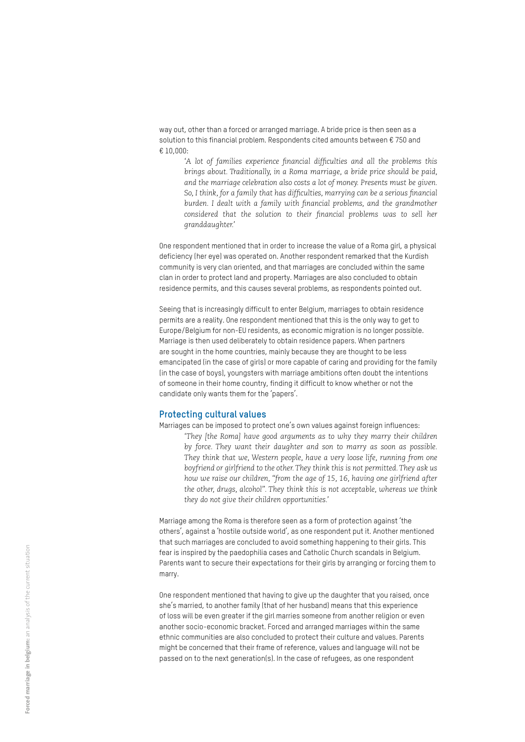way out, other than a forced or arranged marriage. A bride price is then seen as a solution to this financial problem. Respondents cited amounts between € 750 and € 10,000:

> *'A lot of families experience financial difficulties and all the problems this brings about. Traditionally, in a Roma marriage, a bride price should be paid, and the marriage celebration also costs a lot of money. Presents must be given. So, I think, for a family that has difficulties, marrying can be a serious financial burden. I dealt with a family with financial problems, and the grandmother considered that the solution to their financial problems was to sell her granddaughter.'*

One respondent mentioned that in order to increase the value of a Roma girl, a physical deficiency (her eye) was operated on. Another respondent remarked that the Kurdish community is very clan oriented, and that marriages are concluded within the same clan in order to protect land and property. Marriages are also concluded to obtain residence permits, and this causes several problems, as respondents pointed out.

Seeing that is increasingly difficult to enter Belgium, marriages to obtain residence permits are a reality. One respondent mentioned that this is the only way to get to Europe/Belgium for non-EU residents, as economic migration is no longer possible. Marriage is then used deliberately to obtain residence papers. When partners are sought in the home countries, mainly because they are thought to be less emancipated (in the case of girls) or more capable of caring and providing for the family (in the case of boys), youngsters with marriage ambitions often doubt the intentions of someone in their home country, finding it difficult to know whether or not the candidate only wants them for the 'papers'.

### Protecting cultural values

Marriages can be imposed to protect one's own values against foreign influences:

> *'They [the Roma] have good arguments as to why they marry their children by force. They want their daughter and son to marry as soon as possible. They think that we, Western people, have a very loose life, running from one boyfriend or girlfriend to the other. They think this is not permitted. They ask us how we raise our children, "from the age of 15, 16, having one girlfriend after the other, drugs, alcohol". They think this is not acceptable, whereas we think they do not give their children opportunities.'*

Marriage among the Roma is therefore seen as a form of protection against 'the others', against a 'hostile outside world', as one respondent put it. Another mentioned that such marriages are concluded to avoid something happening to their girls. This fear is inspired by the paedophilia cases and Catholic Church scandals in Belgium. Parents want to secure their expectations for their girls by arranging or forcing them to marry.

One respondent mentioned that having to give up the daughter that you raised, once she's married, to another family (that of her husband) means that this experience of loss will be even greater if the girl marries someone from another religion or even another socio-economic bracket. Forced and arranged marriages within the same ethnic communities are also concluded to protect their culture and values. Parents might be concerned that their frame of reference, values and language will not be passed on to the next generation(s). In the case of refugees, as one respondent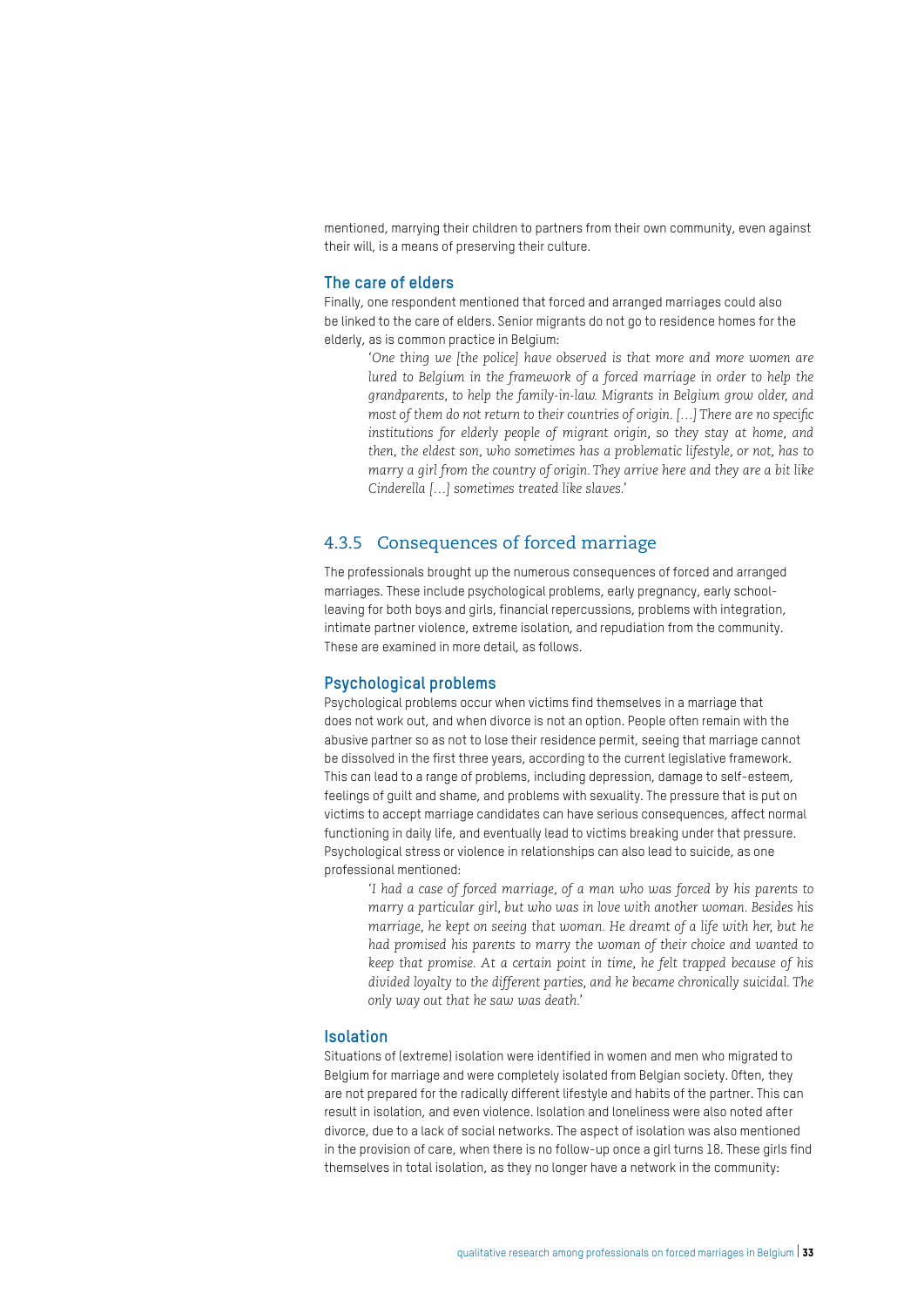mentioned, marrying their children to partners from their own community, even against their will, is a means of preserving their culture.

### The care of elders

Finally, one respondent mentioned that forced and arranged marriages could also be linked to the care of elders. Senior migrants do not go to residence homes for the elderly, as is common practice in Belgium:

> *'One thing we [the police] have observed is that more and more women are lured to Belgium in the framework of a forced marriage in order to help the grandparents, to help the family-in-law. Migrants in Belgium grow older, and most of them do not return to their countries of origin. […] There are no specific institutions for elderly people of migrant origin, so they stay at home, and then, the eldest son, who sometimes has a problematic lifestyle, or not, has to marry a girl from the country of origin. They arrive here and they are a bit like Cinderella […] sometimes treated like slaves.'*

## 4.3.5 Consequences of forced marriage

The professionals brought up the numerous consequences of forced and arranged marriages. These include psychological problems, early pregnancy, early school-leaving for both boys and girls, financial repercussions, problems with integration, intimate partner violence, extreme isolation, and repudiation from the community. These are examined in more detail, as follows.

### Psychological problems

Psychological problems occur when victims find themselves in a marriage that does not work out, and when divorce is not an option. People often remain with the abusive partner so as not to lose their residence permit, seeing that marriage cannot be dissolved in the first three years, according to the current legislative framework. This can lead to a range of problems, including depression, damage to self-esteem, feelings of guilt and shame, and problems with sexuality. The pressure that is put on victims to accept marriage candidates can have serious consequences, affect normal functioning in daily life, and eventually lead to victims breaking under that pressure. Psychological stress or violence in relationships can also lead to suicide, as one professional mentioned:

> *'I had a case of forced marriage, of a man who was forced by his parents to marry a particular girl, but who was in love with another woman. Besides his marriage, he kept on seeing that woman. He dreamt of a life with her, but he had promised his parents to marry the woman of their choice and wanted to keep that promise. At a certain point in time, he felt trapped because of his divided loyalty to the different parties, and he became chronically suicidal. The only way out that he saw was death.'*

### Isolation

Situations of (extreme) isolation were identified in women and men who migrated to Belgium for marriage and were completely isolated from Belgian society. Often, they are not prepared for the radically different lifestyle and habits of the partner. This can result in isolation, and even violence. Isolation and loneliness were also noted after divorce, due to a lack of social networks. The aspect of isolation was also mentioned in the provision of care, when there is no follow-up once a girl turns 18. These girls find themselves in total isolation, as they no longer have a network in the community: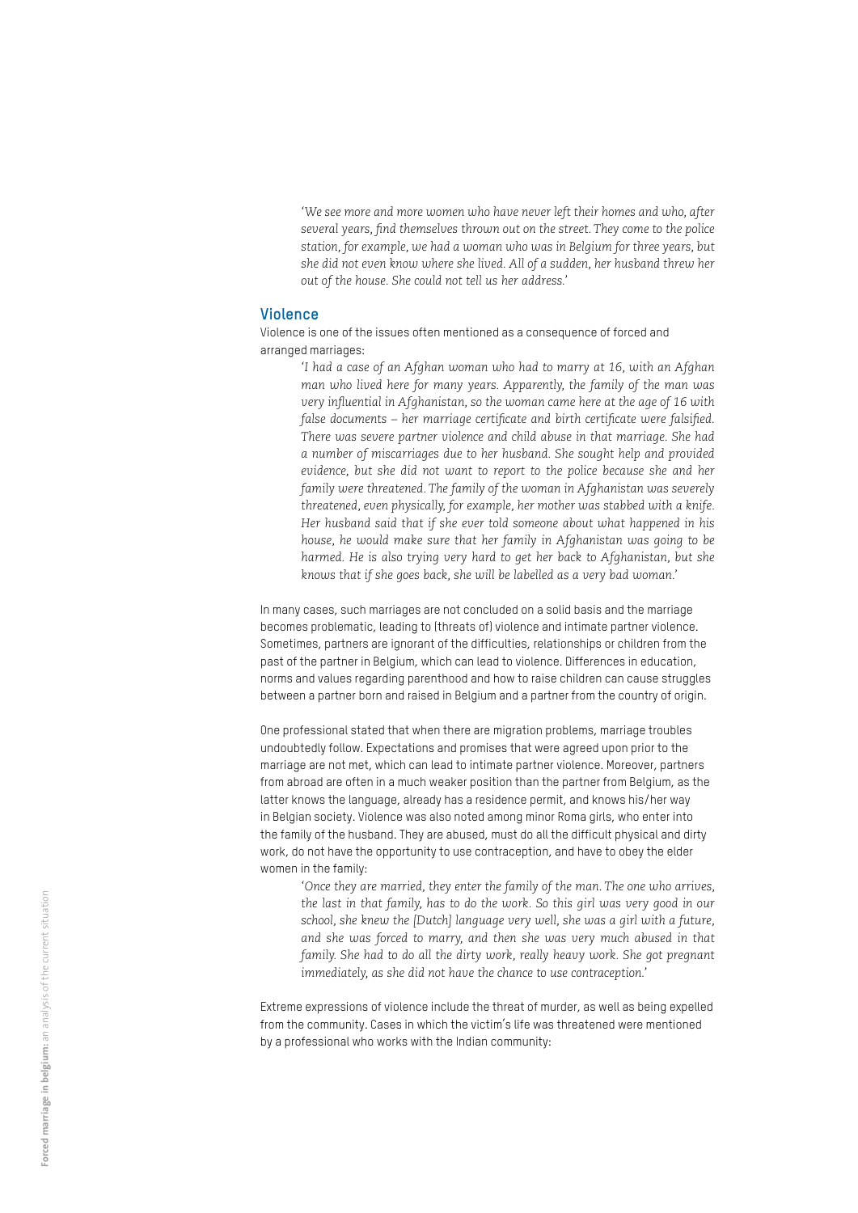*'We see more and more women who have never left their homes and who, after several years, find themselves thrown out on the street. They come to the police station, for example, we had a woman who was in Belgium for three years, but she did not even know where she lived. All of a sudden, her husband threw her out of the house. She could not tell us her address.'*

## Violence

Violence is one of the issues often mentioned as a consequence of forced and arranged marriages:

*'I had a case of an Afghan woman who had to marry at 16, with an Afghan man who lived here for many years. Apparently, the family of the man was very influential in Afghanistan, so the woman came here at the age of 16 with false documents – her marriage certificate and birth certificate were falsified. There was severe partner violence and child abuse in that marriage. She had a number of miscarriages due to her husband. She sought help and provided evidence, but she did not want to report to the police because she and her family were threatened. The family of the woman in Afghanistan was severely threatened, even physically, for example, her mother was stabbed with a knife. Her husband said that if she ever told someone about what happened in his house, he would make sure that her family in Afghanistan was going to be harmed. He is also trying very hard to get her back to Afghanistan, but she knows that if she goes back, she will be labelled as a very bad woman.'*

In many cases, such marriages are not concluded on a solid basis and the marriage becomes problematic, leading to (threats of) violence and intimate partner violence. Sometimes, partners are ignorant of the difficulties, relationships or children from the past of the partner in Belgium, which can lead to violence. Differences in education, norms and values regarding parenthood and how to raise children can cause struggles between a partner born and raised in Belgium and a partner from the country of origin.

One professional stated that when there are migration problems, marriage troubles undoubtedly follow. Expectations and promises that were agreed upon prior to the marriage are not met, which can lead to intimate partner violence. Moreover, partners from abroad are often in a much weaker position than the partner from Belgium, as the latter knows the language, already has a residence permit, and knows his/her way in Belgian society. Violence was also noted among minor Roma girls, who enter into the family of the husband. They are abused, must do all the difficult physical and dirty work, do not have the opportunity to use contraception, and have to obey the elder women in the family:

*'Once they are married, they enter the family of the man. The one who arrives, the last in that family, has to do the work. So this girl was very good in our school, she knew the [Dutch] language very well, she was a girl with a future, and she was forced to marry, and then she was very much abused in that family. She had to do all the dirty work, really heavy work. She got pregnant immediately, as she did not have the chance to use contraception.'*

Extreme expressions of violence include the threat of murder, as well as being expelled from the community. Cases in which the victim's life was threatened were mentioned by a professional who works with the Indian community: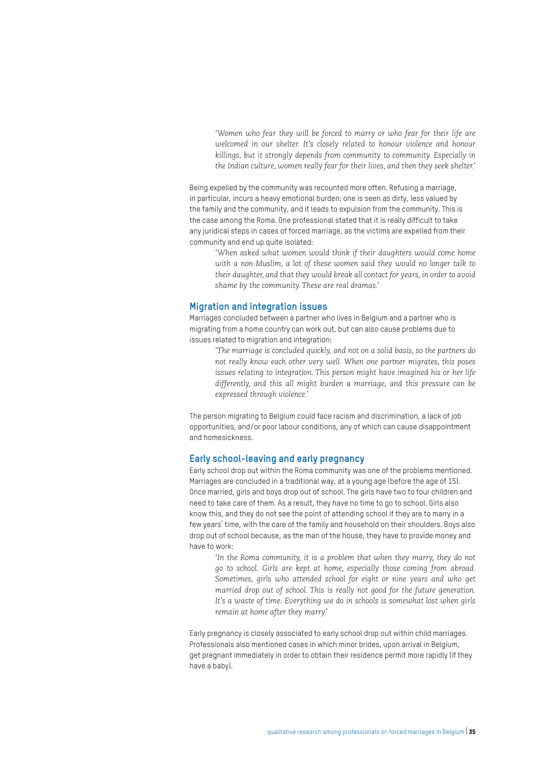> *'Women who fear they will be forced to marry or who fear for their life are welcomed in our shelter. It's closely related to honour violence and honour killings, but it strongly depends from community to community. Especially in the Indian culture, women really fear for their lives, and then they seek shelter.'*

Being expelled by the community was recounted more often. Refusing a marriage, in particular, incurs a heavy emotional burden: one is seen as dirty, less valued by the family and the community, and it leads to expulsion from the community. This is the case among the Roma. One professional stated that it is really difficult to take any juridical steps in cases of forced marriage, as the victims are expelled from their community and end up quite isolated:

> *'When asked what women would think if their daughters would come home with a non-Muslim, a lot of these women said they would no longer talk to their daughter, and that they would break all contact for years, in order to avoid shame by the community. These are real dramas.'*

## Migration and integration issues

Marriages concluded between a partner who lives in Belgium and a partner who is migrating from a home country can work out, but can also cause problems due to issues related to migration and integration:

> *'The marriage is concluded quickly, and not on a solid basis, so the partners do not really know each other very well. When one partner migrates, this poses issues relating to integration. This person might have imagined his or her life differently, and this all might burden a marriage, and this pressure can be expressed through violence.'*

The person migrating to Belgium could face racism and discrimination, a lack of job opportunities, and/or poor labour conditions, any of which can cause disappointment and homesickness.

## Early school-leaving and early pregnancy

Early school drop out within the Roma community was one of the problems mentioned. Marriages are concluded in a traditional way, at a young age (before the age of 15). Once married, girls and boys drop out of school. The girls have two to four children and need to take care of them. As a result, they have no time to go to school. Girls also know this, and they do not see the point of attending school if they are to marry in a few years' time, with the care of the family and household on their shoulders. Boys also drop out of school because, as the man of the house, they have to provide money and have to work:

> *'In the Roma community, it is a problem that when they marry, they do not go to school. Girls are kept at home, especially those coming from abroad. Sometimes, girls who attended school for eight or nine years and who get married drop out of school. This is really not good for the future generation. It's a waste of time. Everything we do in schools is somewhat lost when girls remain at home after they marry.'*

Early pregnancy is closely associated to early school drop out within child marriages. Professionals also mentioned cases in which minor brides, upon arrival in Belgium, get pregnant immediately in order to obtain their residence permit more rapidly (if they have a baby).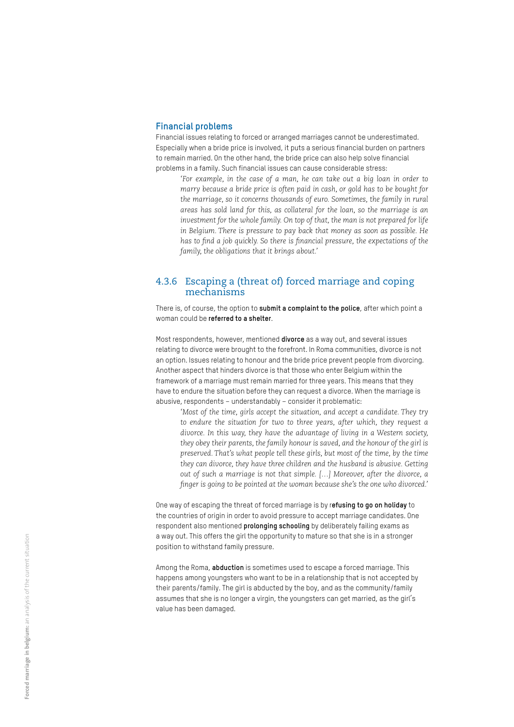### Financial problems

Financial issues relating to forced or arranged marriages cannot be underestimated. Especially when a bride price is involved, it puts a serious financial burden on partners to remain married. On the other hand, the bride price can also help solve financial problems in a family. Such financial issues can cause considerable stress:

> *'For example, in the case of a man, he can take out a big loan in order to marry because a bride price is often paid in cash, or gold has to be bought for the marriage, so it concerns thousands of euro. Sometimes, the family in rural areas has sold land for this, as collateral for the loan, so the marriage is an investment for the whole family. On top of that, the man is not prepared for life in Belgium. There is pressure to pay back that money as soon as possible. He has to find a job quickly. So there is financial pressure, the expectations of the family, the obligations that it brings about.'*

## 4.3.6 Escaping a (threat of) forced marriage and coping mechanisms

There is, of course, the option to **submit a complaint to the police**, after which point a woman could be **referred to a shelter**.

Most respondents, however, mentioned **divorce** as a way out, and several issues relating to divorce were brought to the forefront. In Roma communities, divorce is not an option. Issues relating to honour and the bride price prevent people from divorcing. Another aspect that hinders divorce is that those who enter Belgium within the framework of a marriage must remain married for three years. This means that they have to endure the situation before they can request a divorce. When the marriage is abusive, respondents – understandably – consider it problematic:

> *'Most of the time, girls accept the situation, and accept a candidate. They try to endure the situation for two to three years, after which, they request a divorce. In this way, they have the advantage of living in a Western society, they obey their parents, the family honour is saved, and the honour of the girl is preserved. That's what people tell these girls, but most of the time, by the time they can divorce, they have three children and the husband is abusive. Getting out of such a marriage is not that simple. […] Moreover, after the divorce, a finger is going to be pointed at the woman because she's the one who divorced.'*

One way of escaping the threat of forced marriage is by r**efusing to go on holiday** to the countries of origin in order to avoid pressure to accept marriage candidates. One respondent also mentioned **prolonging schooling** by deliberately failing exams as a way out. This offers the girl the opportunity to mature so that she is in a stronger position to withstand family pressure.

Among the Roma, **abduction** is sometimes used to escape a forced marriage. This happens among youngsters who want to be in a relationship that is not accepted by their parents/family. The girl is abducted by the boy, and as the community/family assumes that she is no longer a virgin, the youngsters can get married, as the girl's value has been damaged.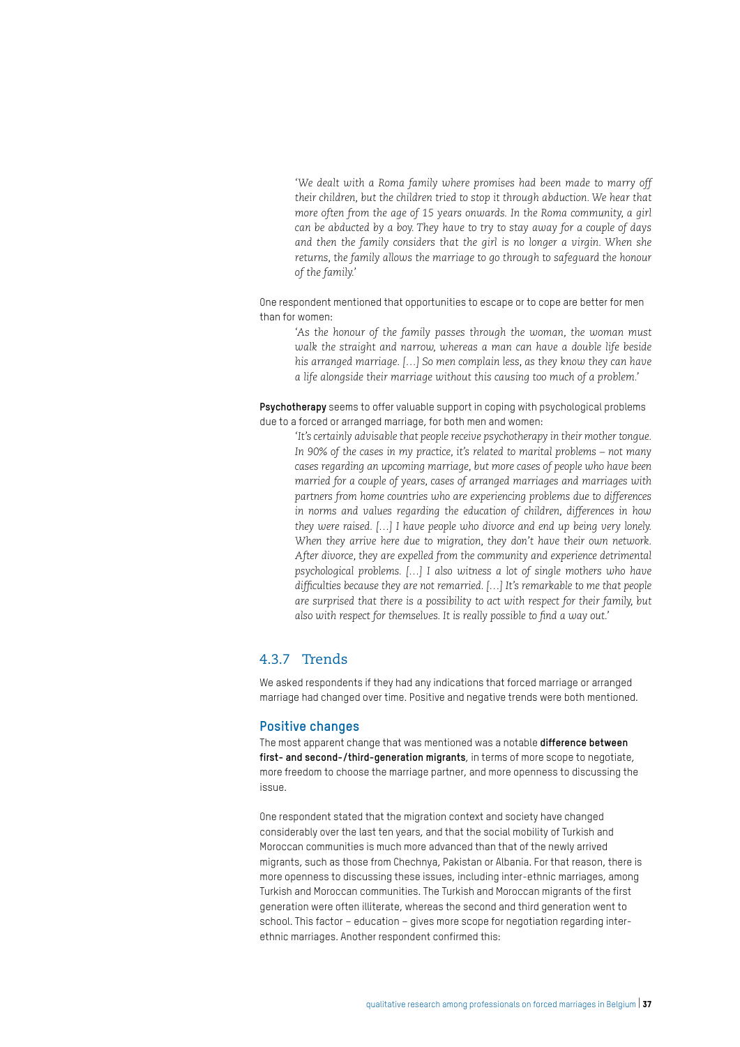*'We dealt with a Roma family where promises had been made to marry off their children, but the children tried to stop it through abduction. We hear that more often from the age of 15 years onwards. In the Roma community, a girl can be abducted by a boy. They have to try to stay away for a couple of days and then the family considers that the girl is no longer a virgin. When she returns, the family allows the marriage to go through to safeguard the honour of the family.'*

One respondent mentioned that opportunities to escape or to cope are better for men than for women:

*'As the honour of the family passes through the woman, the woman must walk the straight and narrow, whereas a man can have a double life beside his arranged marriage. […] So men complain less, as they know they can have a life alongside their marriage without this causing too much of a problem.'*

**Psychotherapy** seems to offer valuable support in coping with psychological problems due to a forced or arranged marriage, for both men and women:

*'It's certainly advisable that people receive psychotherapy in their mother tongue. In 90% of the cases in my practice, it's related to marital problems – not many cases regarding an upcoming marriage, but more cases of people who have been married for a couple of years, cases of arranged marriages and marriages with partners from home countries who are experiencing problems due to differences in norms and values regarding the education of children, differences in how they were raised. […] I have people who divorce and end up being very lonely. When they arrive here due to migration, they don't have their own network. After divorce, they are expelled from the community and experience detrimental psychological problems. […] I also witness a lot of single mothers who have difficulties because they are not remarried. […] It's remarkable to me that people are surprised that there is a possibility to act with respect for their family, but also with respect for themselves. It is really possible to find a way out.'*

### 4.3.7 Trends

We asked respondents if they had any indications that forced marriage or arranged marriage had changed over time. Positive and negative trends were both mentioned.

#### Positive changes

The most apparent change that was mentioned was a notable **difference between first- and second-/third-generation migrants**, in terms of more scope to negotiate, more freedom to choose the marriage partner, and more openness to discussing the issue.

One respondent stated that the migration context and society have changed considerably over the last ten years, and that the social mobility of Turkish and Moroccan communities is much more advanced than that of the newly arrived migrants, such as those from Chechnya, Pakistan or Albania. For that reason, there is more openness to discussing these issues, including inter-ethnic marriages, among Turkish and Moroccan communities. The Turkish and Moroccan migrants of the first generation were often illiterate, whereas the second and third generation went to school. This factor – education – gives more scope for negotiation regarding inter-ethnic marriages. Another respondent confirmed this: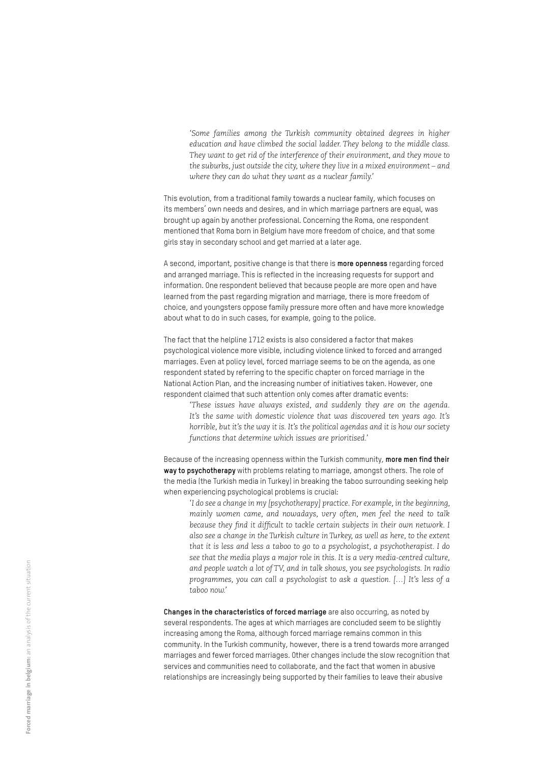> *'Some families among the Turkish community obtained degrees in higher education and have climbed the social ladder. They belong to the middle class. They want to get rid of the interference of their environment, and they move to the suburbs, just outside the city, where they live in a mixed environment – and where they can do what they want as a nuclear family.'*

This evolution, from a traditional family towards a nuclear family, which focuses on its members' own needs and desires, and in which marriage partners are equal, was brought up again by another professional. Concerning the Roma, one respondent mentioned that Roma born in Belgium have more freedom of choice, and that some girls stay in secondary school and get married at a later age.

A second, important, positive change is that there is **more openness** regarding forced and arranged marriage. This is reflected in the increasing requests for support and information. One respondent believed that because people are more open and have learned from the past regarding migration and marriage, there is more freedom of choice, and youngsters oppose family pressure more often and have more knowledge about what to do in such cases, for example, going to the police.

The fact that the helpline 1712 exists is also considered a factor that makes psychological violence more visible, including violence linked to forced and arranged marriages. Even at policy level, forced marriage seems to be on the agenda, as one respondent stated by referring to the specific chapter on forced marriage in the National Action Plan, and the increasing number of initiatives taken. However, one respondent claimed that such attention only comes after dramatic events:

> *'These issues have always existed, and suddenly they are on the agenda. It's the same with domestic violence that was discovered ten years ago. It's horrible, but it's the way it is. It's the political agendas and it is how our society functions that determine which issues are prioritised.'*

Because of the increasing openness within the Turkish community, **more men find their way to psychotherapy** with problems relating to marriage, amongst others. The role of the media (the Turkish media in Turkey) in breaking the taboo surrounding seeking help when experiencing psychological problems is crucial:

> *'I do see a change in my [psychotherapy] practice. For example, in the beginning, mainly women came, and nowadays, very often, men feel the need to talk because they find it difficult to tackle certain subjects in their own network. I also see a change in the Turkish culture in Turkey, as well as here, to the extent that it is less and less a taboo to go to a psychologist, a psychotherapist. I do see that the media plays a major role in this. It is a very media-centred culture, and people watch a lot of TV, and in talk shows, you see psychologists. In radio programmes, you can call a psychologist to ask a question. […] It's less of a taboo now.'*

**Changes in the characteristics of forced marriage** are also occurring, as noted by several respondents. The ages at which marriages are concluded seem to be slightly increasing among the Roma, although forced marriage remains common in this community. In the Turkish community, however, there is a trend towards more arranged marriages and fewer forced marriages. Other changes include the slow recognition that services and communities need to collaborate, and the fact that women in abusive relationships are increasingly being supported by their families to leave their abusive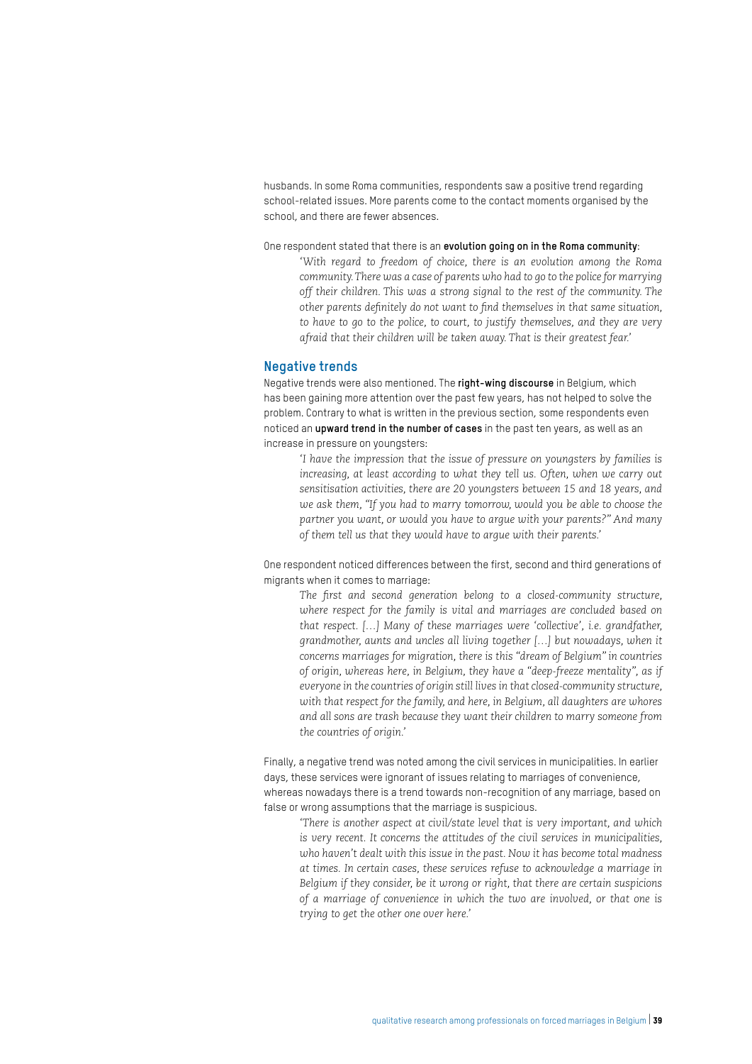husbands. In some Roma communities, respondents saw a positive trend regarding school-related issues. More parents come to the contact moments organised by the school, and there are fewer absences.

One respondent stated that there is an **evolution going on in the Roma community**:

> *'With regard to freedom of choice, there is an evolution among the Roma community. There was a case of parents who had to go to the police for marrying off their children. This was a strong signal to the rest of the community. The other parents definitely do not want to find themselves in that same situation, to have to go to the police, to court, to justify themselves, and they are very afraid that their children will be taken away. That is their greatest fear.'*

## Negative trends

Negative trends were also mentioned. The **right-wing discourse** in Belgium, which has been gaining more attention over the past few years, has not helped to solve the problem. Contrary to what is written in the previous section, some respondents even noticed an **upward trend in the number of cases** in the past ten years, as well as an increase in pressure on youngsters:

> *'I have the impression that the issue of pressure on youngsters by families is increasing, at least according to what they tell us. Often, when we carry out sensitisation activities, there are 20 youngsters between 15 and 18 years, and we ask them, "If you had to marry tomorrow, would you be able to choose the partner you want, or would you have to argue with your parents?" And many of them tell us that they would have to argue with their parents.'*

One respondent noticed differences between the first, second and third generations of migrants when it comes to marriage:

> *The first and second generation belong to a closed-community structure, where respect for the family is vital and marriages are concluded based on that respect. […] Many of these marriages were 'collective', i.e. grandfather, grandmother, aunts and uncles all living together […] but nowadays, when it concerns marriages for migration, there is this "dream of Belgium" in countries of origin, whereas here, in Belgium, they have a "deep-freeze mentality", as if everyone in the countries of origin still lives in that closed-community structure, with that respect for the family, and here, in Belgium, all daughters are whores and all sons are trash because they want their children to marry someone from the countries of origin.'*

Finally, a negative trend was noted among the civil services in municipalities. In earlier days, these services were ignorant of issues relating to marriages of convenience, whereas nowadays there is a trend towards non-recognition of any marriage, based on false or wrong assumptions that the marriage is suspicious.

> *'There is another aspect at civil/state level that is very important, and which is very recent. It concerns the attitudes of the civil services in municipalities, who haven't dealt with this issue in the past. Now it has become total madness at times. In certain cases, these services refuse to acknowledge a marriage in Belgium if they consider, be it wrong or right, that there are certain suspicions of a marriage of convenience in which the two are involved, or that one is trying to get the other one over here.'*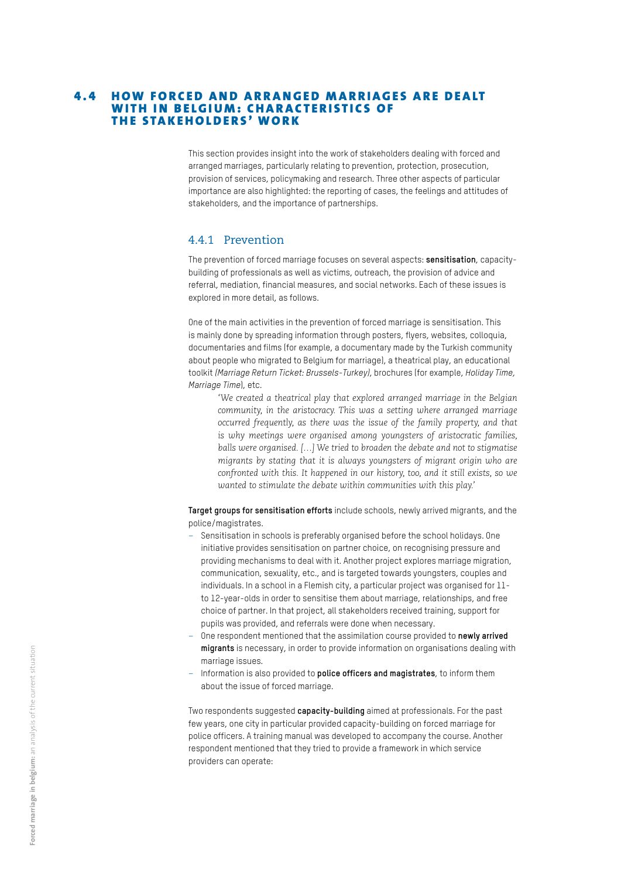## 4.4 HOW FORCED AND ARRANGED MARRIAGES ARE DEALT WITH IN BELGIUM: CHARACTERISTICS OF THE STAKEHOLDERS' WORK

This section provides insight into the work of stakeholders dealing with forced and arranged marriages, particularly relating to prevention, protection, prosecution, provision of services, policymaking and research. Three other aspects of particular importance are also highlighted: the reporting of cases, the feelings and attitudes of stakeholders, and the importance of partnerships.

### 4.4.1 Prevention

The prevention of forced marriage focuses on several aspects: **sensitisation**, capacity-building of professionals as well as victims, outreach, the provision of advice and referral, mediation, financial measures, and social networks. Each of these issues is explored in more detail, as follows.

One of the main activities in the prevention of forced marriage is sensitisation. This is mainly done by spreading information through posters, flyers, websites, colloquia, documentaries and films (for example, a documentary made by the Turkish community about people who migrated to Belgium for marriage), a theatrical play, an educational toolkit *(Marriage Return Ticket: Brussels-Turkey)*, brochures (for example, *Holiday Time, Marriage Time*), etc.

> *'We created a theatrical play that explored arranged marriage in the Belgian community, in the aristocracy. This was a setting where arranged marriage occurred frequently, as there was the issue of the family property, and that is why meetings were organised among youngsters of aristocratic families, balls were organised. […] We tried to broaden the debate and not to stigmatise migrants by stating that it is always youngsters of migrant origin who are confronted with this. It happened in our history, too, and it still exists, so we wanted to stimulate the debate within communities with this play.'*

**Target groups for sensitisation efforts** include schools, newly arrived migrants, and the police/magistrates.

- Sensitisation in schools is preferably organised before the school holidays. One initiative provides sensitisation on partner choice, on recognising pressure and providing mechanisms to deal with it. Another project explores marriage migration, communication, sexuality, etc., and is targeted towards youngsters, couples and individuals. In a school in a Flemish city, a particular project was organised for 11- to 12-year-olds in order to sensitise them about marriage, relationships, and free choice of partner. In that project, all stakeholders received training, support for pupils was provided, and referrals were done when necessary.
- One respondent mentioned that the assimilation course provided to **newly arrived migrants** is necessary, in order to provide information on organisations dealing with marriage issues.
- Information is also provided to **police officers and magistrates**, to inform them about the issue of forced marriage.

Two respondents suggested **capacity-building** aimed at professionals. For the past few years, one city in particular provided capacity-building on forced marriage for police officers. A training manual was developed to accompany the course. Another respondent mentioned that they tried to provide a framework in which service providers can operate: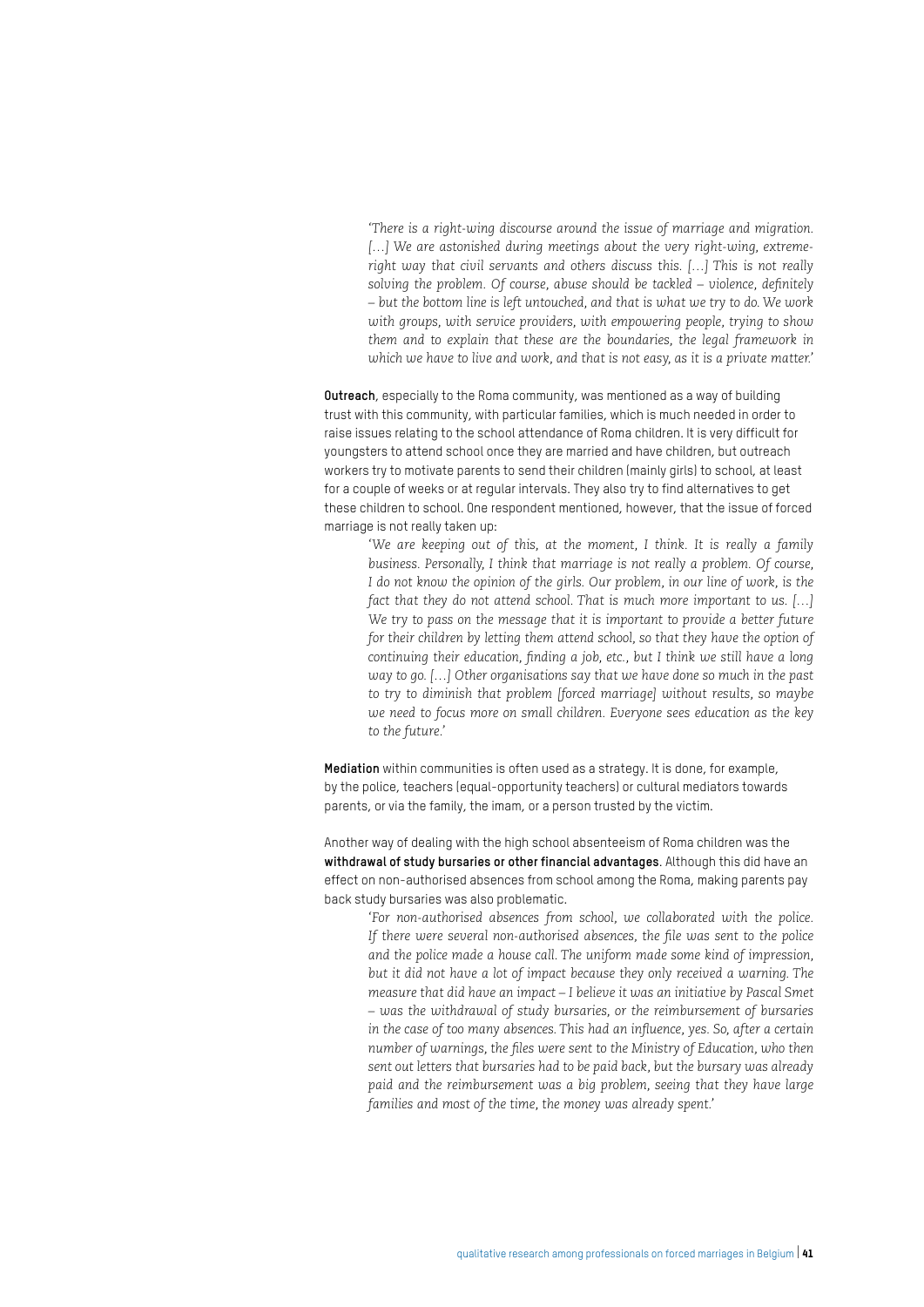> *'There is a right-wing discourse around the issue of marriage and migration. […] We are astonished during meetings about the very right-wing, extreme-right way that civil servants and others discuss this. […] This is not really solving the problem. Of course, abuse should be tackled – violence, definitely – but the bottom line is left untouched, and that is what we try to do. We work with groups, with service providers, with empowering people, trying to show them and to explain that these are the boundaries, the legal framework in which we have to live and work, and that is not easy, as it is a private matter.'*

**Outreach**, especially to the Roma community, was mentioned as a way of building trust with this community, with particular families, which is much needed in order to raise issues relating to the school attendance of Roma children. It is very difficult for youngsters to attend school once they are married and have children, but outreach workers try to motivate parents to send their children (mainly girls) to school, at least for a couple of weeks or at regular intervals. They also try to find alternatives to get these children to school. One respondent mentioned, however, that the issue of forced marriage is not really taken up:

> *'We are keeping out of this, at the moment, I think. It is really a family business. Personally, I think that marriage is not really a problem. Of course, I do not know the opinion of the girls. Our problem, in our line of work, is the fact that they do not attend school. That is much more important to us. […] We try to pass on the message that it is important to provide a better future for their children by letting them attend school, so that they have the option of continuing their education, finding a job, etc., but I think we still have a long way to go. […] Other organisations say that we have done so much in the past to try to diminish that problem [forced marriage] without results, so maybe we need to focus more on small children. Everyone sees education as the key to the future.'*

**Mediation** within communities is often used as a strategy. It is done, for example, by the police, teachers (equal-opportunity teachers) or cultural mediators towards parents, or via the family, the imam, or a person trusted by the victim.

Another way of dealing with the high school absenteeism of Roma children was the **withdrawal of study bursaries or other financial advantages**. Although this did have an effect on non-authorised absences from school among the Roma, making parents pay back study bursaries was also problematic.

> *'For non-authorised absences from school, we collaborated with the police. If there were several non-authorised absences, the file was sent to the police and the police made a house call. The uniform made some kind of impression, but it did not have a lot of impact because they only received a warning. The measure that did have an impact – I believe it was an initiative by Pascal Smet – was the withdrawal of study bursaries, or the reimbursement of bursaries in the case of too many absences. This had an influence, yes. So, after a certain number of warnings, the files were sent to the Ministry of Education, who then sent out letters that bursaries had to be paid back, but the bursary was already paid and the reimbursement was a big problem, seeing that they have large families and most of the time, the money was already spent.'*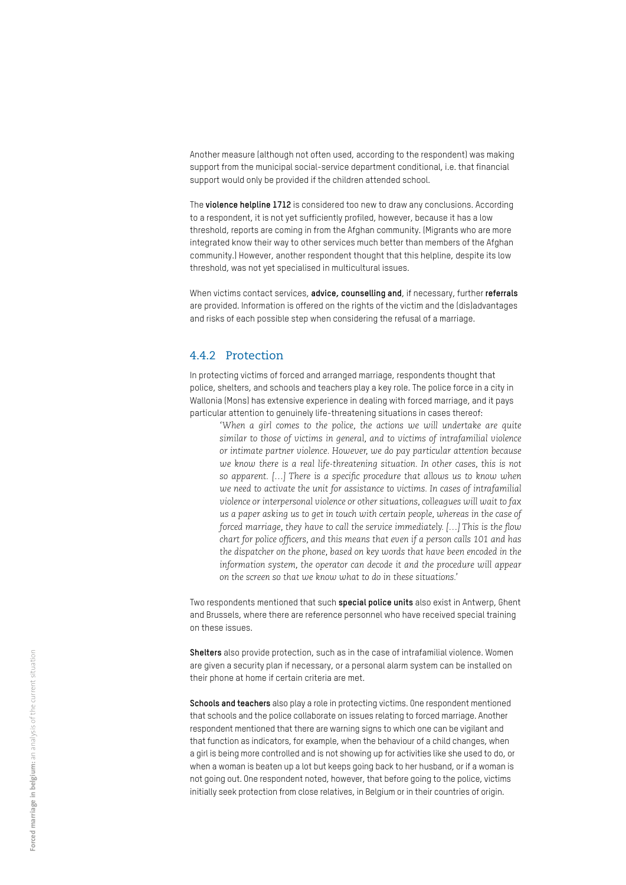Another measure (although not often used, according to the respondent) was making support from the municipal social-service department conditional, i.e. that financial support would only be provided if the children attended school.

The **violence helpline 1712** is considered too new to draw any conclusions. According to a respondent, it is not yet sufficiently profiled, however, because it has a low threshold, reports are coming in from the Afghan community. (Migrants who are more integrated know their way to other services much better than members of the Afghan community.) However, another respondent thought that this helpline, despite its low threshold, was not yet specialised in multicultural issues.

When victims contact services, **advice, counselling and**, if necessary, further **referrals** are provided. Information is offered on the rights of the victim and the (dis)advantages and risks of each possible step when considering the refusal of a marriage.

### 4.4.2 Protection

In protecting victims of forced and arranged marriage, respondents thought that police, shelters, and schools and teachers play a key role. The police force in a city in Wallonia (Mons) has extensive experience in dealing with forced marriage, and it pays particular attention to genuinely life-threatening situations in cases thereof:

> *'When a girl comes to the police, the actions we will undertake are quite similar to those of victims in general, and to victims of intrafamilial violence or intimate partner violence. However, we do pay particular attention because we know there is a real life-threatening situation. In other cases, this is not so apparent. […] There is a specific procedure that allows us to know when we need to activate the unit for assistance to victims. In cases of intrafamilial violence or interpersonal violence or other situations, colleagues will wait to fax us a paper asking us to get in touch with certain people, whereas in the case of forced marriage, they have to call the service immediately. […] This is the flow chart for police officers, and this means that even if a person calls 101 and has the dispatcher on the phone, based on key words that have been encoded in the information system, the operator can decode it and the procedure will appear on the screen so that we know what to do in these situations.'*

Two respondents mentioned that such **special police units** also exist in Antwerp, Ghent and Brussels, where there are reference personnel who have received special training on these issues.

**Shelters** also provide protection, such as in the case of intrafamilial violence. Women are given a security plan if necessary, or a personal alarm system can be installed on their phone at home if certain criteria are met.

**Schools and teachers** also play a role in protecting victims. One respondent mentioned that schools and the police collaborate on issues relating to forced marriage. Another respondent mentioned that there are warning signs to which one can be vigilant and that function as indicators, for example, when the behaviour of a child changes, when a girl is being more controlled and is not showing up for activities like she used to do, or when a woman is beaten up a lot but keeps going back to her husband, or if a woman is not going out. One respondent noted, however, that before going to the police, victims initially seek protection from close relatives, in Belgium or in their countries of origin.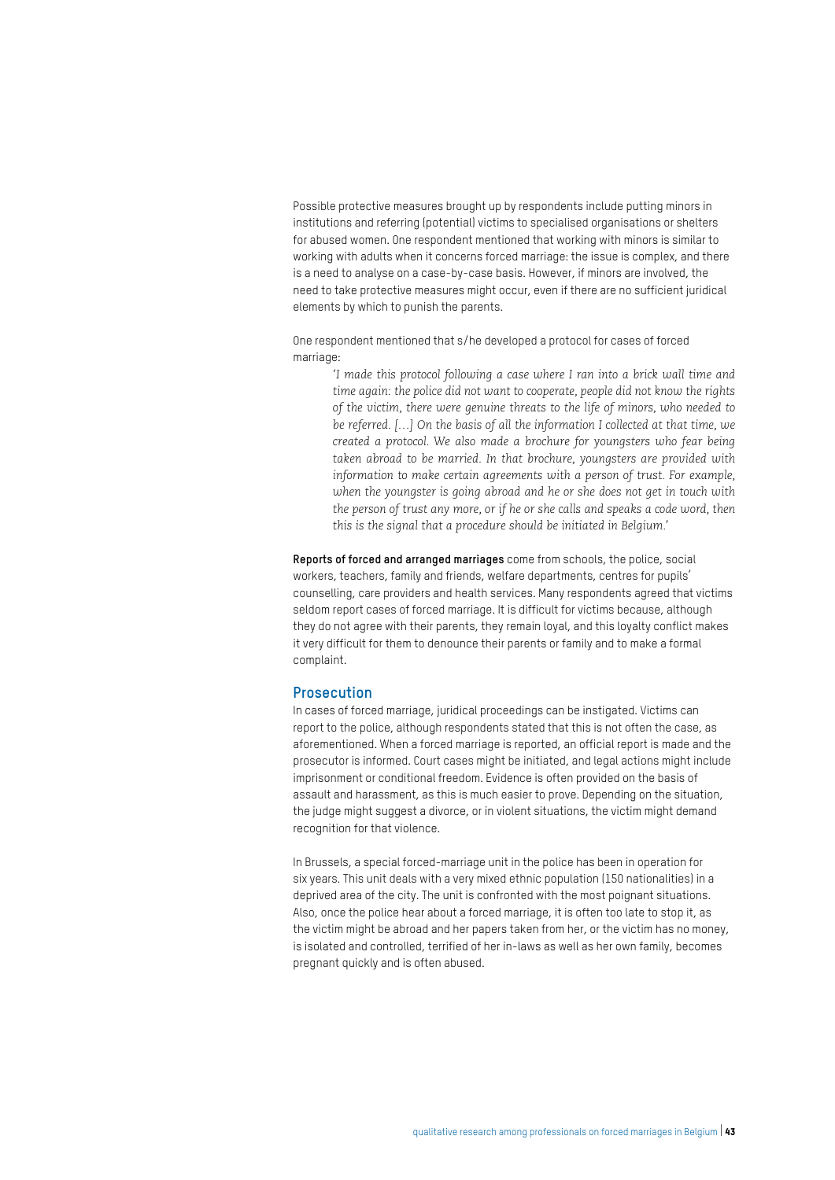Possible protective measures brought up by respondents include putting minors in institutions and referring (potential) victims to specialised organisations or shelters for abused women. One respondent mentioned that working with minors is similar to working with adults when it concerns forced marriage: the issue is complex, and there is a need to analyse on a case-by-case basis. However, if minors are involved, the need to take protective measures might occur, even if there are no sufficient juridical elements by which to punish the parents.

One respondent mentioned that s/he developed a protocol for cases of forced marriage:

> *'I made this protocol following a case where I ran into a brick wall time and time again: the police did not want to cooperate, people did not know the rights of the victim, there were genuine threats to the life of minors, who needed to be referred. [...] On the basis of all the information I collected at that time, we created a protocol. We also made a brochure for youngsters who fear being taken abroad to be married. In that brochure, youngsters are provided with information to make certain agreements with a person of trust. For example, when the youngster is going abroad and he or she does not get in touch with the person of trust any more, or if he or she calls and speaks a code word, then this is the signal that a procedure should be initiated in Belgium.'*

**Reports of forced and arranged marriages** come from schools, the police, social workers, teachers, family and friends, welfare departments, centres for pupils' counselling, care providers and health services. Many respondents agreed that victims seldom report cases of forced marriage. It is difficult for victims because, although they do not agree with their parents, they remain loyal, and this loyalty conflict makes it very difficult for them to denounce their parents or family and to make a formal complaint.

## Prosecution

In cases of forced marriage, juridical proceedings can be instigated. Victims can report to the police, although respondents stated that this is not often the case, as aforementioned. When a forced marriage is reported, an official report is made and the prosecutor is informed. Court cases might be initiated, and legal actions might include imprisonment or conditional freedom. Evidence is often provided on the basis of assault and harassment, as this is much easier to prove. Depending on the situation, the judge might suggest a divorce, or in violent situations, the victim might demand recognition for that violence.

In Brussels, a special forced-marriage unit in the police has been in operation for six years. This unit deals with a very mixed ethnic population (150 nationalities) in a deprived area of the city. The unit is confronted with the most poignant situations. Also, once the police hear about a forced marriage, it is often too late to stop it, as the victim might be abroad and her papers taken from her, or the victim has no money, is isolated and controlled, terrified of her in-laws as well as her own family, becomes pregnant quickly and is often abused.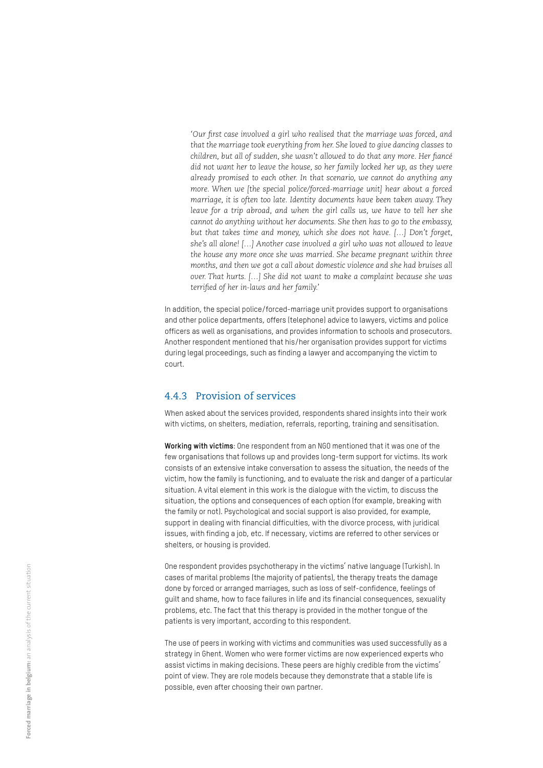*'Our first case involved a girl who realised that the marriage was forced, and that the marriage took everything from her. She loved to give dancing classes to children, but all of sudden, she wasn't allowed to do that any more. Her fiancé did not want her to leave the house, so her family locked her up, as they were already promised to each other. In that scenario, we cannot do anything any more. When we [the special police/forced-marriage unit] hear about a forced marriage, it is often too late. Identity documents have been taken away. They leave for a trip abroad, and when the girl calls us, we have to tell her she cannot do anything without her documents. She then has to go to the embassy, but that takes time and money, which she does not have. […] Don't forget, she's all alone! […] Another case involved a girl who was not allowed to leave the house any more once she was married. She became pregnant within three months, and then we got a call about domestic violence and she had bruises all over. That hurts. […] She did not want to make a complaint because she was terrified of her in-laws and her family.'*

In addition, the special police/forced-marriage unit provides support to organisations and other police departments, offers (telephone) advice to lawyers, victims and police officers as well as organisations, and provides information to schools and prosecutors. Another respondent mentioned that his/her organisation provides support for victims during legal proceedings, such as finding a lawyer and accompanying the victim to court.

### 4.4.3 Provision of services

When asked about the services provided, respondents shared insights into their work with victims, on shelters, mediation, referrals, reporting, training and sensitisation.

**Working with victims**: One respondent from an NGO mentioned that it was one of the few organisations that follows up and provides long-term support for victims. Its work consists of an extensive intake conversation to assess the situation, the needs of the victim, how the family is functioning, and to evaluate the risk and danger of a particular situation. A vital element in this work is the dialogue with the victim, to discuss the situation, the options and consequences of each option (for example, breaking with the family or not). Psychological and social support is also provided, for example, support in dealing with financial difficulties, with the divorce process, with juridical issues, with finding a job, etc. If necessary, victims are referred to other services or shelters, or housing is provided.

One respondent provides psychotherapy in the victims' native language (Turkish). In cases of marital problems (the majority of patients), the therapy treats the damage done by forced or arranged marriages, such as loss of self-confidence, feelings of guilt and shame, how to face failures in life and its financial consequences, sexuality problems, etc. The fact that this therapy is provided in the mother tongue of the patients is very important, according to this respondent.

The use of peers in working with victims and communities was used successfully as a strategy in Ghent. Women who were former victims are now experienced experts who assist victims in making decisions. These peers are highly credible from the victims' point of view. They are role models because they demonstrate that a stable life is possible, even after choosing their own partner.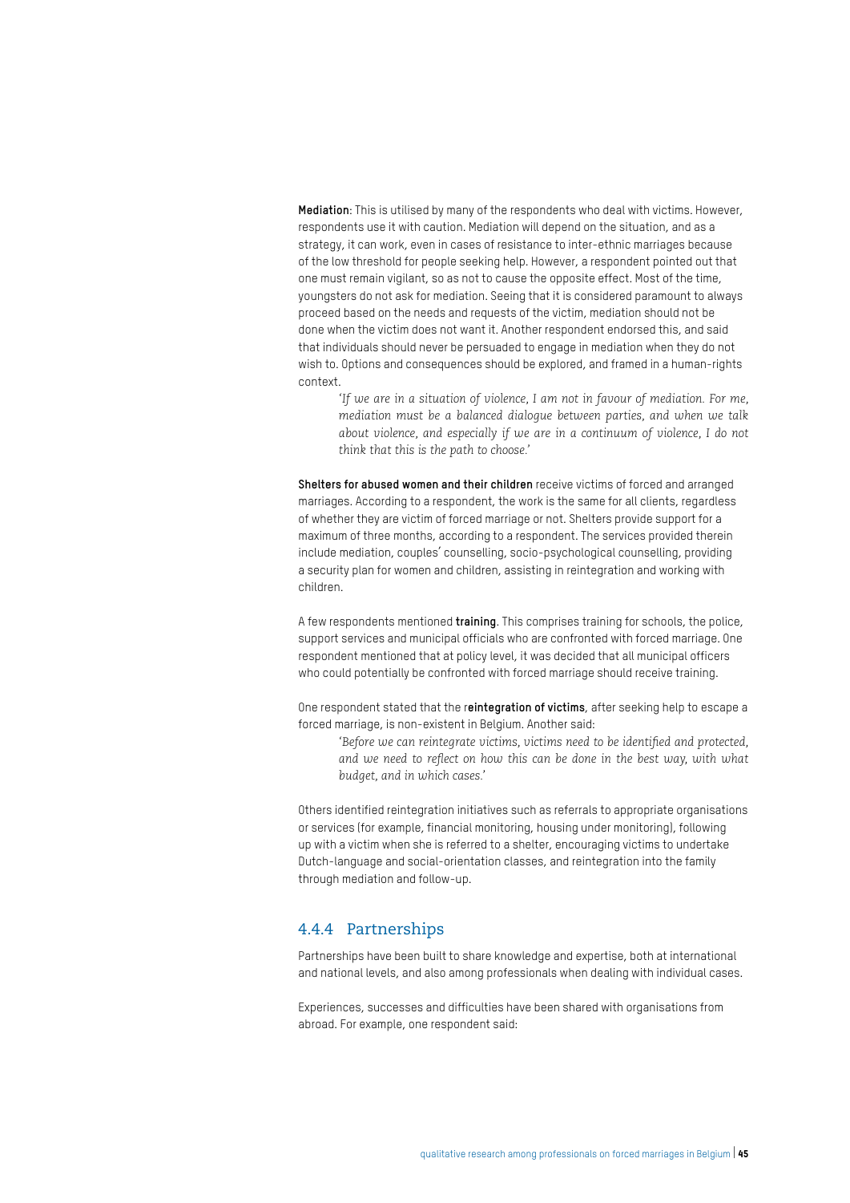**Mediation**: This is utilised by many of the respondents who deal with victims. However, respondents use it with caution. Mediation will depend on the situation, and as a strategy, it can work, even in cases of resistance to inter-ethnic marriages because of the low threshold for people seeking help. However, a respondent pointed out that one must remain vigilant, so as not to cause the opposite effect. Most of the time, youngsters do not ask for mediation. Seeing that it is considered paramount to always proceed based on the needs and requests of the victim, mediation should not be done when the victim does not want it. Another respondent endorsed this, and said that individuals should never be persuaded to engage in mediation when they do not wish to. Options and consequences should be explored, and framed in a human-rights context.

> *'If we are in a situation of violence, I am not in favour of mediation. For me, mediation must be a balanced dialogue between parties, and when we talk about violence, and especially if we are in a continuum of violence, I do not think that this is the path to choose.'*

**Shelters for abused women and their children** receive victims of forced and arranged marriages. According to a respondent, the work is the same for all clients, regardless of whether they are victim of forced marriage or not. Shelters provide support for a maximum of three months, according to a respondent. The services provided therein include mediation, couples' counselling, socio-psychological counselling, providing a security plan for women and children, assisting in reintegration and working with children.

A few respondents mentioned **training**. This comprises training for schools, the police, support services and municipal officials who are confronted with forced marriage. One respondent mentioned that at policy level, it was decided that all municipal officers who could potentially be confronted with forced marriage should receive training.

One respondent stated that the r**eintegration of victims**, after seeking help to escape a forced marriage, is non-existent in Belgium. Another said:

> *'Before we can reintegrate victims, victims need to be identified and protected, and we need to reflect on how this can be done in the best way, with what budget, and in which cases.'*

Others identified reintegration initiatives such as referrals to appropriate organisations or services (for example, financial monitoring, housing under monitoring), following up with a victim when she is referred to a shelter, encouraging victims to undertake Dutch-language and social-orientation classes, and reintegration into the family through mediation and follow-up.

### 4.4.4 Partnerships

Partnerships have been built to share knowledge and expertise, both at international and national levels, and also among professionals when dealing with individual cases.

Experiences, successes and difficulties have been shared with organisations from abroad. For example, one respondent said: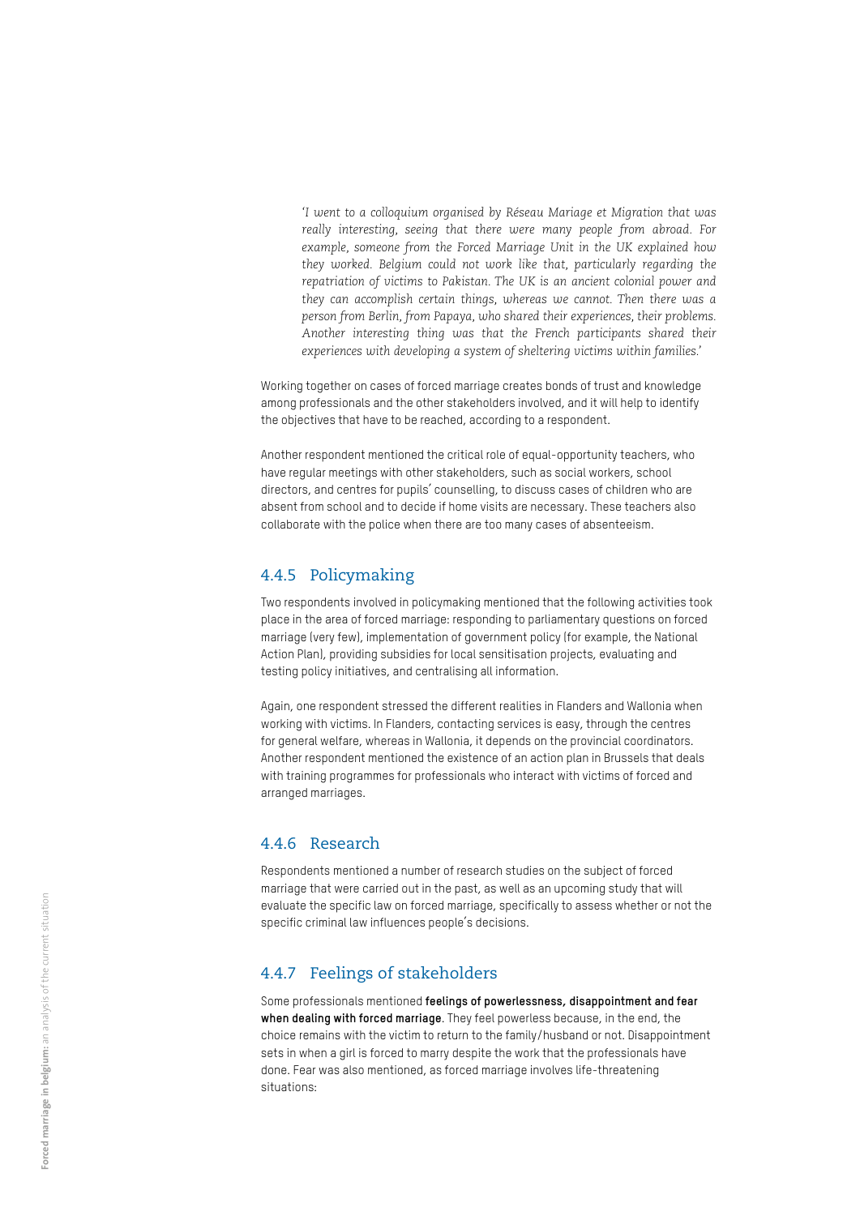> *'I went to a colloquium organised by Réseau Mariage et Migration that was really interesting, seeing that there were many people from abroad. For example, someone from the Forced Marriage Unit in the UK explained how they worked. Belgium could not work like that, particularly regarding the repatriation of victims to Pakistan. The UK is an ancient colonial power and they can accomplish certain things, whereas we cannot. Then there was a person from Berlin, from Papaya, who shared their experiences, their problems. Another interesting thing was that the French participants shared their experiences with developing a system of sheltering victims within families.'*

Working together on cases of forced marriage creates bonds of trust and knowledge among professionals and the other stakeholders involved, and it will help to identify the objectives that have to be reached, according to a respondent.

Another respondent mentioned the critical role of equal-opportunity teachers, who have regular meetings with other stakeholders, such as social workers, school directors, and centres for pupils' counselling, to discuss cases of children who are absent from school and to decide if home visits are necessary. These teachers also collaborate with the police when there are too many cases of absenteeism.

### 4.4.5 Policymaking

Two respondents involved in policymaking mentioned that the following activities took place in the area of forced marriage: responding to parliamentary questions on forced marriage (very few), implementation of government policy (for example, the National Action Plan), providing subsidies for local sensitisation projects, evaluating and testing policy initiatives, and centralising all information.

Again, one respondent stressed the different realities in Flanders and Wallonia when working with victims. In Flanders, contacting services is easy, through the centres for general welfare, whereas in Wallonia, it depends on the provincial coordinators. Another respondent mentioned the existence of an action plan in Brussels that deals with training programmes for professionals who interact with victims of forced and arranged marriages.

### 4.4.6 Research

Respondents mentioned a number of research studies on the subject of forced marriage that were carried out in the past, as well as an upcoming study that will evaluate the specific law on forced marriage, specifically to assess whether or not the specific criminal law influences people's decisions.

### 4.4.7 Feelings of stakeholders

Some professionals mentioned **feelings of powerlessness, disappointment and fear when dealing with forced marriage**. They feel powerless because, in the end, the choice remains with the victim to return to the family/husband or not. Disappointment sets in when a girl is forced to marry despite the work that the professionals have done. Fear was also mentioned, as forced marriage involves life-threatening situations: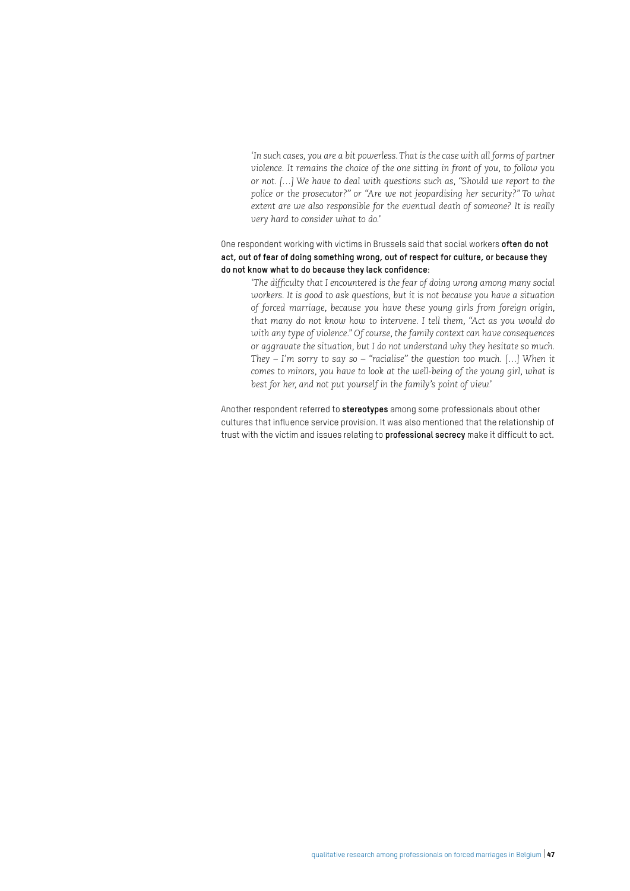> *'In such cases, you are a bit powerless. That is the case with all forms of partner violence. It remains the choice of the one sitting in front of you, to follow you or not. […] We have to deal with questions such as, "Should we report to the police or the prosecutor?" or "Are we not jeopardising her security?" To what extent are we also responsible for the eventual death of someone? It is really very hard to consider what to do.'*

One respondent working with victims in Brussels said that social workers **often do not act, out of fear of doing something wrong, out of respect for culture, or because they do not know what to do because they lack confidence**:

> *'The difficulty that I encountered is the fear of doing wrong among many social workers. It is good to ask questions, but it is not because you have a situation of forced marriage, because you have these young girls from foreign origin, that many do not know how to intervene. I tell them, "Act as you would do with any type of violence." Of course, the family context can have consequences or aggravate the situation, but I do not understand why they hesitate so much. They – I'm sorry to say so – "racialise" the question too much. […] When it comes to minors, you have to look at the well-being of the young girl, what is best for her, and not put yourself in the family's point of view.'*

Another respondent referred to **stereotypes** among some professionals about other cultures that influence service provision. It was also mentioned that the relationship of trust with the victim and issues relating to **professional secrecy** make it difficult to act.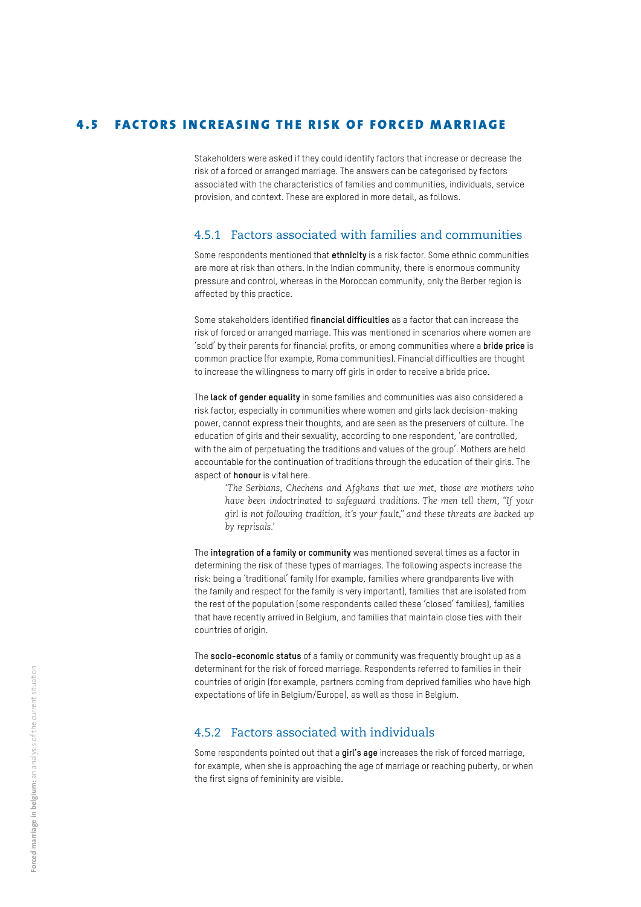## 4.5 FACTORS INCREASING THE RISK OF FORCED MARRIAGE

Stakeholders were asked if they could identify factors that increase or decrease the risk of a forced or arranged marriage. The answers can be categorised by factors associated with the characteristics of families and communities, individuals, service provision, and context. These are explored in more detail, as follows.

### 4.5.1 Factors associated with families and communities

Some respondents mentioned that **ethnicity** is a risk factor. Some ethnic communities are more at risk than others. In the Indian community, there is enormous community pressure and control, whereas in the Moroccan community, only the Berber region is affected by this practice.

Some stakeholders identified **financial difficulties** as a factor that can increase the risk of forced or arranged marriage. This was mentioned in scenarios where women are 'sold' by their parents for financial profits, or among communities where a **bride price** is common practice (for example, Roma communities). Financial difficulties are thought to increase the willingness to marry off girls in order to receive a bride price.

The **lack of gender equality** in some families and communities was also considered a risk factor, especially in communities where women and girls lack decision-making power, cannot express their thoughts, and are seen as the preservers of culture. The education of girls and their sexuality, according to one respondent, 'are controlled, with the aim of perpetuating the traditions and values of the group'. Mothers are held accountable for the continuation of traditions through the education of their girls. The aspect of **honour** is vital here.

> *'The Serbians, Chechens and Afghans that we met, those are mothers who have been indoctrinated to safeguard traditions. The men tell them, "If your girl is not following tradition, it's your fault," and these threats are backed up by reprisals.'*

The **integration of a family or community** was mentioned several times as a factor in determining the risk of these types of marriages. The following aspects increase the risk: being a 'traditional' family (for example, families where grandparents live with the family and respect for the family is very important), families that are isolated from the rest of the population (some respondents called these 'closed' families), families that have recently arrived in Belgium, and families that maintain close ties with their countries of origin.

The **socio-economic status** of a family or community was frequently brought up as a determinant for the risk of forced marriage. Respondents referred to families in their countries of origin (for example, partners coming from deprived families who have high expectations of life in Belgium/Europe), as well as those in Belgium.

### 4.5.2 Factors associated with individuals

Some respondents pointed out that a **girl's age** increases the risk of forced marriage, for example, when she is approaching the age of marriage or reaching puberty, or when the first signs of femininity are visible.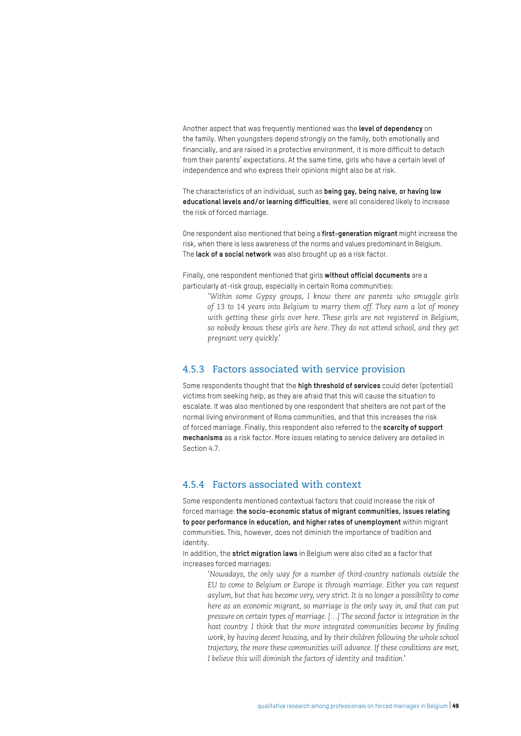Another aspect that was frequently mentioned was the **level of dependency** on the family. When youngsters depend strongly on the family, both emotionally and financially, and are raised in a protective environment, it is more difficult to detach from their parents' expectations. At the same time, girls who have a certain level of independence and who express their opinions might also be at risk.

The characteristics of an individual, such as **being gay, being naive, or having low educational levels and/or learning difficulties**, were all considered likely to increase the risk of forced marriage.

One respondent also mentioned that being a **first-generation migrant** might increase the risk, when there is less awareness of the norms and values predominant in Belgium. The **lack of a social network** was also brought up as a risk factor.

Finally, one respondent mentioned that girls **without official documents** are a particularly at-risk group, especially in certain Roma communities:

> *'Within some Gypsy groups, I know there are parents who smuggle girls of 13 to 14 years into Belgium to marry them off. They earn a lot of money with getting these girls over here. These girls are not registered in Belgium, so nobody knows these girls are here. They do not attend school, and they get pregnant very quickly.'*

### 4.5.3 Factors associated with service provision

Some respondents thought that the **high threshold of services** could deter (potential) victims from seeking help, as they are afraid that this will cause the situation to escalate. It was also mentioned by one respondent that shelters are not part of the normal living environment of Roma communities, and that this increases the risk of forced marriage. Finally, this respondent also referred to the **scarcity of support mechanisms** as a risk factor. More issues relating to service delivery are detailed in Section 4.7.

### 4.5.4 Factors associated with context

Some respondents mentioned contextual factors that could increase the risk of forced marriage: **the socio-economic status of migrant communities, issues relating to poor performance in education, and higher rates of unemployment** within migrant communities. This, however, does not diminish the importance of tradition and identity.

In addition, the **strict migration laws** in Belgium were also cited as a factor that increases forced marriages:

> *'Nowadays, the only way for a number of third-country nationals outside the EU to come to Belgium or Europe is through marriage. Either you can request asylum, but that has become very, very strict. It is no longer a possibility to come here as an economic migrant, so marriage is the only way in, and that can put pressure on certain types of marriage. […] The second factor is integration in the host country. I think that the more integrated communities become by finding work, by having decent housing, and by their children following the whole school trajectory, the more these communities will advance. If these conditions are met, I believe this will diminish the factors of identity and tradition.'*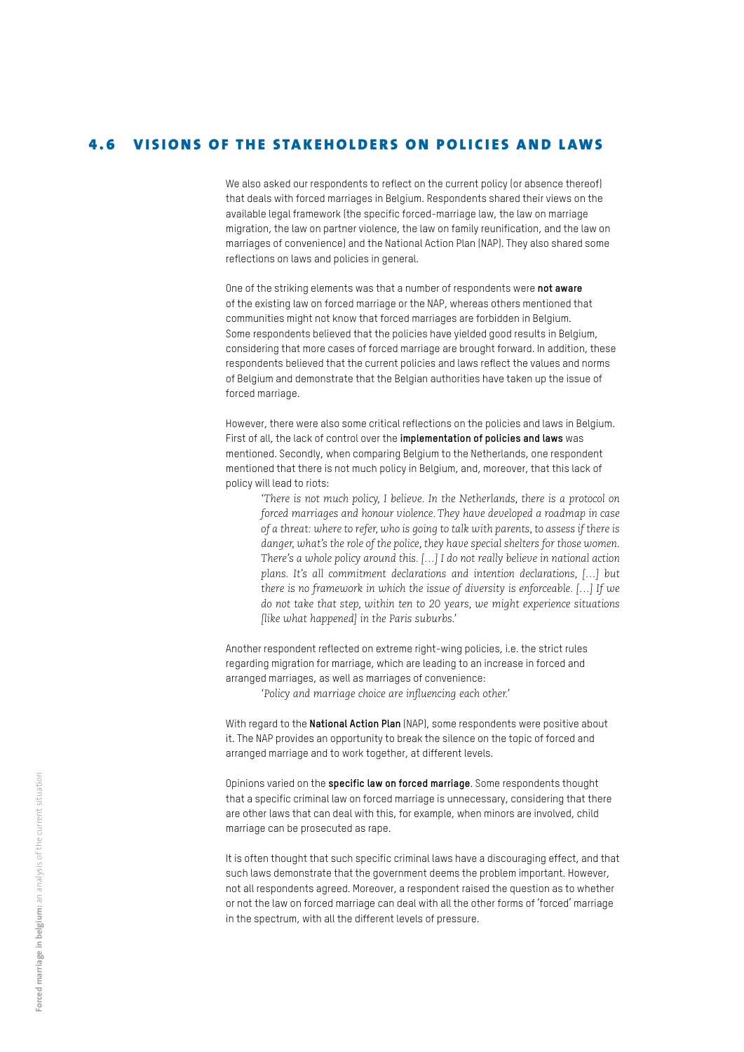## 4.6 VISIONS OF THE STAKEHOLDERS ON POLICIES AND LAWS

We also asked our respondents to reflect on the current policy (or absence thereof) that deals with forced marriages in Belgium. Respondents shared their views on the available legal framework (the specific forced-marriage law, the law on marriage migration, the law on partner violence, the law on family reunification, and the law on marriages of convenience) and the National Action Plan (NAP). They also shared some reflections on laws and policies in general.

One of the striking elements was that a number of respondents were **not aware** of the existing law on forced marriage or the NAP, whereas others mentioned that communities might not know that forced marriages are forbidden in Belgium. Some respondents believed that the policies have yielded good results in Belgium, considering that more cases of forced marriage are brought forward. In addition, these respondents believed that the current policies and laws reflect the values and norms of Belgium and demonstrate that the Belgian authorities have taken up the issue of forced marriage.

However, there were also some critical reflections on the policies and laws in Belgium. First of all, the lack of control over the **implementation of policies and laws** was mentioned. Secondly, when comparing Belgium to the Netherlands, one respondent mentioned that there is not much policy in Belgium, and, moreover, that this lack of policy will lead to riots:

> *'There is not much policy, I believe. In the Netherlands, there is a protocol on forced marriages and honour violence. They have developed a roadmap in case of a threat: where to refer, who is going to talk with parents, to assess if there is danger, what's the role of the police, they have special shelters for those women. There's a whole policy around this. […] I do not really believe in national action plans. It's all commitment declarations and intention declarations, […] but there is no framework in which the issue of diversity is enforceable. […] If we do not take that step, within ten to 20 years, we might experience situations [like what happened] in the Paris suburbs.'*

Another respondent reflected on extreme right-wing policies, i.e. the strict rules regarding migration for marriage, which are leading to an increase in forced and arranged marriages, as well as marriages of convenience:

> *'Policy and marriage choice are influencing each other.'*

With regard to the **National Action Plan** (NAP), some respondents were positive about it. The NAP provides an opportunity to break the silence on the topic of forced and arranged marriage and to work together, at different levels.

Opinions varied on the **specific law on forced marriage**. Some respondents thought that a specific criminal law on forced marriage is unnecessary, considering that there are other laws that can deal with this, for example, when minors are involved, child marriage can be prosecuted as rape.

It is often thought that such specific criminal laws have a discouraging effect, and that such laws demonstrate that the government deems the problem important. However, not all respondents agreed. Moreover, a respondent raised the question as to whether or not the law on forced marriage can deal with all the other forms of 'forced' marriage in the spectrum, with all the different levels of pressure.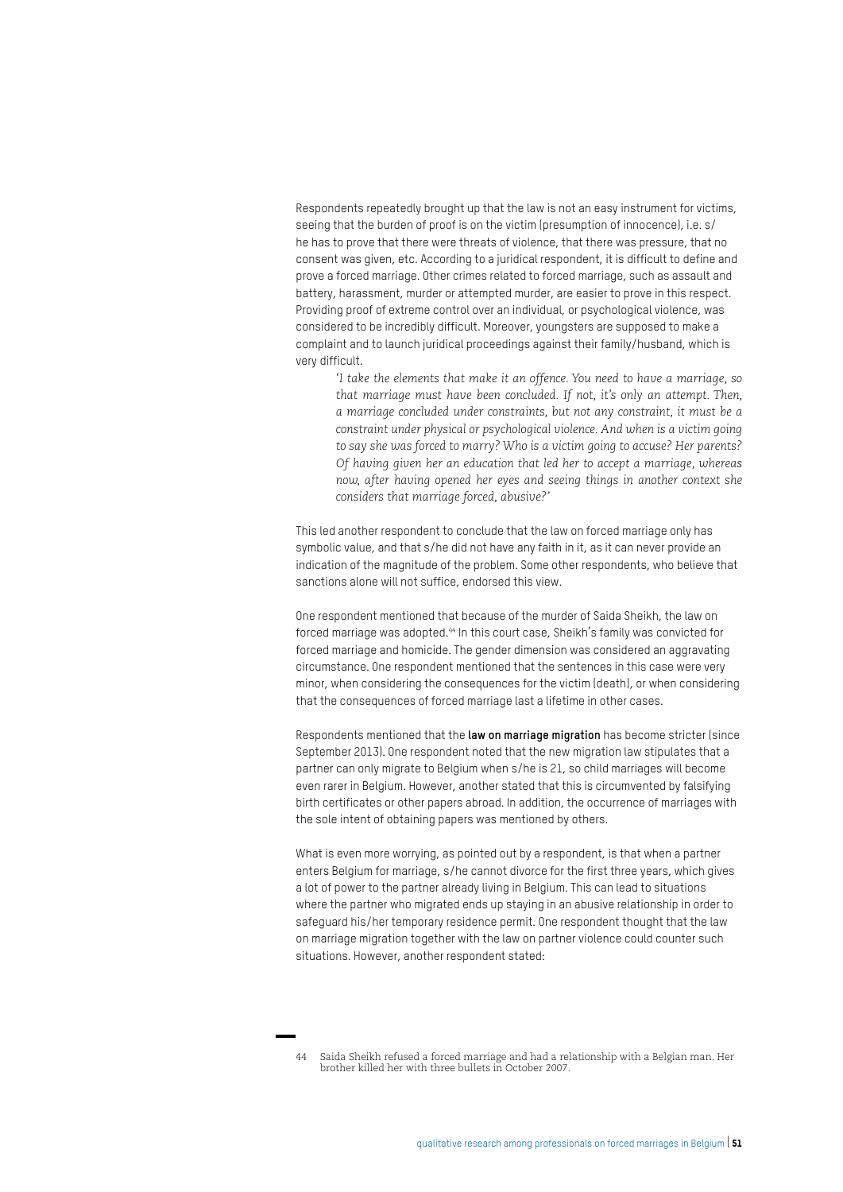Respondents repeatedly brought up that the law is not an easy instrument for victims, seeing that the burden of proof is on the victim (presumption of innocence), i.e. s/he has to prove that there were threats of violence, that there was pressure, that no consent was given, etc. According to a juridical respondent, it is difficult to define and prove a forced marriage. Other crimes related to forced marriage, such as assault and battery, harassment, murder or attempted murder, are easier to prove in this respect. Providing proof of extreme control over an individual, or psychological violence, was considered to be incredibly difficult. Moreover, youngsters are supposed to make a complaint and to launch juridical proceedings against their family/husband, which is very difficult.

> *'I take the elements that make it an offence. You need to have a marriage, so that marriage must have been concluded. If not, it's only an attempt. Then, a marriage concluded under constraints, but not any constraint, it must be a constraint under physical or psychological violence. And when is a victim going to say she was forced to marry? Who is a victim going to accuse? Her parents? Of having given her an education that led her to accept a marriage, whereas now, after having opened her eyes and seeing things in another context she considers that marriage forced, abusive?'*

This led another respondent to conclude that the law on forced marriage only has symbolic value, and that s/he did not have any faith in it, as it can never provide an indication of the magnitude of the problem. Some other respondents, who believe that sanctions alone will not suffice, endorsed this view.

One respondent mentioned that because of the murder of Saida Sheikh, the law on forced marriage was adopted.[44] In this court case, Sheikh's family was convicted for forced marriage and homicide. The gender dimension was considered an aggravating circumstance. One respondent mentioned that the sentences in this case were very minor, when considering the consequences for the victim (death), or when considering that the consequences of forced marriage last a lifetime in other cases.

Respondents mentioned that the **law on marriage migration** has become stricter (since September 2013). One respondent noted that the new migration law stipulates that a partner can only migrate to Belgium when s/he is 21, so child marriages will become even rarer in Belgium. However, another stated that this is circumvented by falsifying birth certificates or other papers abroad. In addition, the occurrence of marriages with the sole intent of obtaining papers was mentioned by others.

What is even more worrying, as pointed out by a respondent, is that when a partner enters Belgium for marriage, s/he cannot divorce for the first three years, which gives a lot of power to the partner already living in Belgium. This can lead to situations where the partner who migrated ends up staying in an abusive relationship in order to safeguard his/her temporary residence permit. One respondent thought that the law on marriage migration together with the law on partner violence could counter such situations. However, another respondent stated:

---

44 Saida Sheikh refused a forced marriage and had a relationship with a Belgian man. Her brother killed her with three bullets in October 2007.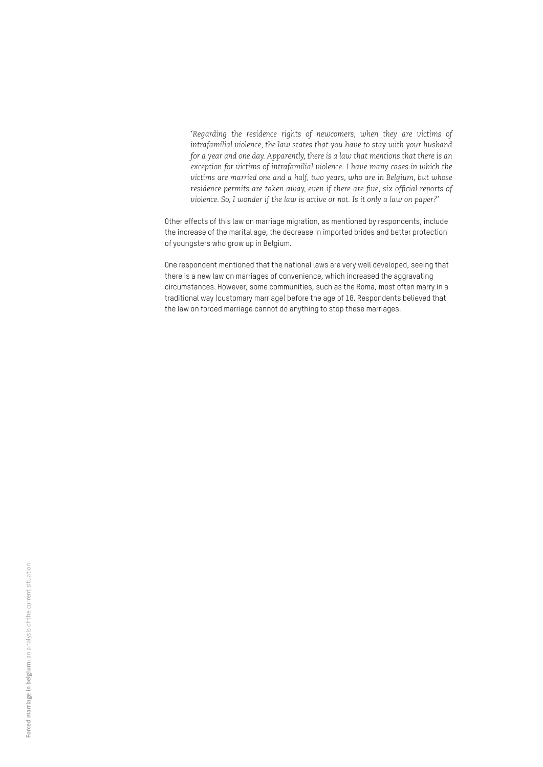*'Regarding the residence rights of newcomers, when they are victims of intrafamilial violence, the law states that you have to stay with your husband for a year and one day. Apparently, there is a law that mentions that there is an exception for victims of intrafamilial violence. I have many cases in which the victims are married one and a half, two years, who are in Belgium, but whose residence permits are taken away, even if there are five, six official reports of violence. So, I wonder if the law is active or not. Is it only a law on paper?'*

Other effects of this law on marriage migration, as mentioned by respondents, include the increase of the marital age, the decrease in imported brides and better protection of youngsters who grow up in Belgium.

One respondent mentioned that the national laws are very well developed, seeing that there is a new law on marriages of convenience, which increased the aggravating circumstances. However, some communities, such as the Roma, most often marry in a traditional way (customary marriage) before the age of 18. Respondents believed that the law on forced marriage cannot do anything to stop these marriages.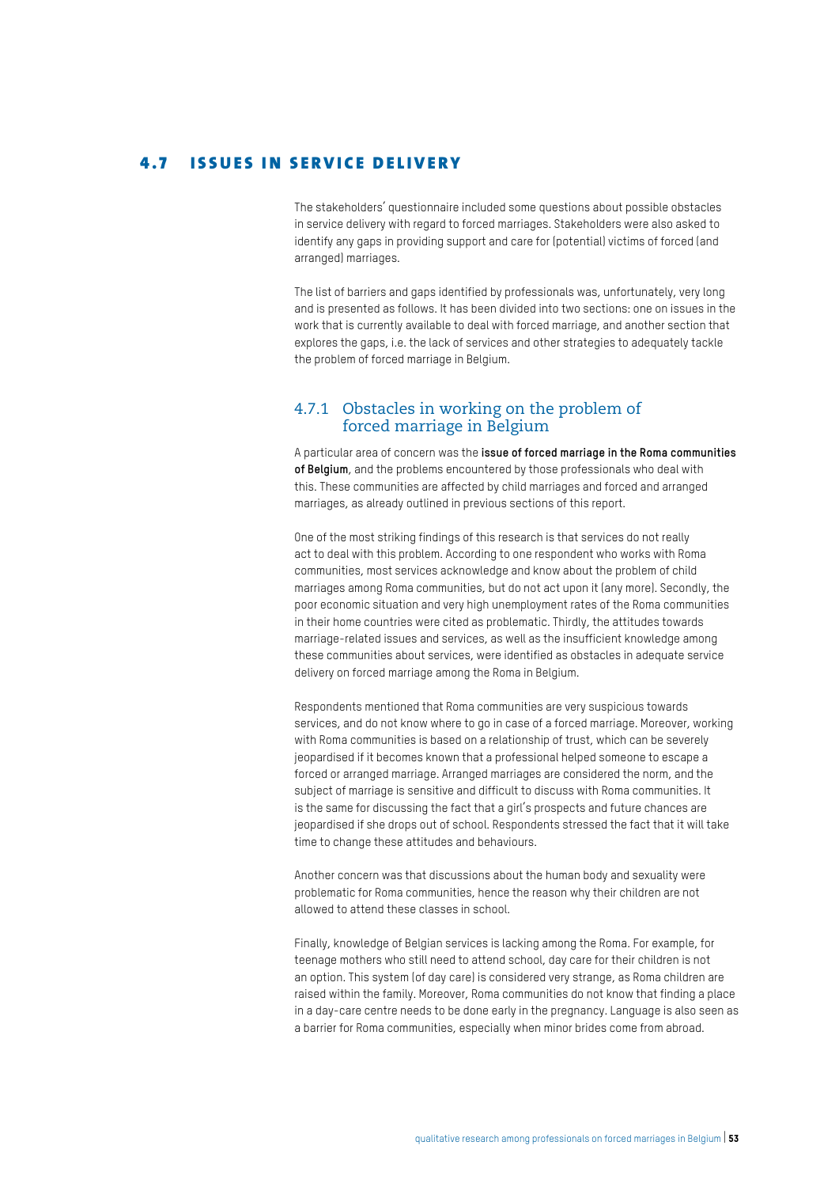## 4.7 ISSUES IN SERVICE DELIVERY

The stakeholders' questionnaire included some questions about possible obstacles in service delivery with regard to forced marriages. Stakeholders were also asked to identify any gaps in providing support and care for (potential) victims of forced (and arranged) marriages.

The list of barriers and gaps identified by professionals was, unfortunately, very long and is presented as follows. It has been divided into two sections: one on issues in the work that is currently available to deal with forced marriage, and another section that explores the gaps, i.e. the lack of services and other strategies to adequately tackle the problem of forced marriage in Belgium.

### 4.7.1 Obstacles in working on the problem of forced marriage in Belgium

A particular area of concern was the **issue of forced marriage in the Roma communities of Belgium**, and the problems encountered by those professionals who deal with this. These communities are affected by child marriages and forced and arranged marriages, as already outlined in previous sections of this report.

One of the most striking findings of this research is that services do not really act to deal with this problem. According to one respondent who works with Roma communities, most services acknowledge and know about the problem of child marriages among Roma communities, but do not act upon it (any more). Secondly, the poor economic situation and very high unemployment rates of the Roma communities in their home countries were cited as problematic. Thirdly, the attitudes towards marriage-related issues and services, as well as the insufficient knowledge among these communities about services, were identified as obstacles in adequate service delivery on forced marriage among the Roma in Belgium.

Respondents mentioned that Roma communities are very suspicious towards services, and do not know where to go in case of a forced marriage. Moreover, working with Roma communities is based on a relationship of trust, which can be severely jeopardised if it becomes known that a professional helped someone to escape a forced or arranged marriage. Arranged marriages are considered the norm, and the subject of marriage is sensitive and difficult to discuss with Roma communities. It is the same for discussing the fact that a girl's prospects and future chances are jeopardised if she drops out of school. Respondents stressed the fact that it will take time to change these attitudes and behaviours.

Another concern was that discussions about the human body and sexuality were problematic for Roma communities, hence the reason why their children are not allowed to attend these classes in school.

Finally, knowledge of Belgian services is lacking among the Roma. For example, for teenage mothers who still need to attend school, day care for their children is not an option. This system (of day care) is considered very strange, as Roma children are raised within the family. Moreover, Roma communities do not know that finding a place in a day-care centre needs to be done early in the pregnancy. Language is also seen as a barrier for Roma communities, especially when minor brides come from abroad.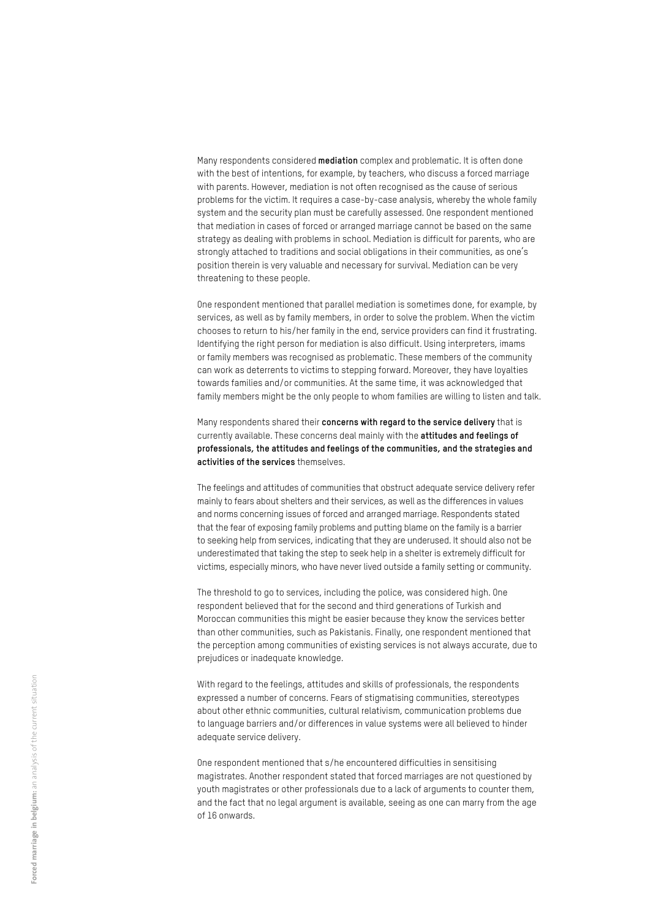Many respondents considered **mediation** complex and problematic. It is often done with the best of intentions, for example, by teachers, who discuss a forced marriage with parents. However, mediation is not often recognised as the cause of serious problems for the victim. It requires a case-by-case analysis, whereby the whole family system and the security plan must be carefully assessed. One respondent mentioned that mediation in cases of forced or arranged marriage cannot be based on the same strategy as dealing with problems in school. Mediation is difficult for parents, who are strongly attached to traditions and social obligations in their communities, as one's position therein is very valuable and necessary for survival. Mediation can be very threatening to these people.

One respondent mentioned that parallel mediation is sometimes done, for example, by services, as well as by family members, in order to solve the problem. When the victim chooses to return to his/her family in the end, service providers can find it frustrating. Identifying the right person for mediation is also difficult. Using interpreters, imams or family members was recognised as problematic. These members of the community can work as deterrents to victims to stepping forward. Moreover, they have loyalties towards families and/or communities. At the same time, it was acknowledged that family members might be the only people to whom families are willing to listen and talk.

Many respondents shared their **concerns with regard to the service delivery** that is currently available. These concerns deal mainly with the **attitudes and feelings of professionals, the attitudes and feelings of the communities, and the strategies and activities of the services** themselves.

The feelings and attitudes of communities that obstruct adequate service delivery refer mainly to fears about shelters and their services, as well as the differences in values and norms concerning issues of forced and arranged marriage. Respondents stated that the fear of exposing family problems and putting blame on the family is a barrier to seeking help from services, indicating that they are underused. It should also not be underestimated that taking the step to seek help in a shelter is extremely difficult for victims, especially minors, who have never lived outside a family setting or community.

The threshold to go to services, including the police, was considered high. One respondent believed that for the second and third generations of Turkish and Moroccan communities this might be easier because they know the services better than other communities, such as Pakistanis. Finally, one respondent mentioned that the perception among communities of existing services is not always accurate, due to prejudices or inadequate knowledge.

With regard to the feelings, attitudes and skills of professionals, the respondents expressed a number of concerns. Fears of stigmatising communities, stereotypes about other ethnic communities, cultural relativism, communication problems due to language barriers and/or differences in value systems were all believed to hinder adequate service delivery.

One respondent mentioned that s/he encountered difficulties in sensitising magistrates. Another respondent stated that forced marriages are not questioned by youth magistrates or other professionals due to a lack of arguments to counter them, and the fact that no legal argument is available, seeing as one can marry from the age of 16 onwards.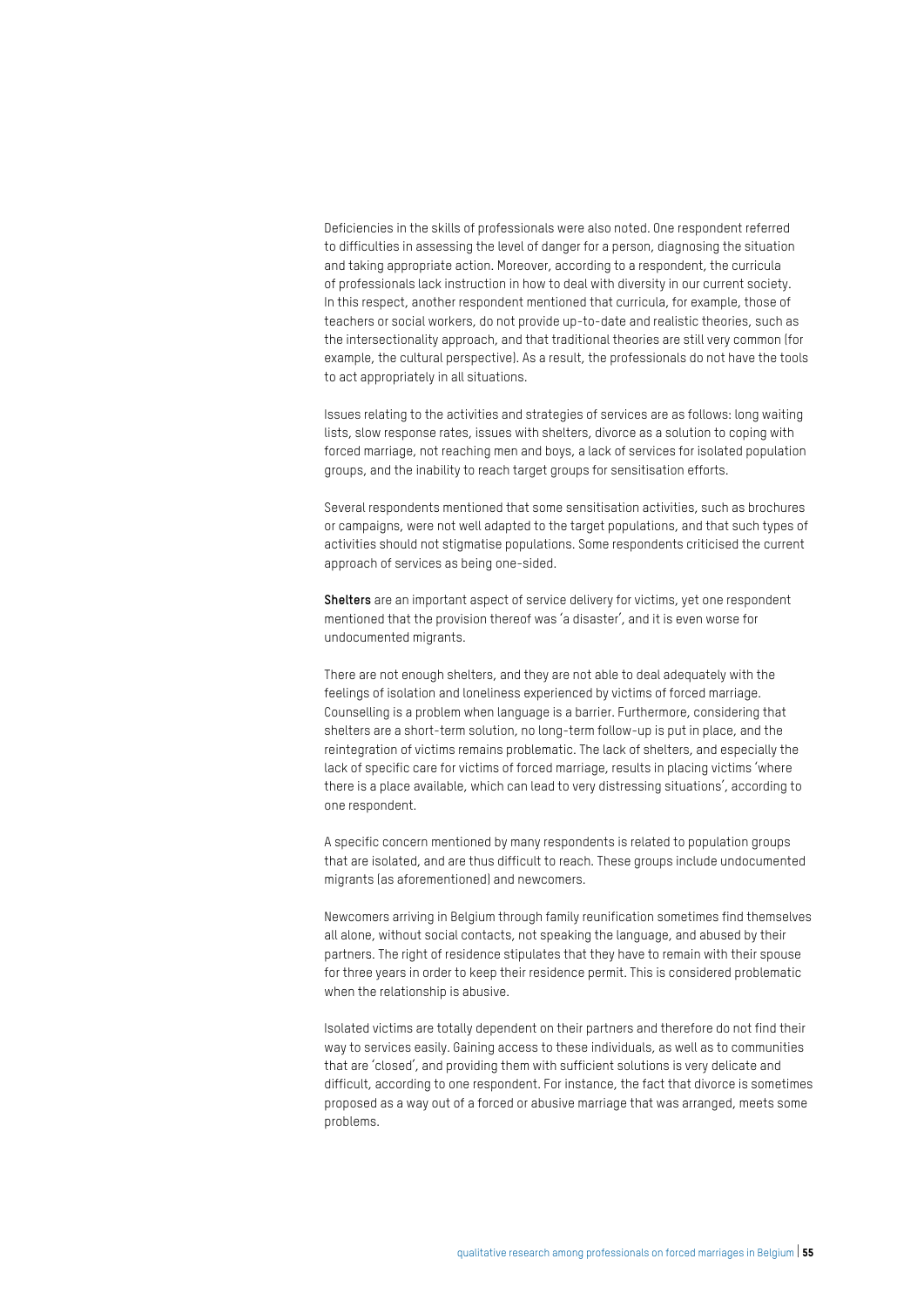Deficiencies in the skills of professionals were also noted. One respondent referred to difficulties in assessing the level of danger for a person, diagnosing the situation and taking appropriate action. Moreover, according to a respondent, the curricula of professionals lack instruction in how to deal with diversity in our current society. In this respect, another respondent mentioned that curricula, for example, those of teachers or social workers, do not provide up-to-date and realistic theories, such as the intersectionality approach, and that traditional theories are still very common (for example, the cultural perspective). As a result, the professionals do not have the tools to act appropriately in all situations.

Issues relating to the activities and strategies of services are as follows: long waiting lists, slow response rates, issues with shelters, divorce as a solution to coping with forced marriage, not reaching men and boys, a lack of services for isolated population groups, and the inability to reach target groups for sensitisation efforts.

Several respondents mentioned that some sensitisation activities, such as brochures or campaigns, were not well adapted to the target populations, and that such types of activities should not stigmatise populations. Some respondents criticised the current approach of services as being one-sided.

**Shelters** are an important aspect of service delivery for victims, yet one respondent mentioned that the provision thereof was 'a disaster', and it is even worse for undocumented migrants.

There are not enough shelters, and they are not able to deal adequately with the feelings of isolation and loneliness experienced by victims of forced marriage. Counselling is a problem when language is a barrier. Furthermore, considering that shelters are a short-term solution, no long-term follow-up is put in place, and the reintegration of victims remains problematic. The lack of shelters, and especially the lack of specific care for victims of forced marriage, results in placing victims 'where there is a place available, which can lead to very distressing situations', according to one respondent.

A specific concern mentioned by many respondents is related to population groups that are isolated, and are thus difficult to reach. These groups include undocumented migrants (as aforementioned) and newcomers.

Newcomers arriving in Belgium through family reunification sometimes find themselves all alone, without social contacts, not speaking the language, and abused by their partners. The right of residence stipulates that they have to remain with their spouse for three years in order to keep their residence permit. This is considered problematic when the relationship is abusive.

Isolated victims are totally dependent on their partners and therefore do not find their way to services easily. Gaining access to these individuals, as well as to communities that are 'closed', and providing them with sufficient solutions is very delicate and difficult, according to one respondent. For instance, the fact that divorce is sometimes proposed as a way out of a forced or abusive marriage that was arranged, meets some problems.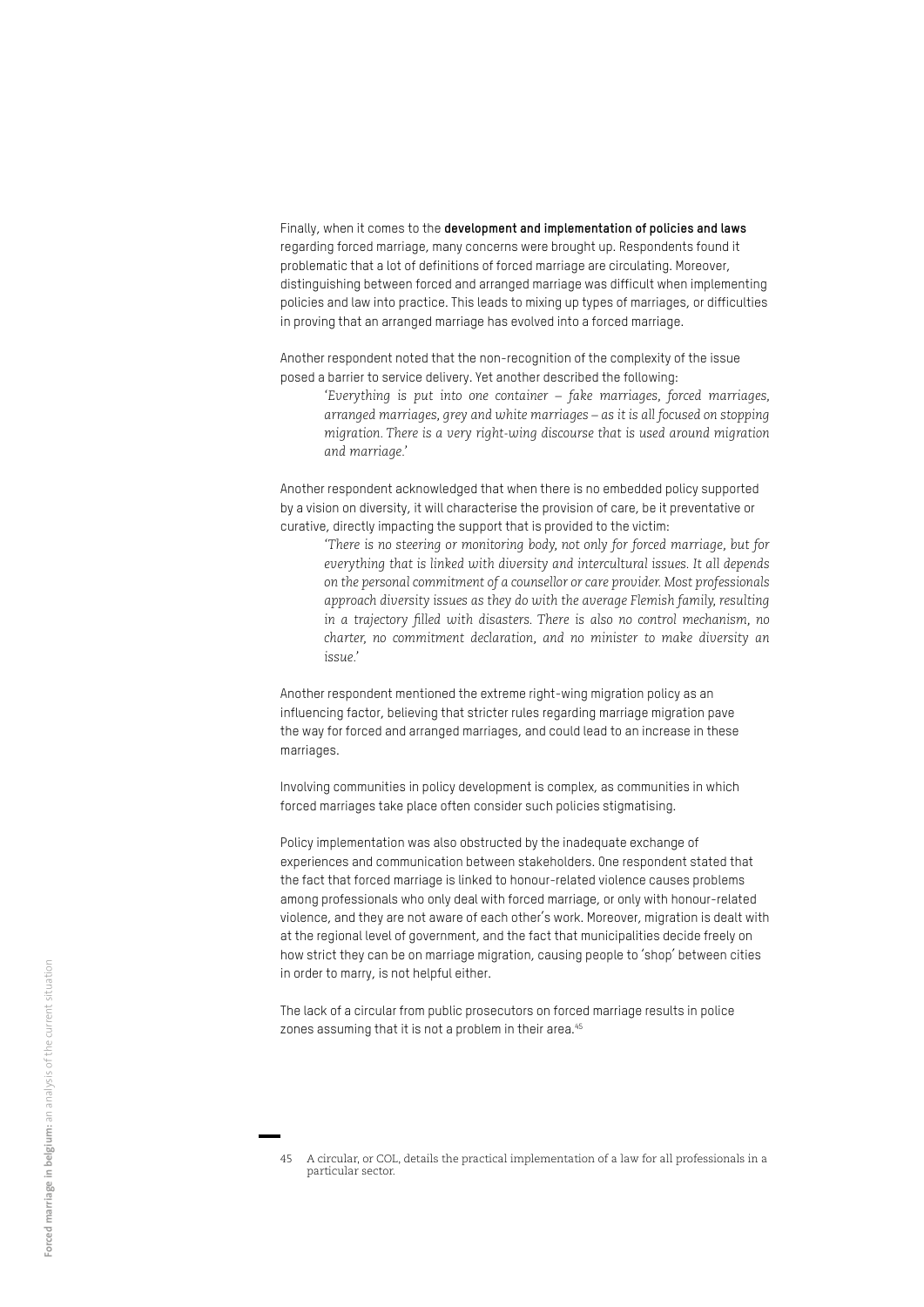Finally, when it comes to the **development and implementation of policies and laws** regarding forced marriage, many concerns were brought up. Respondents found it problematic that a lot of definitions of forced marriage are circulating. Moreover, distinguishing between forced and arranged marriage was difficult when implementing policies and law into practice. This leads to mixing up types of marriages, or difficulties in proving that an arranged marriage has evolved into a forced marriage.

Another respondent noted that the non-recognition of the complexity of the issue posed a barrier to service delivery. Yet another described the following:

> *'Everything is put into one container – fake marriages, forced marriages, arranged marriages, grey and white marriages – as it is all focused on stopping migration. There is a very right-wing discourse that is used around migration and marriage.'*

Another respondent acknowledged that when there is no embedded policy supported by a vision on diversity, it will characterise the provision of care, be it preventative or curative, directly impacting the support that is provided to the victim:

> *'There is no steering or monitoring body, not only for forced marriage, but for everything that is linked with diversity and intercultural issues. It all depends on the personal commitment of a counsellor or care provider. Most professionals approach diversity issues as they do with the average Flemish family, resulting in a trajectory filled with disasters. There is also no control mechanism, no charter, no commitment declaration, and no minister to make diversity an issue.'*

Another respondent mentioned the extreme right-wing migration policy as an influencing factor, believing that stricter rules regarding marriage migration pave the way for forced and arranged marriages, and could lead to an increase in these marriages.

Involving communities in policy development is complex, as communities in which forced marriages take place often consider such policies stigmatising.

Policy implementation was also obstructed by the inadequate exchange of experiences and communication between stakeholders. One respondent stated that the fact that forced marriage is linked to honour-related violence causes problems among professionals who only deal with forced marriage, or only with honour-related violence, and they are not aware of each other's work. Moreover, migration is dealt with at the regional level of government, and the fact that municipalities decide freely on how strict they can be on marriage migration, causing people to 'shop' between cities in order to marry, is not helpful either.

The lack of a circular from public prosecutors on forced marriage results in police zones assuming that it is not a problem in their area.[45]

---

45 A circular, or COL, details the practical implementation of a law for all professionals in a particular sector.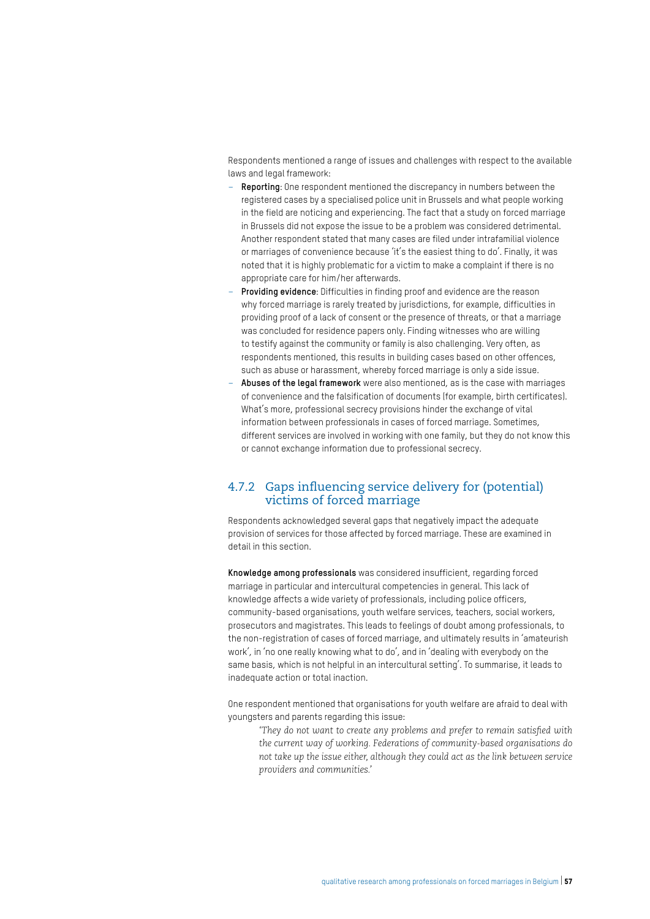Respondents mentioned a range of issues and challenges with respect to the available laws and legal framework:

- **Reporting**: One respondent mentioned the discrepancy in numbers between the registered cases by a specialised police unit in Brussels and what people working in the field are noticing and experiencing. The fact that a study on forced marriage in Brussels did not expose the issue to be a problem was considered detrimental. Another respondent stated that many cases are filed under intrafamilial violence or marriages of convenience because 'it's the easiest thing to do'. Finally, it was noted that it is highly problematic for a victim to make a complaint if there is no appropriate care for him/her afterwards.
- **Providing evidence**: Difficulties in finding proof and evidence are the reason why forced marriage is rarely treated by jurisdictions, for example, difficulties in providing proof of a lack of consent or the presence of threats, or that a marriage was concluded for residence papers only. Finding witnesses who are willing to testify against the community or family is also challenging. Very often, as respondents mentioned, this results in building cases based on other offences, such as abuse or harassment, whereby forced marriage is only a side issue.
- **Abuses of the legal framework** were also mentioned, as is the case with marriages of convenience and the falsification of documents (for example, birth certificates). What's more, professional secrecy provisions hinder the exchange of vital information between professionals in cases of forced marriage. Sometimes, different services are involved in working with one family, but they do not know this or cannot exchange information due to professional secrecy.

### 4.7.2 Gaps influencing service delivery for (potential) victims of forced marriage

Respondents acknowledged several gaps that negatively impact the adequate provision of services for those affected by forced marriage. These are examined in detail in this section.

**Knowledge among professionals** was considered insufficient, regarding forced marriage in particular and intercultural competencies in general. This lack of knowledge affects a wide variety of professionals, including police officers, community-based organisations, youth welfare services, teachers, social workers, prosecutors and magistrates. This leads to feelings of doubt among professionals, to the non-registration of cases of forced marriage, and ultimately results in 'amateurish work', in 'no one really knowing what to do', and in 'dealing with everybody on the same basis, which is not helpful in an intercultural setting'. To summarise, it leads to inadequate action or total inaction.

One respondent mentioned that organisations for youth welfare are afraid to deal with youngsters and parents regarding this issue:

> *'They do not want to create any problems and prefer to remain satisfied with the current way of working. Federations of community-based organisations do not take up the issue either, although they could act as the link between service providers and communities.'*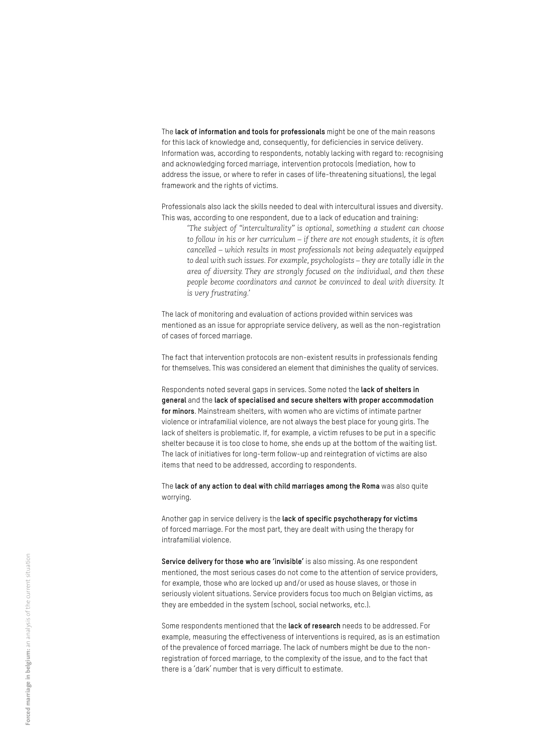The **lack of information and tools for professionals** might be one of the main reasons for this lack of knowledge and, consequently, for deficiencies in service delivery. Information was, according to respondents, notably lacking with regard to: recognising and acknowledging forced marriage, intervention protocols (mediation, how to address the issue, or where to refer in cases of life-threatening situations), the legal framework and the rights of victims.

Professionals also lack the skills needed to deal with intercultural issues and diversity. This was, according to one respondent, due to a lack of education and training:

> *'The subject of "interculturality" is optional, something a student can choose to follow in his or her curriculum – if there are not enough students, it is often cancelled – which results in most professionals not being adequately equipped to deal with such issues. For example, psychologists – they are totally idle in the area of diversity. They are strongly focused on the individual, and then these people become coordinators and cannot be convinced to deal with diversity. It is very frustrating.'*

The lack of monitoring and evaluation of actions provided within services was mentioned as an issue for appropriate service delivery, as well as the non-registration of cases of forced marriage.

The fact that intervention protocols are non-existent results in professionals fending for themselves. This was considered an element that diminishes the quality of services.

Respondents noted several gaps in services. Some noted the **lack of shelters in general** and the **lack of specialised and secure shelters with proper accommodation for minors**. Mainstream shelters, with women who are victims of intimate partner violence or intrafamilial violence, are not always the best place for young girls. The lack of shelters is problematic. If, for example, a victim refuses to be put in a specific shelter because it is too close to home, she ends up at the bottom of the waiting list. The lack of initiatives for long-term follow-up and reintegration of victims are also items that need to be addressed, according to respondents.

The **lack of any action to deal with child marriages among the Roma** was also quite worrying.

Another gap in service delivery is the **lack of specific psychotherapy for victims** of forced marriage. For the most part, they are dealt with using the therapy for intrafamilial violence.

**Service delivery for those who are 'invisible'** is also missing. As one respondent mentioned, the most serious cases do not come to the attention of service providers, for example, those who are locked up and/or used as house slaves, or those in seriously violent situations. Service providers focus too much on Belgian victims, as they are embedded in the system (school, social networks, etc.).

Some respondents mentioned that the **lack of research** needs to be addressed. For example, measuring the effectiveness of interventions is required, as is an estimation of the prevalence of forced marriage. The lack of numbers might be due to the non-registration of forced marriage, to the complexity of the issue, and to the fact that there is a 'dark' number that is very difficult to estimate.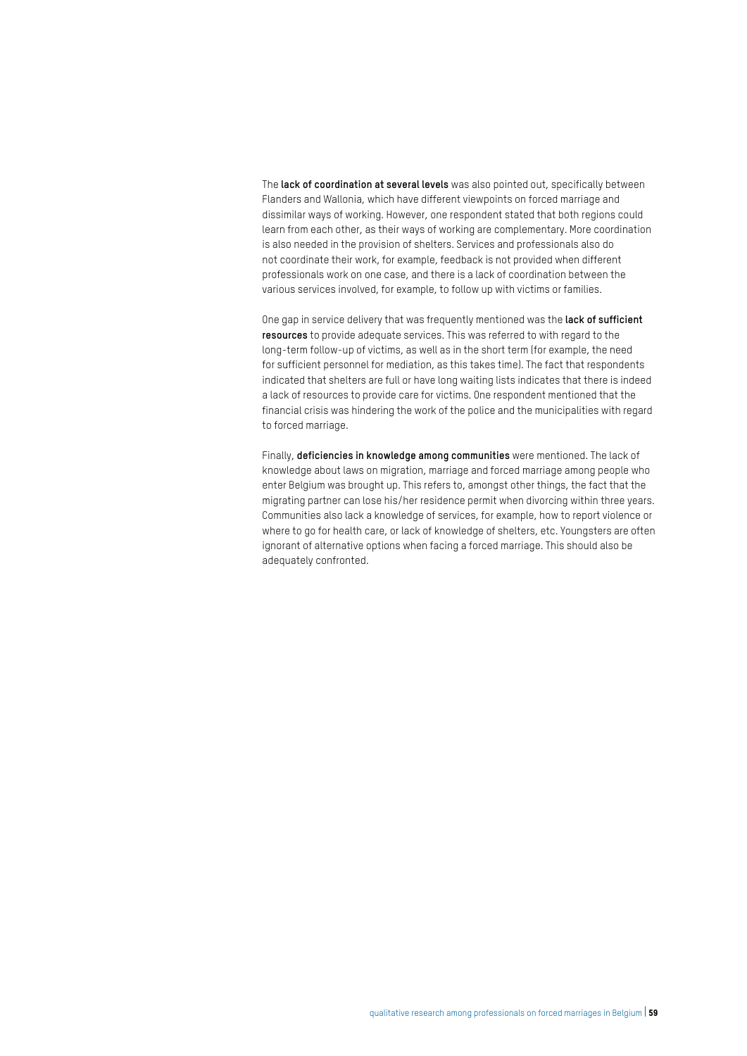The **lack of coordination at several levels** was also pointed out, specifically between Flanders and Wallonia, which have different viewpoints on forced marriage and dissimilar ways of working. However, one respondent stated that both regions could learn from each other, as their ways of working are complementary. More coordination is also needed in the provision of shelters. Services and professionals also do not coordinate their work, for example, feedback is not provided when different professionals work on one case, and there is a lack of coordination between the various services involved, for example, to follow up with victims or families.

One gap in service delivery that was frequently mentioned was the **lack of sufficient resources** to provide adequate services. This was referred to with regard to the long-term follow-up of victims, as well as in the short term (for example, the need for sufficient personnel for mediation, as this takes time). The fact that respondents indicated that shelters are full or have long waiting lists indicates that there is indeed a lack of resources to provide care for victims. One respondent mentioned that the financial crisis was hindering the work of the police and the municipalities with regard to forced marriage.

Finally, **deficiencies in knowledge among communities** were mentioned. The lack of knowledge about laws on migration, marriage and forced marriage among people who enter Belgium was brought up. This refers to, amongst other things, the fact that the migrating partner can lose his/her residence permit when divorcing within three years. Communities also lack a knowledge of services, for example, how to report violence or where to go for health care, or lack of knowledge of shelters, etc. Youngsters are often ignorant of alternative options when facing a forced marriage. This should also be adequately confronted.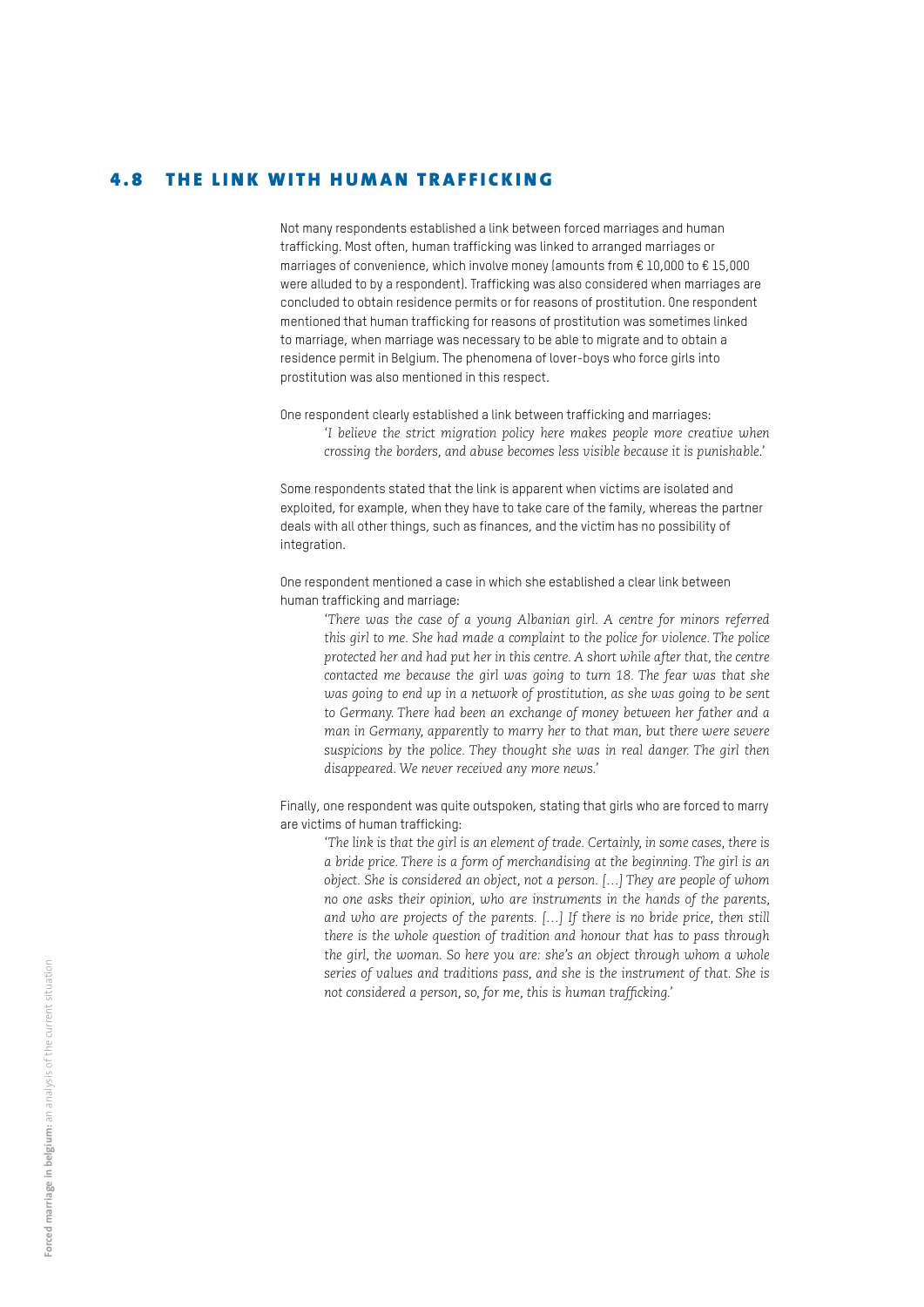## 4.8 THE LINK WITH HUMAN TRAFFICKING

Not many respondents established a link between forced marriages and human trafficking. Most often, human trafficking was linked to arranged marriages or marriages of convenience, which involve money (amounts from € 10,000 to € 15,000 were alluded to by a respondent). Trafficking was also considered when marriages are concluded to obtain residence permits or for reasons of prostitution. One respondent mentioned that human trafficking for reasons of prostitution was sometimes linked to marriage, when marriage was necessary to be able to migrate and to obtain a residence permit in Belgium. The phenomena of lover-boys who force girls into prostitution was also mentioned in this respect.

One respondent clearly established a link between trafficking and marriages:

> *'I believe the strict migration policy here makes people more creative when crossing the borders, and abuse becomes less visible because it is punishable.'*

Some respondents stated that the link is apparent when victims are isolated and exploited, for example, when they have to take care of the family, whereas the partner deals with all other things, such as finances, and the victim has no possibility of integration.

One respondent mentioned a case in which she established a clear link between human trafficking and marriage:

> *'There was the case of a young Albanian girl. A centre for minors referred this girl to me. She had made a complaint to the police for violence. The police protected her and had put her in this centre. A short while after that, the centre contacted me because the girl was going to turn 18. The fear was that she was going to end up in a network of prostitution, as she was going to be sent to Germany. There had been an exchange of money between her father and a man in Germany, apparently to marry her to that man, but there were severe suspicions by the police. They thought she was in real danger. The girl then disappeared. We never received any more news.'*

Finally, one respondent was quite outspoken, stating that girls who are forced to marry are victims of human trafficking:

> *'The link is that the girl is an element of trade. Certainly, in some cases, there is a bride price. There is a form of merchandising at the beginning. The girl is an object. She is considered an object, not a person. […] They are people of whom no one asks their opinion, who are instruments in the hands of the parents, and who are projects of the parents. […] If there is no bride price, then still there is the whole question of tradition and honour that has to pass through the girl, the woman. So here you are: she's an object through whom a whole series of values and traditions pass, and she is the instrument of that. She is not considered a person, so, for me, this is human trafficking.'*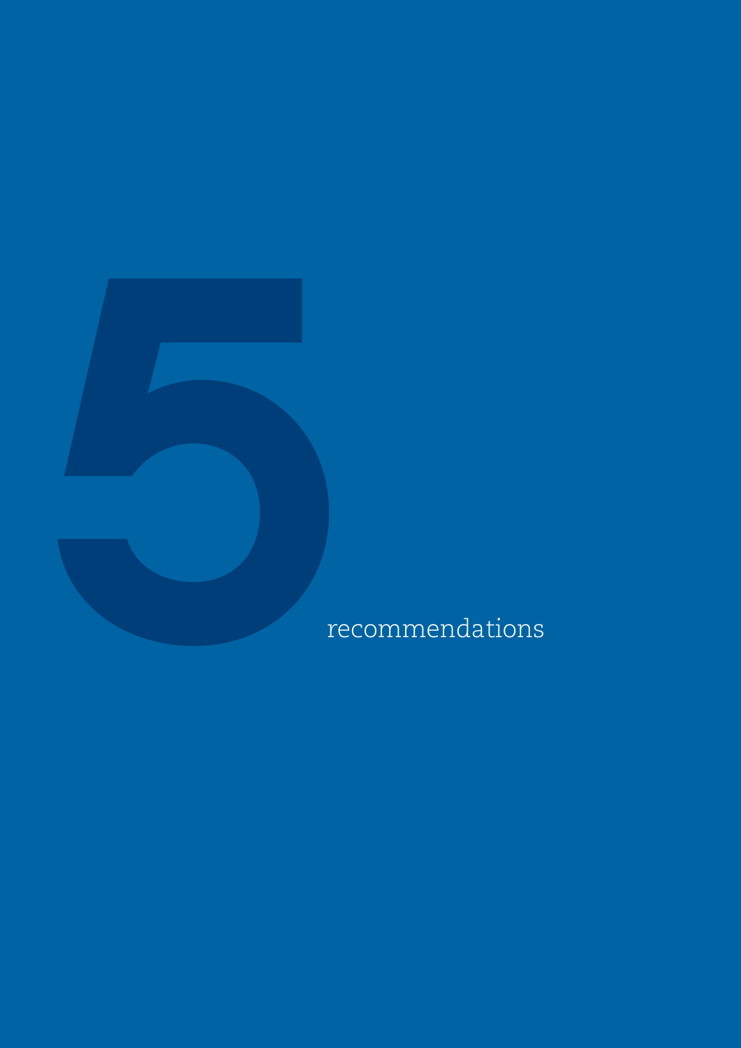# 5 recommendations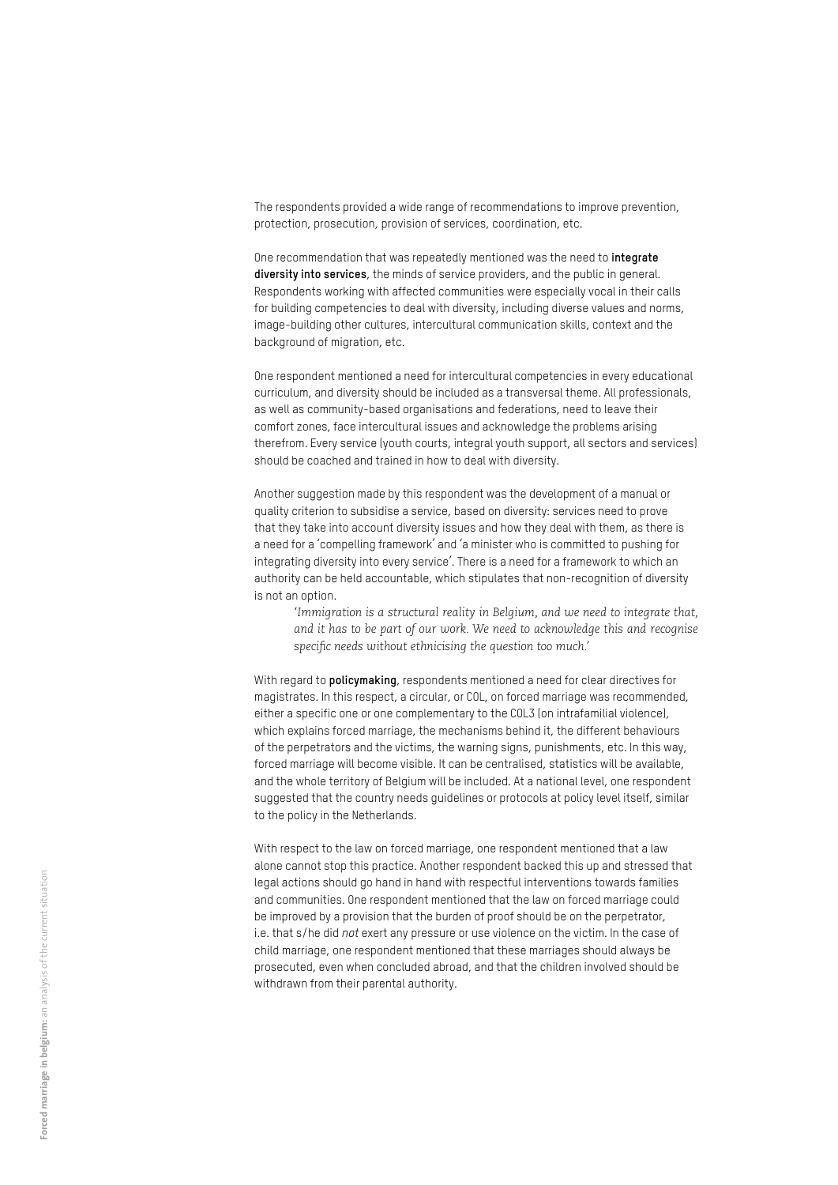The respondents provided a wide range of recommendations to improve prevention, protection, prosecution, provision of services, coordination, etc.

One recommendation that was repeatedly mentioned was the need to **integrate diversity into services**, the minds of service providers, and the public in general. Respondents working with affected communities were especially vocal in their calls for building competencies to deal with diversity, including diverse values and norms, image-building other cultures, intercultural communication skills, context and the background of migration, etc.

One respondent mentioned a need for intercultural competencies in every educational curriculum, and diversity should be included as a transversal theme. All professionals, as well as community-based organisations and federations, need to leave their comfort zones, face intercultural issues and acknowledge the problems arising therefrom. Every service (youth courts, integral youth support, all sectors and services) should be coached and trained in how to deal with diversity.

Another suggestion made by this respondent was the development of a manual or quality criterion to subsidise a service, based on diversity: services need to prove that they take into account diversity issues and how they deal with them, as there is a need for a 'compelling framework' and 'a minister who is committed to pushing for integrating diversity into every service'. There is a need for a framework to which an authority can be held accountable, which stipulates that non-recognition of diversity is not an option.

> *'Immigration is a structural reality in Belgium, and we need to integrate that, and it has to be part of our work. We need to acknowledge this and recognise specific needs without ethnicising the question too much.'*

With regard to **policymaking**, respondents mentioned a need for clear directives for magistrates. In this respect, a circular, or COL, on forced marriage was recommended, either a specific one or one complementary to the COL3 (on intrafamilial violence), which explains forced marriage, the mechanisms behind it, the different behaviours of the perpetrators and the victims, the warning signs, punishments, etc. In this way, forced marriage will become visible. It can be centralised, statistics will be available, and the whole territory of Belgium will be included. At a national level, one respondent suggested that the country needs guidelines or protocols at policy level itself, similar to the policy in the Netherlands.

With respect to the law on forced marriage, one respondent mentioned that a law alone cannot stop this practice. Another respondent backed this up and stressed that legal actions should go hand in hand with respectful interventions towards families and communities. One respondent mentioned that the law on forced marriage could be improved by a provision that the burden of proof should be on the perpetrator, i.e. that s/he did *not* exert any pressure or use violence on the victim. In the case of child marriage, one respondent mentioned that these marriages should always be prosecuted, even when concluded abroad, and that the children involved should be withdrawn from their parental authority.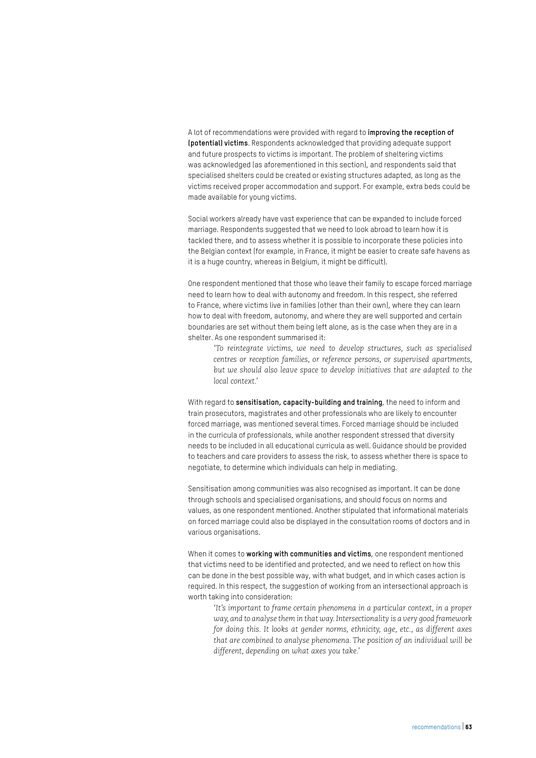A lot of recommendations were provided with regard to **improving the reception of (potential) victims**. Respondents acknowledged that providing adequate support and future prospects to victims is important. The problem of sheltering victims was acknowledged (as aforementioned in this section), and respondents said that specialised shelters could be created or existing structures adapted, as long as the victims received proper accommodation and support. For example, extra beds could be made available for young victims.

Social workers already have vast experience that can be expanded to include forced marriage. Respondents suggested that we need to look abroad to learn how it is tackled there, and to assess whether it is possible to incorporate these policies into the Belgian context (for example, in France, it might be easier to create safe havens as it is a huge country, whereas in Belgium, it might be difficult).

One respondent mentioned that those who leave their family to escape forced marriage need to learn how to deal with autonomy and freedom. In this respect, she referred to France, where victims live in families (other than their own), where they can learn how to deal with freedom, autonomy, and where they are well supported and certain boundaries are set without them being left alone, as is the case when they are in a shelter. As one respondent summarised it:

> *'To reintegrate victims, we need to develop structures, such as specialised centres or reception families, or reference persons, or supervised apartments, but we should also leave space to develop initiatives that are adapted to the local context.'*

With regard to **sensitisation, capacity-building and training**, the need to inform and train prosecutors, magistrates and other professionals who are likely to encounter forced marriage, was mentioned several times. Forced marriage should be included in the curricula of professionals, while another respondent stressed that diversity needs to be included in all educational curricula as well. Guidance should be provided to teachers and care providers to assess the risk, to assess whether there is space to negotiate, to determine which individuals can help in mediating.

Sensitisation among communities was also recognised as important. It can be done through schools and specialised organisations, and should focus on norms and values, as one respondent mentioned. Another stipulated that informational materials on forced marriage could also be displayed in the consultation rooms of doctors and in various organisations.

When it comes to **working with communities and victims**, one respondent mentioned that victims need to be identified and protected, and we need to reflect on how this can be done in the best possible way, with what budget, and in which cases action is required. In this respect, the suggestion of working from an intersectional approach is worth taking into consideration:

> *'It's important to frame certain phenomena in a particular context, in a proper way, and to analyse them in that way. Intersectionality is a very good framework for doing this. It looks at gender norms, ethnicity, age, etc., as different axes that are combined to analyse phenomena. The position of an individual will be different, depending on what axes you take.'*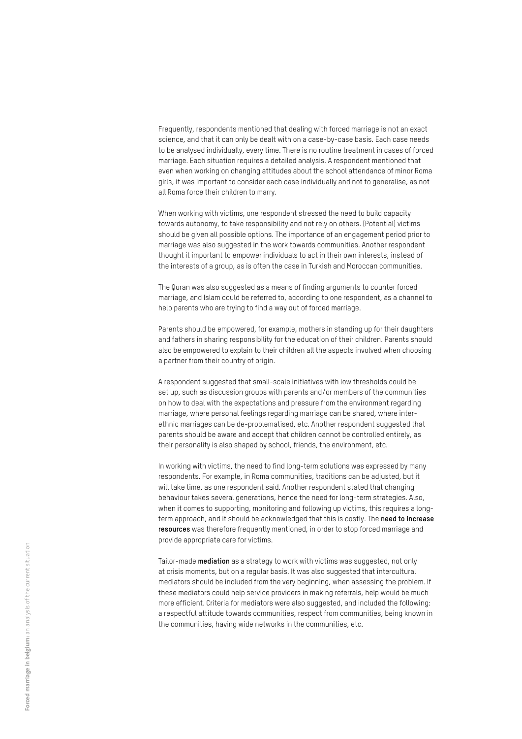Frequently, respondents mentioned that dealing with forced marriage is not an exact science, and that it can only be dealt with on a case-by-case basis. Each case needs to be analysed individually, every time. There is no routine treatment in cases of forced marriage. Each situation requires a detailed analysis. A respondent mentioned that even when working on changing attitudes about the school attendance of minor Roma girls, it was important to consider each case individually and not to generalise, as not all Roma force their children to marry.

When working with victims, one respondent stressed the need to build capacity towards autonomy, to take responsibility and not rely on others. (Potential) victims should be given all possible options. The importance of an engagement period prior to marriage was also suggested in the work towards communities. Another respondent thought it important to empower individuals to act in their own interests, instead of the interests of a group, as is often the case in Turkish and Moroccan communities.

The Quran was also suggested as a means of finding arguments to counter forced marriage, and Islam could be referred to, according to one respondent, as a channel to help parents who are trying to find a way out of forced marriage.

Parents should be empowered, for example, mothers in standing up for their daughters and fathers in sharing responsibility for the education of their children. Parents should also be empowered to explain to their children all the aspects involved when choosing a partner from their country of origin.

A respondent suggested that small-scale initiatives with low thresholds could be set up, such as discussion groups with parents and/or members of the communities on how to deal with the expectations and pressure from the environment regarding marriage, where personal feelings regarding marriage can be shared, where inter-ethnic marriages can be de-problematised, etc. Another respondent suggested that parents should be aware and accept that children cannot be controlled entirely, as their personality is also shaped by school, friends, the environment, etc.

In working with victims, the need to find long-term solutions was expressed by many respondents. For example, in Roma communities, traditions can be adjusted, but it will take time, as one respondent said. Another respondent stated that changing behaviour takes several generations, hence the need for long-term strategies. Also, when it comes to supporting, monitoring and following up victims, this requires a long-term approach, and it should be acknowledged that this is costly. The **need to increase resources** was therefore frequently mentioned, in order to stop forced marriage and provide appropriate care for victims.

Tailor-made **mediation** as a strategy to work with victims was suggested, not only at crisis moments, but on a regular basis. It was also suggested that intercultural mediators should be included from the very beginning, when assessing the problem. If these mediators could help service providers in making referrals, help would be much more efficient. Criteria for mediators were also suggested, and included the following: a respectful attitude towards communities, respect from communities, being known in the communities, having wide networks in the communities, etc.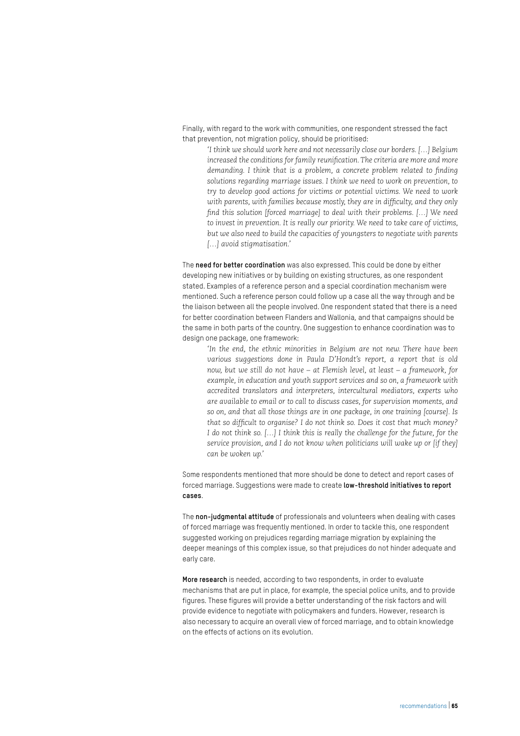Finally, with regard to the work with communities, one respondent stressed the fact that prevention, not migration policy, should be prioritised:

> *'I think we should work here and not necessarily close our borders. […] Belgium increased the conditions for family reunification. The criteria are more and more demanding. I think that is a problem, a concrete problem related to finding solutions regarding marriage issues. I think we need to work on prevention, to try to develop good actions for victims or potential victims. We need to work with parents, with families because mostly, they are in difficulty, and they only find this solution [forced marriage] to deal with their problems. […] We need to invest in prevention. It is really our priority. We need to take care of victims, but we also need to build the capacities of youngsters to negotiate with parents […] avoid stigmatisation.'*

The **need for better coordination** was also expressed. This could be done by either developing new initiatives or by building on existing structures, as one respondent stated. Examples of a reference person and a special coordination mechanism were mentioned. Such a reference person could follow up a case all the way through and be the liaison between all the people involved. One respondent stated that there is a need for better coordination between Flanders and Wallonia, and that campaigns should be the same in both parts of the country. One suggestion to enhance coordination was to design one package, one framework:

> *'In the end, the ethnic minorities in Belgium are not new. There have been various suggestions done in Paula D'Hondt's report, a report that is old now, but we still do not have – at Flemish level, at least – a framework, for example, in education and youth support services and so on, a framework with accredited translators and interpreters, intercultural mediators, experts who are available to email or to call to discuss cases, for supervision moments, and so on, and that all those things are in one package, in one training [course]. Is that so difficult to organise? I do not think so. Does it cost that much money? I do not think so. […] I think this is really the challenge for the future, for the service provision, and I do not know when politicians will wake up or [if they] can be woken up.'*

Some respondents mentioned that more should be done to detect and report cases of forced marriage. Suggestions were made to create **low-threshold initiatives to report cases**.

The **non-judgmental attitude** of professionals and volunteers when dealing with cases of forced marriage was frequently mentioned. In order to tackle this, one respondent suggested working on prejudices regarding marriage migration by explaining the deeper meanings of this complex issue, so that prejudices do not hinder adequate and early care.

**More research** is needed, according to two respondents, in order to evaluate mechanisms that are put in place, for example, the special police units, and to provide figures. These figures will provide a better understanding of the risk factors and will provide evidence to negotiate with policymakers and funders. However, research is also necessary to acquire an overall view of forced marriage, and to obtain knowledge on the effects of actions on its evolution.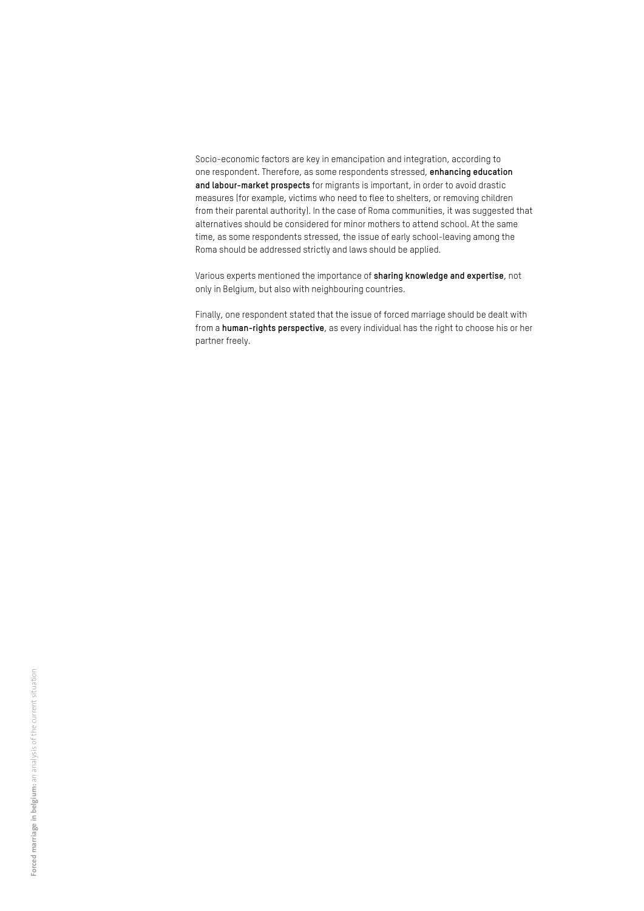Socio-economic factors are key in emancipation and integration, according to one respondent. Therefore, as some respondents stressed, **enhancing education and labour-market prospects** for migrants is important, in order to avoid drastic measures (for example, victims who need to flee to shelters, or removing children from their parental authority). In the case of Roma communities, it was suggested that alternatives should be considered for minor mothers to attend school. At the same time, as some respondents stressed, the issue of early school-leaving among the Roma should be addressed strictly and laws should be applied.

Various experts mentioned the importance of **sharing knowledge and expertise**, not only in Belgium, but also with neighbouring countries.

Finally, one respondent stated that the issue of forced marriage should be dealt with from a **human-rights perspective**, as every individual has the right to choose his or her partner freely.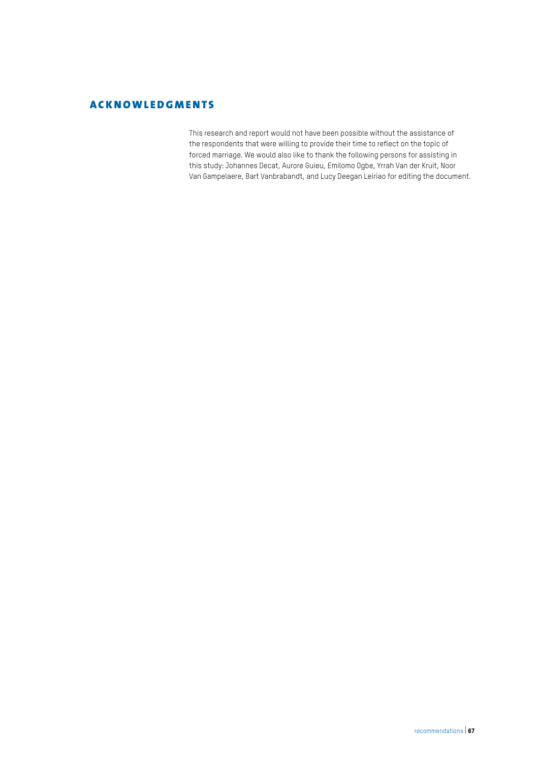## ACKNOWLEDGMENTS

This research and report would not have been possible without the assistance of the respondents that were willing to provide their time to reflect on the topic of forced marriage. We would also like to thank the following persons for assisting in this study: Johannes Decat, Aurore Guieu, Emilomo Ogbe, Yrrah Van der Kruit, Noor Van Gampelaere, Bart Vanbrabandt, and Lucy Deegan Leiriao for editing the document.